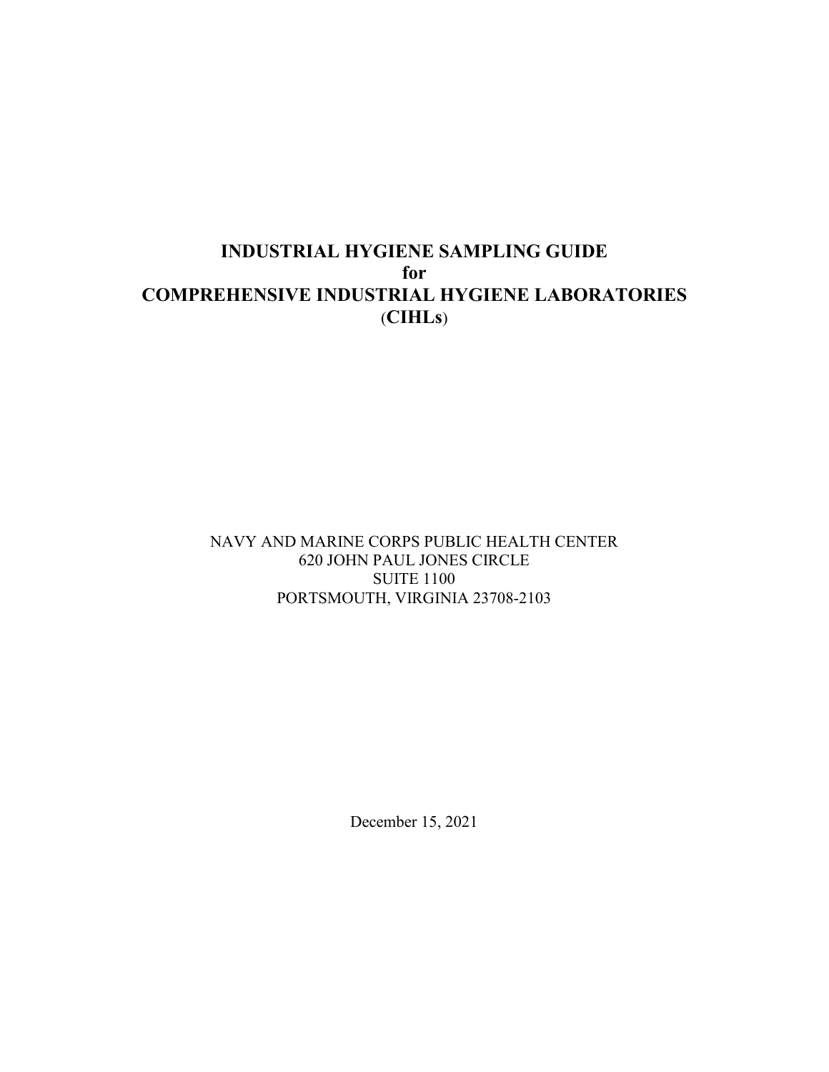# INDUSTRIAL HYGIENE SAMPLING GUIDE
# for
# COMPREHENSIVE INDUSTRIAL HYGIENE LABORATORIES
# (CIHLs)

NAVY AND MARINE CORPS PUBLIC HEALTH CENTER
620 JOHN PAUL JONES CIRCLE
SUITE 1100
PORTSMOUTH, VIRGINIA 23708-2103

December 15, 2021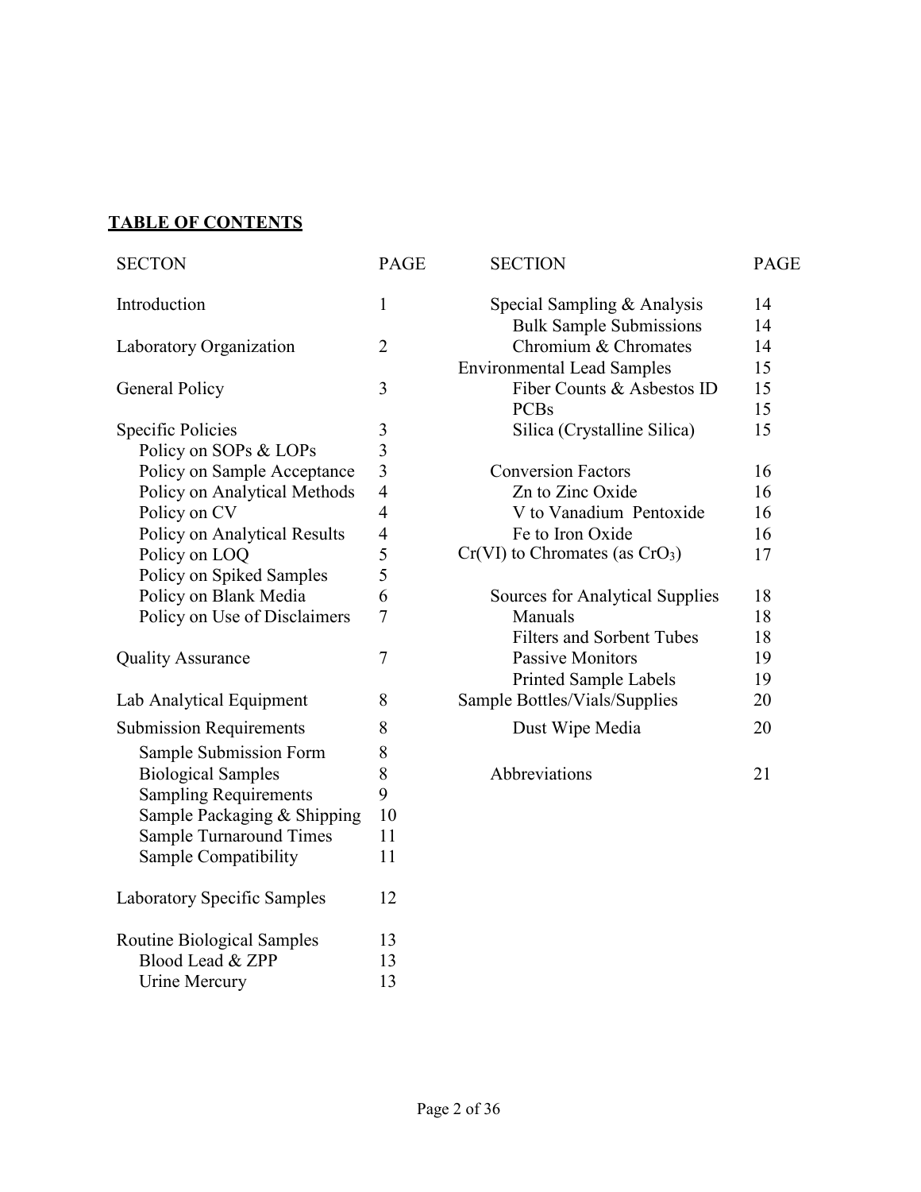**TABLE OF CONTENTS**

| SECTON | PAGE |
|---|---|
| Introduction | 1 |
| Laboratory Organization | 2 |
| General Policy | 3 |
| Specific Policies | 3 |
| Policy on SOPs & LOPs | 3 |
| Policy on Sample Acceptance | 3 |
| Policy on Analytical Methods | 4 |
| Policy on CV | 4 |
| Policy on Analytical Results | 4 |
| Policy on LOQ | 5 |
| Policy on Spiked Samples | 5 |
| Policy on Blank Media | 6 |
| Policy on Use of Disclaimers | 7 |
| Quality Assurance | 7 |
| Lab Analytical Equipment | 8 |
| Submission Requirements | 8 |
| Sample Submission Form | 8 |
| Biological Samples | 8 |
| Sampling Requirements | 9 |
| Sample Packaging & Shipping | 10 |
| Sample Turnaround Times | 11 |
| Sample Compatibility | 11 |
| Laboratory Specific Samples | 12 |
| Routine Biological Samples | 13 |
| Blood Lead & ZPP | 13 |
| Urine Mercury | 13 |

| SECTION | PAGE |
|---|---|
| Special Sampling & Analysis | 14 |
| Bulk Sample Submissions | 14 |
| Chromium & Chromates | 14 |
| Environmental Lead Samples | 15 |
| Fiber Counts & Asbestos ID | 15 |
| PCBs | 15 |
| Silica (Crystalline Silica) | 15 |
| Conversion Factors | 16 |
| Zn to Zinc Oxide | 16 |
| V to Vanadium Pentoxide | 16 |
| Fe to Iron Oxide | 16 |
| Cr(VI) to Chromates (as $CrO_3$) | 17 |
| Sources for Analytical Supplies | 18 |
| Manuals | 18 |
| Filters and Sorbent Tubes | 18 |
| Passive Monitors | 19 |
| Printed Sample Labels | 19 |
| Sample Bottles/Vials/Supplies | 20 |
| Dust Wipe Media | 20 |
| Abbreviations | 21 |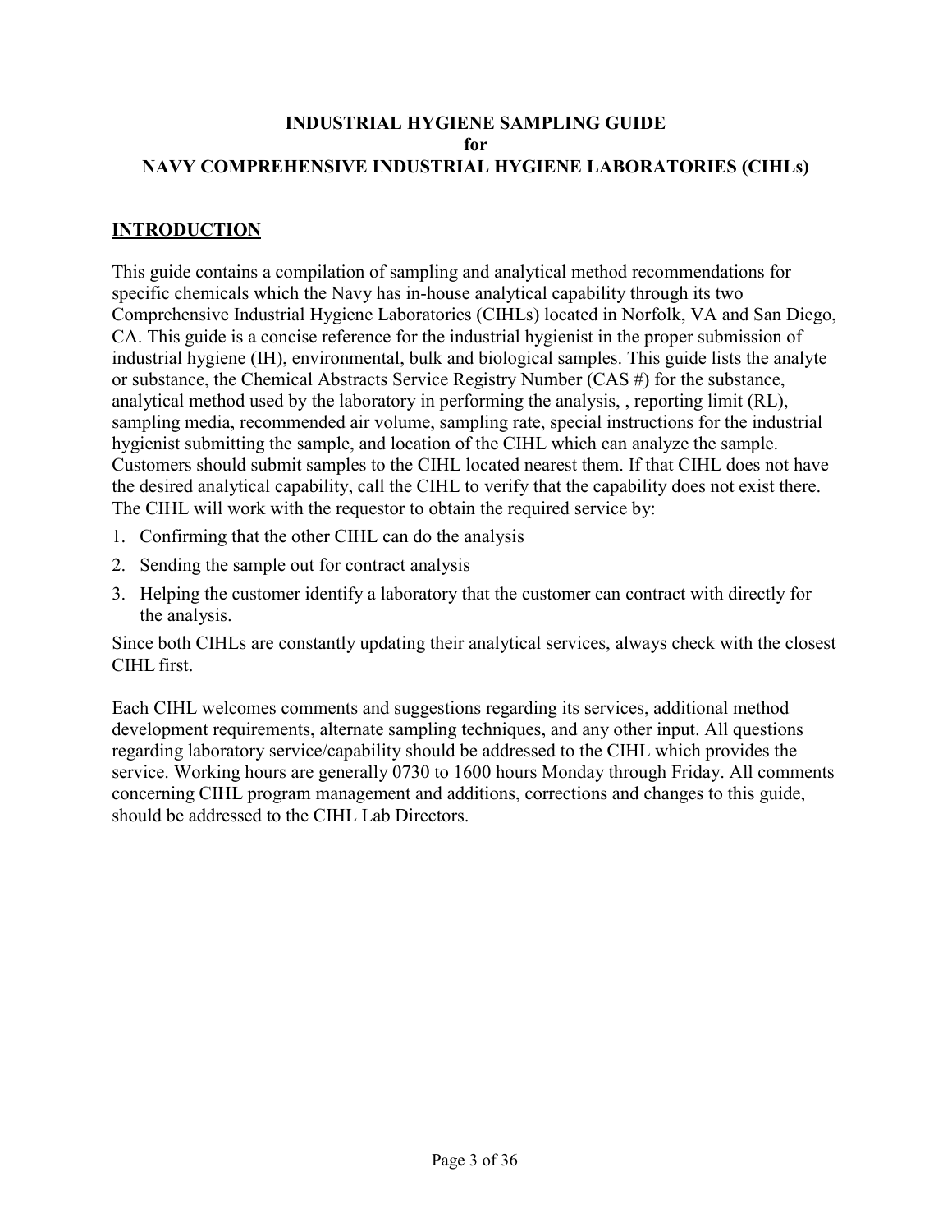**INDUSTRIAL HYGIENE SAMPLING GUIDE**
**for**
**NAVY COMPREHENSIVE INDUSTRIAL HYGIENE LABORATORIES (CIHLs)**

## INTRODUCTION

This guide contains a compilation of sampling and analytical method recommendations for specific chemicals which the Navy has in-house analytical capability through its two Comprehensive Industrial Hygiene Laboratories (CIHLs) located in Norfolk, VA and San Diego, CA. This guide is a concise reference for the industrial hygienist in the proper submission of industrial hygiene (IH), environmental, bulk and biological samples. This guide lists the analyte or substance, the Chemical Abstracts Service Registry Number (CAS #) for the substance, analytical method used by the laboratory in performing the analysis, , reporting limit (RL), sampling media, recommended air volume, sampling rate, special instructions for the industrial hygienist submitting the sample, and location of the CIHL which can analyze the sample. Customers should submit samples to the CIHL located nearest them. If that CIHL does not have the desired analytical capability, call the CIHL to verify that the capability does not exist there. The CIHL will work with the requestor to obtain the required service by:

1. Confirming that the other CIHL can do the analysis
2. Sending the sample out for contract analysis
3. Helping the customer identify a laboratory that the customer can contract with directly for the analysis.

Since both CIHLs are constantly updating their analytical services, always check with the closest CIHL first.

Each CIHL welcomes comments and suggestions regarding its services, additional method development requirements, alternate sampling techniques, and any other input. All questions regarding laboratory service/capability should be addressed to the CIHL which provides the service. Working hours are generally 0730 to 1600 hours Monday through Friday. All comments concerning CIHL program management and additions, corrections and changes to this guide, should be addressed to the CIHL Lab Directors.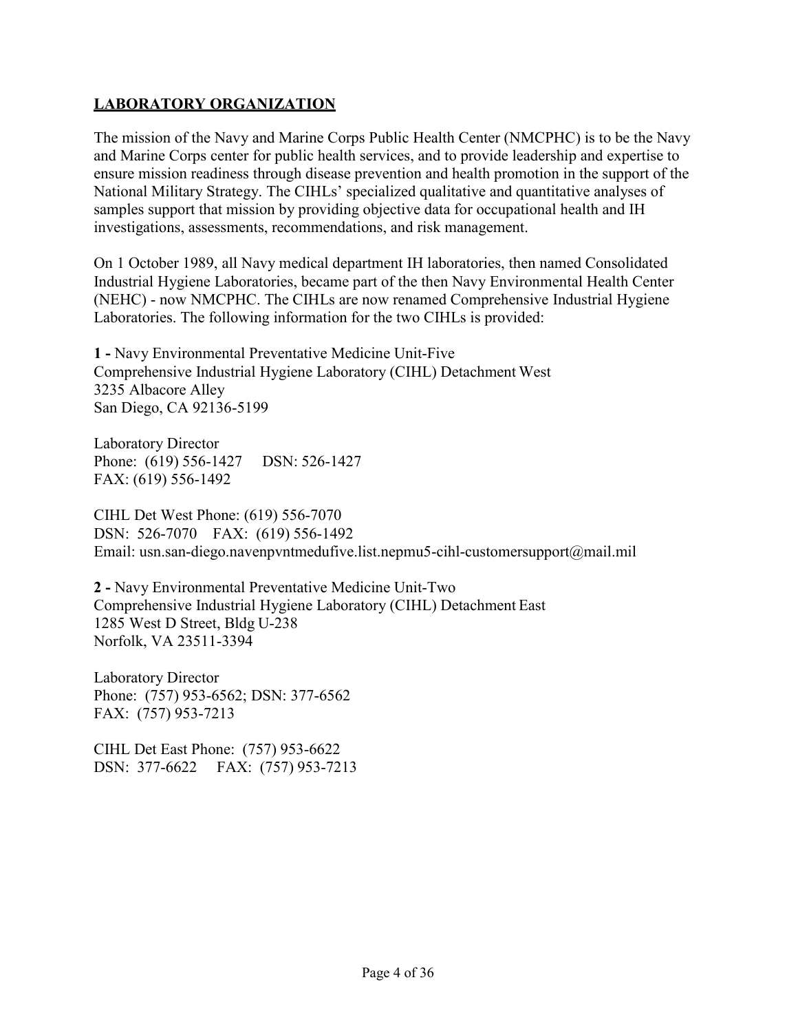## **LABORATORY ORGANIZATION**

The mission of the Navy and Marine Corps Public Health Center (NMCPHC) is to be the Navy and Marine Corps center for public health services, and to provide leadership and expertise to ensure mission readiness through disease prevention and health promotion in the support of the National Military Strategy. The CIHLs' specialized qualitative and quantitative analyses of samples support that mission by providing objective data for occupational health and IH investigations, assessments, recommendations, and risk management.

On 1 October 1989, all Navy medical department IH laboratories, then named Consolidated Industrial Hygiene Laboratories, became part of the then Navy Environmental Health Center (NEHC) - now NMCPHC. The CIHLs are now renamed Comprehensive Industrial Hygiene Laboratories. The following information for the two CIHLs is provided:

**1 -** Navy Environmental Preventative Medicine Unit-Five
Comprehensive Industrial Hygiene Laboratory (CIHL) Detachment West
3235 Albacore Alley
San Diego, CA 92136-5199

Laboratory Director
Phone: (619) 556-1427 DSN: 526-1427
FAX: (619) 556-1492

CIHL Det West Phone: (619) 556-7070
DSN: 526-7070 FAX: (619) 556-1492
Email: usn.san-diego.navenpvntmedufive.list.nepmu5-cihl-customersupport@mail.mil

**2 -** Navy Environmental Preventative Medicine Unit-Two
Comprehensive Industrial Hygiene Laboratory (CIHL) Detachment East
1285 West D Street, Bldg U-238
Norfolk, VA 23511-3394

Laboratory Director
Phone: (757) 953-6562; DSN: 377-6562
FAX: (757) 953-7213

CIHL Det East Phone: (757) 953-6622
DSN: 377-6622 FAX: (757) 953-7213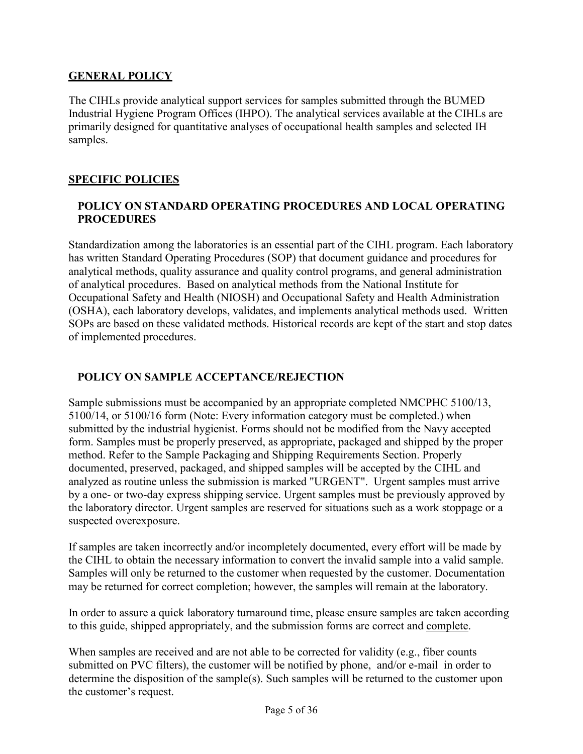## GENERAL POLICY

The CIHLs provide analytical support services for samples submitted through the BUMED Industrial Hygiene Program Offices (IHPO). The analytical services available at the CIHLs are primarily designed for quantitative analyses of occupational health samples and selected IH samples.

## SPECIFIC POLICIES

### POLICY ON STANDARD OPERATING PROCEDURES AND LOCAL OPERATING PROCEDURES

Standardization among the laboratories is an essential part of the CIHL program. Each laboratory has written Standard Operating Procedures (SOP) that document guidance and procedures for analytical methods, quality assurance and quality control programs, and general administration of analytical procedures. Based on analytical methods from the National Institute for Occupational Safety and Health (NIOSH) and Occupational Safety and Health Administration (OSHA), each laboratory develops, validates, and implements analytical methods used. Written SOPs are based on these validated methods. Historical records are kept of the start and stop dates of implemented procedures.

### POLICY ON SAMPLE ACCEPTANCE/REJECTION

Sample submissions must be accompanied by an appropriate completed NMCPHC 5100/13, 5100/14, or 5100/16 form (Note: Every information category must be completed.) when submitted by the industrial hygienist. Forms should not be modified from the Navy accepted form. Samples must be properly preserved, as appropriate, packaged and shipped by the proper method. Refer to the Sample Packaging and Shipping Requirements Section. Properly documented, preserved, packaged, and shipped samples will be accepted by the CIHL and analyzed as routine unless the submission is marked "URGENT". Urgent samples must arrive by a one- or two-day express shipping service. Urgent samples must be previously approved by the laboratory director. Urgent samples are reserved for situations such as a work stoppage or a suspected overexposure.

If samples are taken incorrectly and/or incompletely documented, every effort will be made by the CIHL to obtain the necessary information to convert the invalid sample into a valid sample. Samples will only be returned to the customer when requested by the customer. Documentation may be returned for correct completion; however, the samples will remain at the laboratory.

In order to assure a quick laboratory turnaround time, please ensure samples are taken according to this guide, shipped appropriately, and the submission forms are correct and complete.

When samples are received and are not able to be corrected for validity (e.g., fiber counts submitted on PVC filters), the customer will be notified by phone, and/or e-mail in order to determine the disposition of the sample(s). Such samples will be returned to the customer upon the customer's request.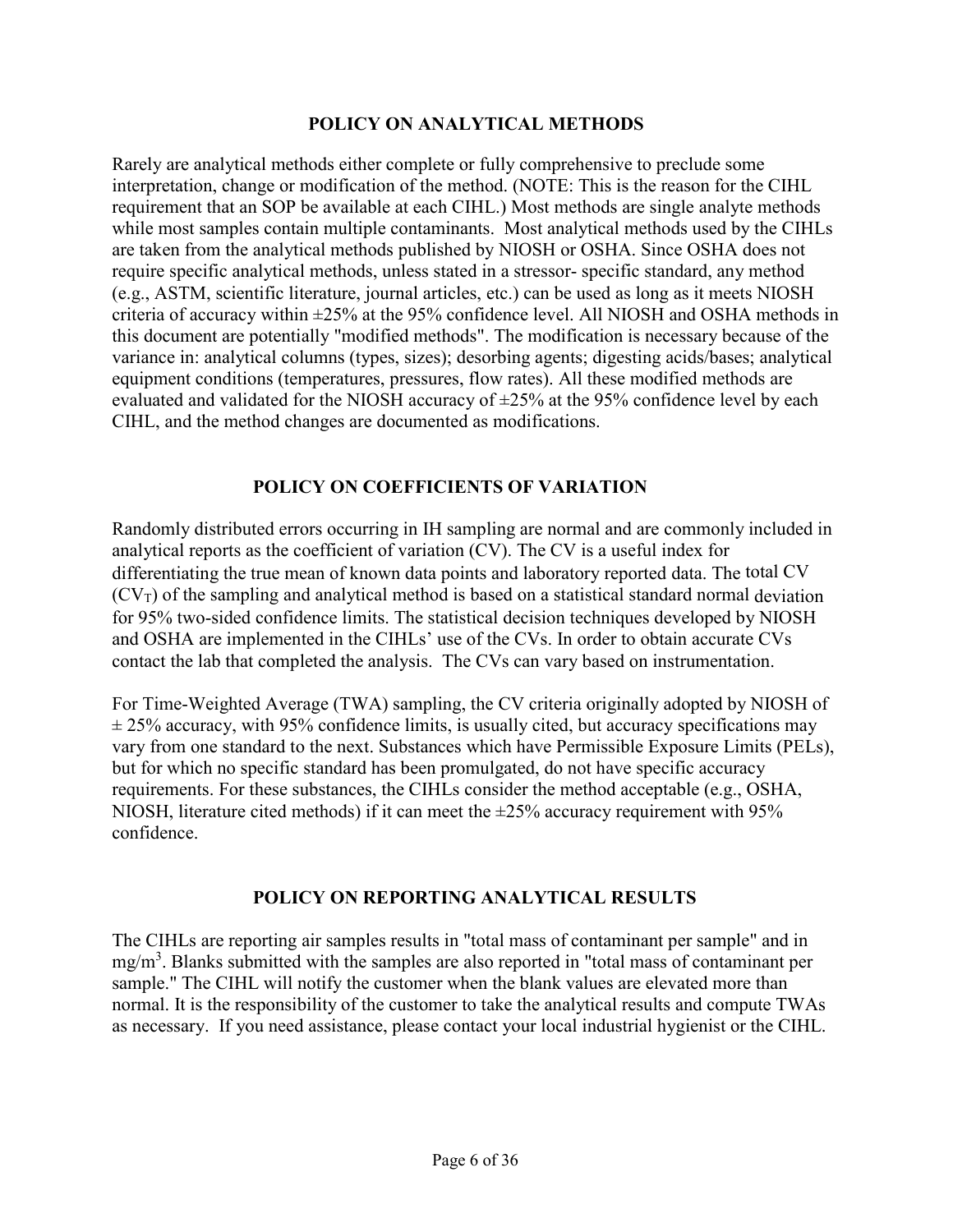## POLICY ON ANALYTICAL METHODS

Rarely are analytical methods either complete or fully comprehensive to preclude some interpretation, change or modification of the method. (NOTE: This is the reason for the CIHL requirement that an SOP be available at each CIHL.) Most methods are single analyte methods while most samples contain multiple contaminants. Most analytical methods used by the CIHLs are taken from the analytical methods published by NIOSH or OSHA. Since OSHA does not require specific analytical methods, unless stated in a stressor- specific standard, any method (e.g., ASTM, scientific literature, journal articles, etc.) can be used as long as it meets NIOSH criteria of accuracy within ±25% at the 95% confidence level. All NIOSH and OSHA methods in this document are potentially "modified methods". The modification is necessary because of the variance in: analytical columns (types, sizes); desorbing agents; digesting acids/bases; analytical equipment conditions (temperatures, pressures, flow rates). All these modified methods are evaluated and validated for the NIOSH accuracy of ±25% at the 95% confidence level by each CIHL, and the method changes are documented as modifications.

## POLICY ON COEFFICIENTS OF VARIATION

Randomly distributed errors occurring in IH sampling are normal and are commonly included in analytical reports as the coefficient of variation (CV). The CV is a useful index for differentiating the true mean of known data points and laboratory reported data. The total CV ($CV_T$) of the sampling and analytical method is based on a statistical standard normal deviation for 95% two-sided confidence limits. The statistical decision techniques developed by NIOSH and OSHA are implemented in the CIHLs' use of the CVs. In order to obtain accurate CVs contact the lab that completed the analysis. The CVs can vary based on instrumentation.

For Time-Weighted Average (TWA) sampling, the CV criteria originally adopted by NIOSH of ± 25% accuracy, with 95% confidence limits, is usually cited, but accuracy specifications may vary from one standard to the next. Substances which have Permissible Exposure Limits (PELs), but for which no specific standard has been promulgated, do not have specific accuracy requirements. For these substances, the CIHLs consider the method acceptable (e.g., OSHA, NIOSH, literature cited methods) if it can meet the ±25% accuracy requirement with 95% confidence.

## POLICY ON REPORTING ANALYTICAL RESULTS

The CIHLs are reporting air samples results in "total mass of contaminant per sample" and in $mg/m^3$. Blanks submitted with the samples are also reported in "total mass of contaminant per sample." The CIHL will notify the customer when the blank values are elevated more than normal. It is the responsibility of the customer to take the analytical results and compute TWAs as necessary. If you need assistance, please contact your local industrial hygienist or the CIHL.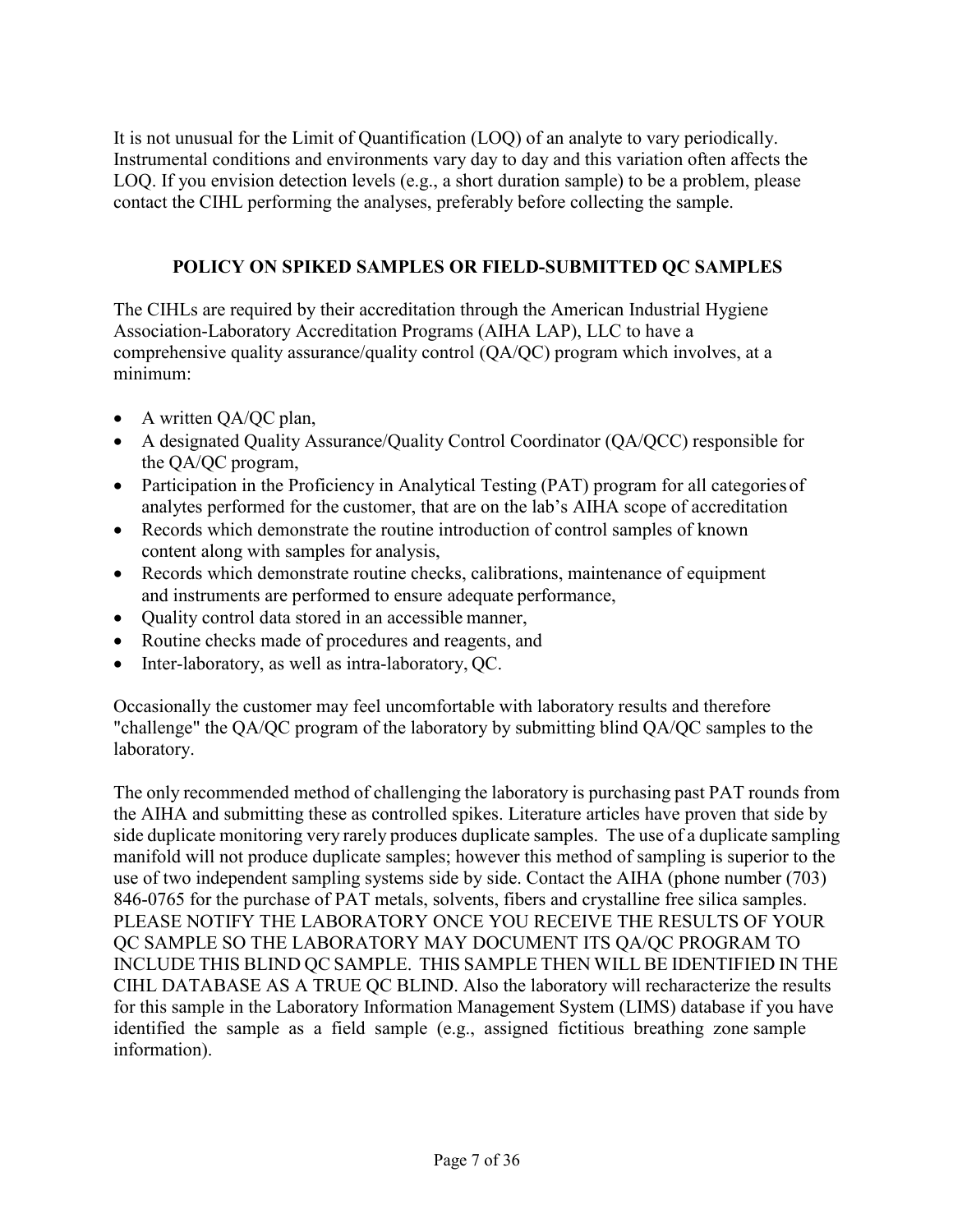It is not unusual for the Limit of Quantification (LOQ) of an analyte to vary periodically. Instrumental conditions and environments vary day to day and this variation often affects the LOQ. If you envision detection levels (e.g., a short duration sample) to be a problem, please contact the CIHL performing the analyses, preferably before collecting the sample.

## POLICY ON SPIKED SAMPLES OR FIELD-SUBMITTED QC SAMPLES

The CIHLs are required by their accreditation through the American Industrial Hygiene Association-Laboratory Accreditation Programs (AIHA LAP), LLC to have a comprehensive quality assurance/quality control (QA/QC) program which involves, at a minimum:

- A written QA/QC plan,
- A designated Quality Assurance/Quality Control Coordinator (QA/QCC) responsible for the QA/QC program,
- Participation in the Proficiency in Analytical Testing (PAT) program for all categories of analytes performed for the customer, that are on the lab's AIHA scope of accreditation
- Records which demonstrate the routine introduction of control samples of known content along with samples for analysis,
- Records which demonstrate routine checks, calibrations, maintenance of equipment and instruments are performed to ensure adequate performance,
- Quality control data stored in an accessible manner,
- Routine checks made of procedures and reagents, and
- Inter-laboratory, as well as intra-laboratory, QC.

Occasionally the customer may feel uncomfortable with laboratory results and therefore "challenge" the QA/QC program of the laboratory by submitting blind QA/QC samples to the laboratory.

The only recommended method of challenging the laboratory is purchasing past PAT rounds from the AIHA and submitting these as controlled spikes. Literature articles have proven that side by side duplicate monitoring very rarely produces duplicate samples. The use of a duplicate sampling manifold will not produce duplicate samples; however this method of sampling is superior to the use of two independent sampling systems side by side. Contact the AIHA (phone number (703) 846-0765 for the purchase of PAT metals, solvents, fibers and crystalline free silica samples. PLEASE NOTIFY THE LABORATORY ONCE YOU RECEIVE THE RESULTS OF YOUR QC SAMPLE SO THE LABORATORY MAY DOCUMENT ITS QA/QC PROGRAM TO INCLUDE THIS BLIND QC SAMPLE. THIS SAMPLE THEN WILL BE IDENTIFIED IN THE CIHL DATABASE AS A TRUE QC BLIND. Also the laboratory will recharacterize the results for this sample in the Laboratory Information Management System (LIMS) database if you have identified the sample as a field sample (e.g., assigned fictitious breathing zone sample information).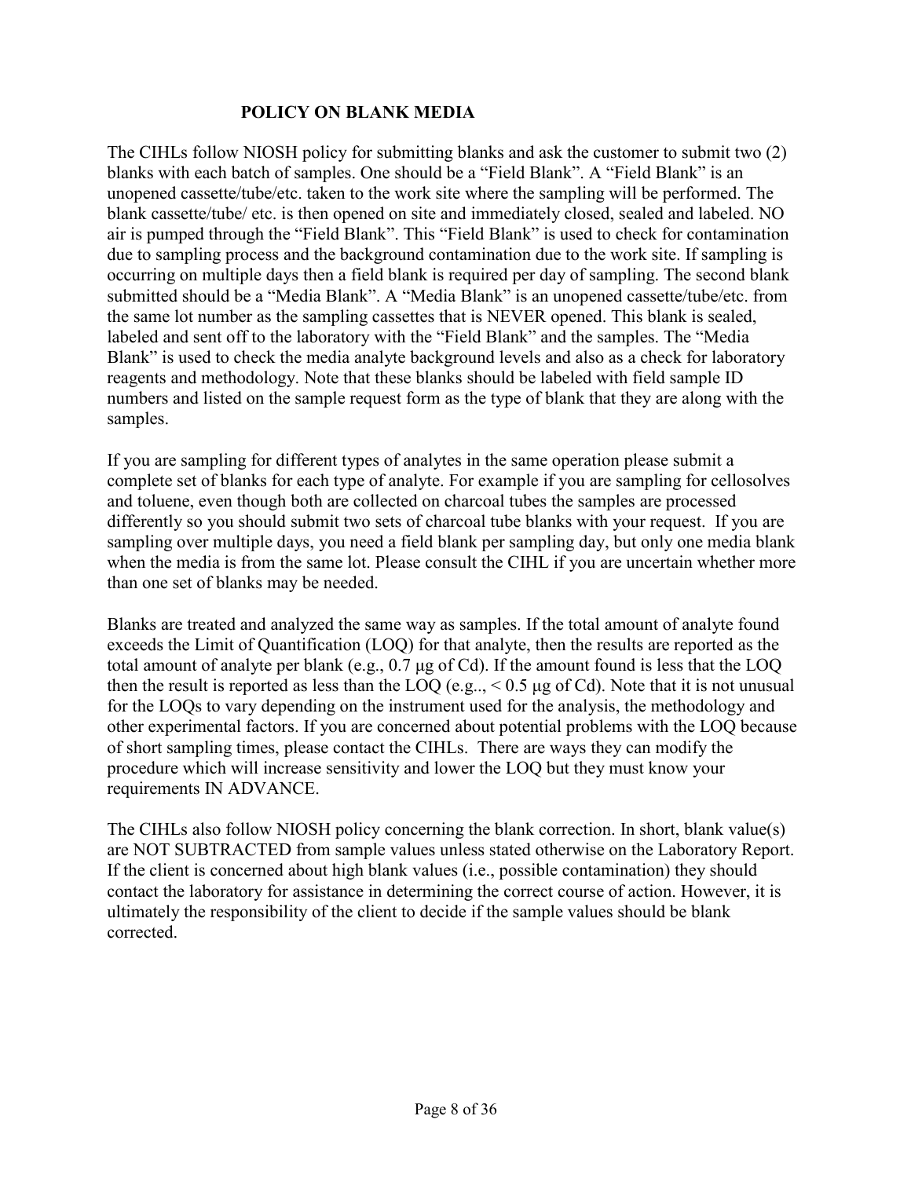## POLICY ON BLANK MEDIA

The CIHLs follow NIOSH policy for submitting blanks and ask the customer to submit two (2) blanks with each batch of samples. One should be a "Field Blank". A "Field Blank" is an unopened cassette/tube/etc. taken to the work site where the sampling will be performed. The blank cassette/tube/ etc. is then opened on site and immediately closed, sealed and labeled. NO air is pumped through the "Field Blank". This "Field Blank" is used to check for contamination due to sampling process and the background contamination due to the work site. If sampling is occurring on multiple days then a field blank is required per day of sampling. The second blank submitted should be a "Media Blank". A "Media Blank" is an unopened cassette/tube/etc. from the same lot number as the sampling cassettes that is NEVER opened. This blank is sealed, labeled and sent off to the laboratory with the "Field Blank" and the samples. The "Media Blank" is used to check the media analyte background levels and also as a check for laboratory reagents and methodology. Note that these blanks should be labeled with field sample ID numbers and listed on the sample request form as the type of blank that they are along with the samples.

If you are sampling for different types of analytes in the same operation please submit a complete set of blanks for each type of analyte. For example if you are sampling for cellosolves and toluene, even though both are collected on charcoal tubes the samples are processed differently so you should submit two sets of charcoal tube blanks with your request. If you are sampling over multiple days, you need a field blank per sampling day, but only one media blank when the media is from the same lot. Please consult the CIHL if you are uncertain whether more than one set of blanks may be needed.

Blanks are treated and analyzed the same way as samples. If the total amount of analyte found exceeds the Limit of Quantification (LOQ) for that analyte, then the results are reported as the total amount of analyte per blank (e.g., 0.7 μg of Cd). If the amount found is less that the LOQ then the result is reported as less than the LOQ (e.g.., < 0.5 μg of Cd). Note that it is not unusual for the LOQs to vary depending on the instrument used for the analysis, the methodology and other experimental factors. If you are concerned about potential problems with the LOQ because of short sampling times, please contact the CIHLs. There are ways they can modify the procedure which will increase sensitivity and lower the LOQ but they must know your requirements IN ADVANCE.

The CIHLs also follow NIOSH policy concerning the blank correction. In short, blank value(s) are NOT SUBTRACTED from sample values unless stated otherwise on the Laboratory Report. If the client is concerned about high blank values (i.e., possible contamination) they should contact the laboratory for assistance in determining the correct course of action. However, it is ultimately the responsibility of the client to decide if the sample values should be blank corrected.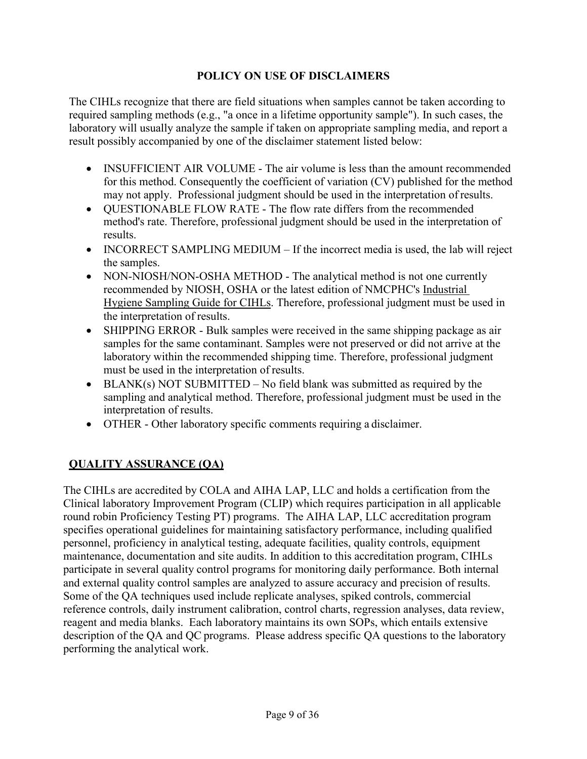## POLICY ON USE OF DISCLAIMERS

The CIHLs recognize that there are field situations when samples cannot be taken according to required sampling methods (e.g., "a once in a lifetime opportunity sample"). In such cases, the laboratory will usually analyze the sample if taken on appropriate sampling media, and report a result possibly accompanied by one of the disclaimer statement listed below:

- INSUFFICIENT AIR VOLUME - The air volume is less than the amount recommended for this method. Consequently the coefficient of variation (CV) published for the method may not apply. Professional judgment should be used in the interpretation of results.
- QUESTIONABLE FLOW RATE - The flow rate differs from the recommended method's rate. Therefore, professional judgment should be used in the interpretation of results.
- INCORRECT SAMPLING MEDIUM – If the incorrect media is used, the lab will reject the samples.
- NON-NIOSH/NON-OSHA METHOD - The analytical method is not one currently recommended by NIOSH, OSHA or the latest edition of NMCPHC's Industrial Hygiene Sampling Guide for CIHLs. Therefore, professional judgment must be used in the interpretation of results.
- SHIPPING ERROR - Bulk samples were received in the same shipping package as air samples for the same contaminant. Samples were not preserved or did not arrive at the laboratory within the recommended shipping time. Therefore, professional judgment must be used in the interpretation of results.
- BLANK(s) NOT SUBMITTED – No field blank was submitted as required by the sampling and analytical method. Therefore, professional judgment must be used in the interpretation of results.
- OTHER - Other laboratory specific comments requiring a disclaimer.

## QUALITY ASSURANCE (QA)

The CIHLs are accredited by COLA and AIHA LAP, LLC and holds a certification from the Clinical laboratory Improvement Program (CLIP) which requires participation in all applicable round robin Proficiency Testing PT) programs. The AIHA LAP, LLC accreditation program specifies operational guidelines for maintaining satisfactory performance, including qualified personnel, proficiency in analytical testing, adequate facilities, quality controls, equipment maintenance, documentation and site audits. In addition to this accreditation program, CIHLs participate in several quality control programs for monitoring daily performance. Both internal and external quality control samples are analyzed to assure accuracy and precision of results. Some of the QA techniques used include replicate analyses, spiked controls, commercial reference controls, daily instrument calibration, control charts, regression analyses, data review, reagent and media blanks. Each laboratory maintains its own SOPs, which entails extensive description of the QA and QC programs. Please address specific QA questions to the laboratory performing the analytical work.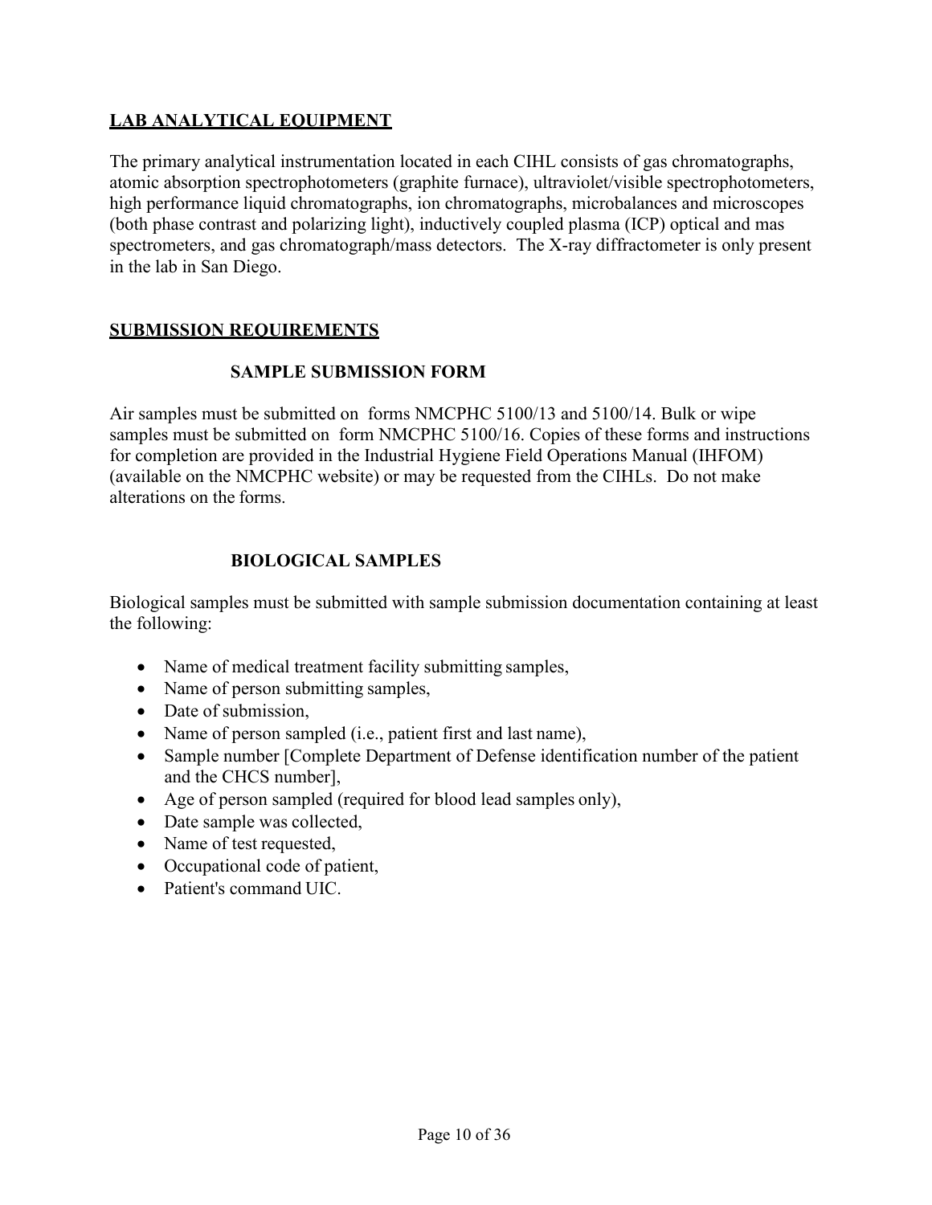## LAB ANALYTICAL EQUIPMENT

The primary analytical instrumentation located in each CIHL consists of gas chromatographs, atomic absorption spectrophotometers (graphite furnace), ultraviolet/visible spectrophotometers, high performance liquid chromatographs, ion chromatographs, microbalances and microscopes (both phase contrast and polarizing light), inductively coupled plasma (ICP) optical and mas spectrometers, and gas chromatograph/mass detectors. The X-ray diffractometer is only present in the lab in San Diego.

## SUBMISSION REQUIREMENTS

### SAMPLE SUBMISSION FORM

Air samples must be submitted on forms NMCPHC 5100/13 and 5100/14. Bulk or wipe samples must be submitted on form NMCPHC 5100/16. Copies of these forms and instructions for completion are provided in the Industrial Hygiene Field Operations Manual (IHFOM) (available on the NMCPHC website) or may be requested from the CIHLs. Do not make alterations on the forms.

### BIOLOGICAL SAMPLES

Biological samples must be submitted with sample submission documentation containing at least the following:

- Name of medical treatment facility submitting samples,
- Name of person submitting samples,
- Date of submission,
- Name of person sampled (i.e., patient first and last name),
- Sample number [Complete Department of Defense identification number of the patient and the CHCS number],
- Age of person sampled (required for blood lead samples only),
- Date sample was collected,
- Name of test requested,
- Occupational code of patient,
- Patient's command UIC.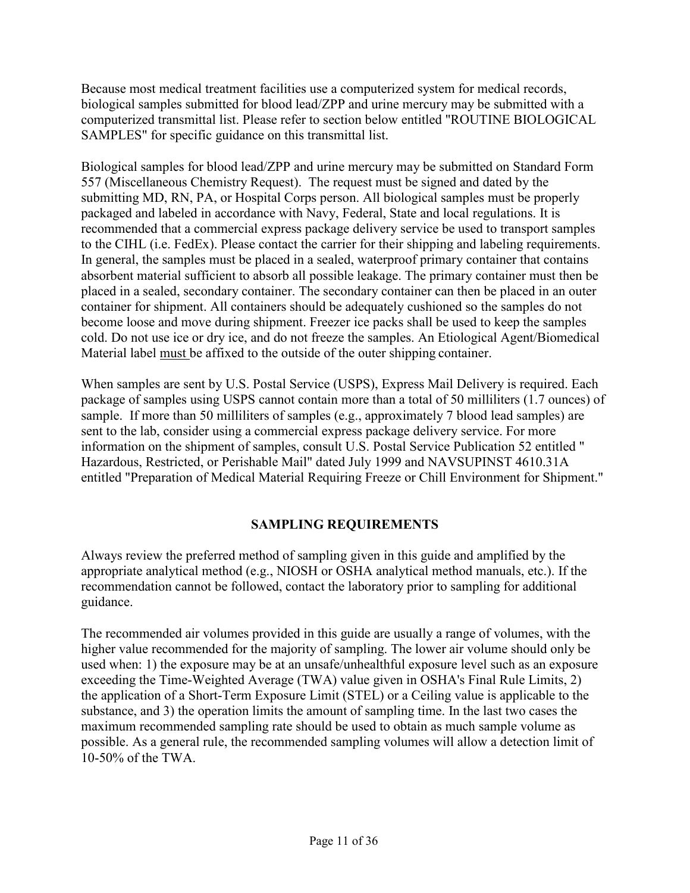Because most medical treatment facilities use a computerized system for medical records, biological samples submitted for blood lead/ZPP and urine mercury may be submitted with a computerized transmittal list. Please refer to section below entitled "ROUTINE BIOLOGICAL SAMPLES" for specific guidance on this transmittal list.

Biological samples for blood lead/ZPP and urine mercury may be submitted on Standard Form 557 (Miscellaneous Chemistry Request). The request must be signed and dated by the submitting MD, RN, PA, or Hospital Corps person. All biological samples must be properly packaged and labeled in accordance with Navy, Federal, State and local regulations. It is recommended that a commercial express package delivery service be used to transport samples to the CIHL (i.e. FedEx). Please contact the carrier for their shipping and labeling requirements. In general, the samples must be placed in a sealed, waterproof primary container that contains absorbent material sufficient to absorb all possible leakage. The primary container must then be placed in a sealed, secondary container. The secondary container can then be placed in an outer container for shipment. All containers should be adequately cushioned so the samples do not become loose and move during shipment. Freezer ice packs shall be used to keep the samples cold. Do not use ice or dry ice, and do not freeze the samples. An Etiological Agent/Biomedical Material label <u>must</u> be affixed to the outside of the outer shipping container.

When samples are sent by U.S. Postal Service (USPS), Express Mail Delivery is required. Each package of samples using USPS cannot contain more than a total of 50 milliliters (1.7 ounces) of sample. If more than 50 milliliters of samples (e.g., approximately 7 blood lead samples) are sent to the lab, consider using a commercial express package delivery service. For more information on the shipment of samples, consult U.S. Postal Service Publication 52 entitled " Hazardous, Restricted, or Perishable Mail" dated July 1999 and NAVSUPINST 4610.31A entitled "Preparation of Medical Material Requiring Freeze or Chill Environment for Shipment."

## SAMPLING REQUIREMENTS

Always review the preferred method of sampling given in this guide and amplified by the appropriate analytical method (e.g., NIOSH or OSHA analytical method manuals, etc.). If the recommendation cannot be followed, contact the laboratory prior to sampling for additional guidance.

The recommended air volumes provided in this guide are usually a range of volumes, with the higher value recommended for the majority of sampling. The lower air volume should only be used when: 1) the exposure may be at an unsafe/unhealthful exposure level such as an exposure exceeding the Time-Weighted Average (TWA) value given in OSHA's Final Rule Limits, 2) the application of a Short-Term Exposure Limit (STEL) or a Ceiling value is applicable to the substance, and 3) the operation limits the amount of sampling time. In the last two cases the maximum recommended sampling rate should be used to obtain as much sample volume as possible. As a general rule, the recommended sampling volumes will allow a detection limit of 10-50% of the TWA.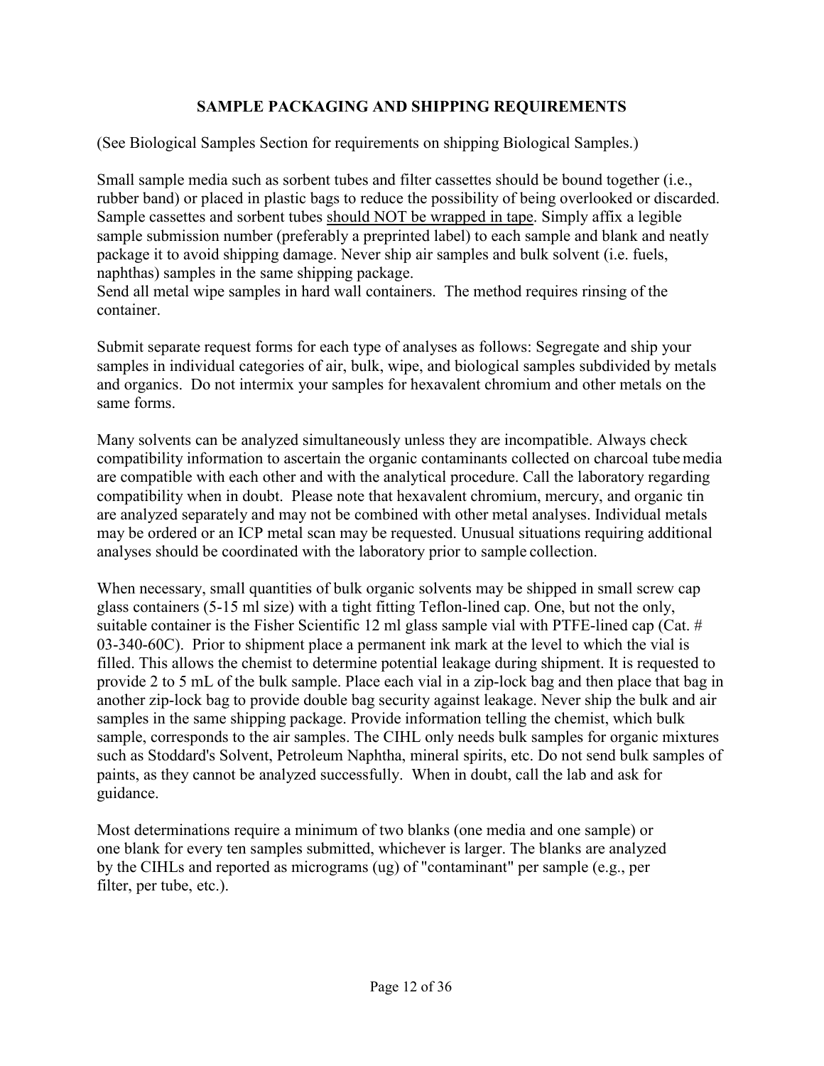## SAMPLE PACKAGING AND SHIPPING REQUIREMENTS

(See Biological Samples Section for requirements on shipping Biological Samples.)

Small sample media such as sorbent tubes and filter cassettes should be bound together (i.e., rubber band) or placed in plastic bags to reduce the possibility of being overlooked or discarded. Sample cassettes and sorbent tubes <u>should NOT be wrapped in tape</u>. Simply affix a legible sample submission number (preferably a preprinted label) to each sample and blank and neatly package it to avoid shipping damage. Never ship air samples and bulk solvent (i.e. fuels, naphthas) samples in the same shipping package.
Send all metal wipe samples in hard wall containers. The method requires rinsing of the container.

Submit separate request forms for each type of analyses as follows: Segregate and ship your samples in individual categories of air, bulk, wipe, and biological samples subdivided by metals and organics. Do not intermix your samples for hexavalent chromium and other metals on the same forms.

Many solvents can be analyzed simultaneously unless they are incompatible. Always check compatibility information to ascertain the organic contaminants collected on charcoal tube media are compatible with each other and with the analytical procedure. Call the laboratory regarding compatibility when in doubt. Please note that hexavalent chromium, mercury, and organic tin are analyzed separately and may not be combined with other metal analyses. Individual metals may be ordered or an ICP metal scan may be requested. Unusual situations requiring additional analyses should be coordinated with the laboratory prior to sample collection.

When necessary, small quantities of bulk organic solvents may be shipped in small screw cap glass containers (5-15 ml size) with a tight fitting Teflon-lined cap. One, but not the only, suitable container is the Fisher Scientific 12 ml glass sample vial with PTFE-lined cap (Cat. # 03-340-60C). Prior to shipment place a permanent ink mark at the level to which the vial is filled. This allows the chemist to determine potential leakage during shipment. It is requested to provide 2 to 5 mL of the bulk sample. Place each vial in a zip-lock bag and then place that bag in another zip-lock bag to provide double bag security against leakage. Never ship the bulk and air samples in the same shipping package. Provide information telling the chemist, which bulk sample, corresponds to the air samples. The CIHL only needs bulk samples for organic mixtures such as Stoddard's Solvent, Petroleum Naphtha, mineral spirits, etc. Do not send bulk samples of paints, as they cannot be analyzed successfully. When in doubt, call the lab and ask for guidance.

Most determinations require a minimum of two blanks (one media and one sample) or one blank for every ten samples submitted, whichever is larger. The blanks are analyzed by the CIHLs and reported as micrograms (ug) of "contaminant" per sample (e.g., per filter, per tube, etc.).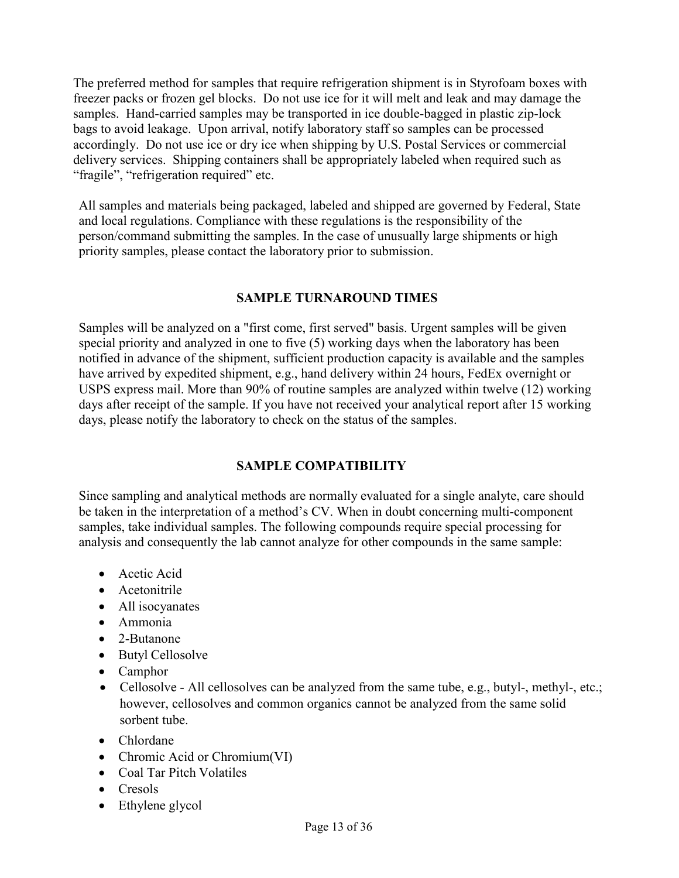The preferred method for samples that require refrigeration shipment is in Styrofoam boxes with freezer packs or frozen gel blocks. Do not use ice for it will melt and leak and may damage the samples. Hand-carried samples may be transported in ice double-bagged in plastic zip-lock bags to avoid leakage. Upon arrival, notify laboratory staff so samples can be processed accordingly. Do not use ice or dry ice when shipping by U.S. Postal Services or commercial delivery services. Shipping containers shall be appropriately labeled when required such as "fragile", "refrigeration required" etc.

All samples and materials being packaged, labeled and shipped are governed by Federal, State and local regulations. Compliance with these regulations is the responsibility of the person/command submitting the samples. In the case of unusually large shipments or high priority samples, please contact the laboratory prior to submission.

## SAMPLE TURNAROUND TIMES

Samples will be analyzed on a "first come, first served" basis. Urgent samples will be given special priority and analyzed in one to five (5) working days when the laboratory has been notified in advance of the shipment, sufficient production capacity is available and the samples have arrived by expedited shipment, e.g., hand delivery within 24 hours, FedEx overnight or USPS express mail. More than 90% of routine samples are analyzed within twelve (12) working days after receipt of the sample. If you have not received your analytical report after 15 working days, please notify the laboratory to check on the status of the samples.

## SAMPLE COMPATIBILITY

Since sampling and analytical methods are normally evaluated for a single analyte, care should be taken in the interpretation of a method's CV. When in doubt concerning multi-component samples, take individual samples. The following compounds require special processing for analysis and consequently the lab cannot analyze for other compounds in the same sample:

- Acetic Acid
- Acetonitrile
- All isocyanates
- Ammonia
- 2-Butanone
- Butyl Cellosolve
- Camphor
- Cellosolve - All cellosolves can be analyzed from the same tube, e.g., butyl-, methyl-, etc.; however, cellosolves and common organics cannot be analyzed from the same solid sorbent tube.
- Chlordane
- Chromic Acid or Chromium(VI)
- Coal Tar Pitch Volatiles
- Cresols
- Ethylene glycol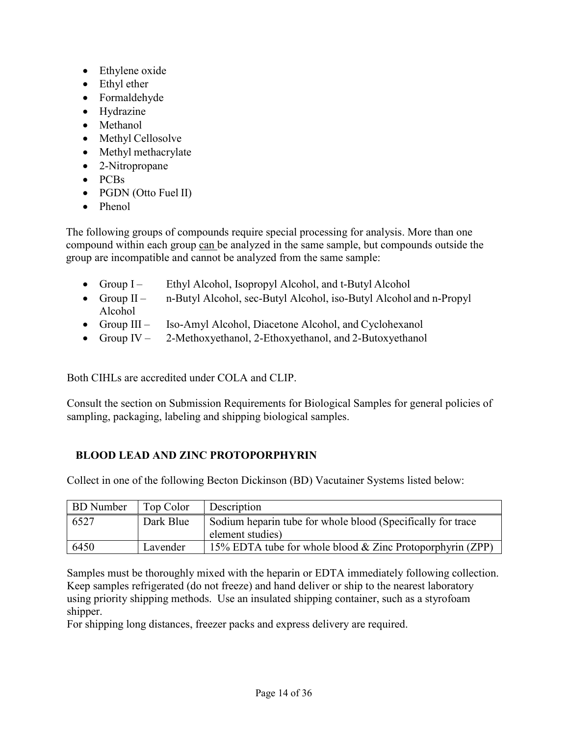- Ethylene oxide
- Ethyl ether
- Formaldehyde
- Hydrazine
- Methanol
- Methyl Cellosolve
- Methyl methacrylate
- 2-Nitropropane
- PCBs
- PGDN (Otto Fuel II)
- Phenol

The following groups of compounds require special processing for analysis. More than one compound within each group <u>can</u> be analyzed in the same sample, but compounds outside the group are incompatible and cannot be analyzed from the same sample:

- Group I – Ethyl Alcohol, Isopropyl Alcohol, and t-Butyl Alcohol
- Group II – n-Butyl Alcohol, sec-Butyl Alcohol, iso-Butyl Alcohol and n-Propyl Alcohol
- Group III – Iso-Amyl Alcohol, Diacetone Alcohol, and Cyclohexanol
- Group IV – 2-Methoxyethanol, 2-Ethoxyethanol, and 2-Butoxyethanol

Both CIHLs are accredited under COLA and CLIP.

Consult the section on Submission Requirements for Biological Samples for general policies of sampling, packaging, labeling and shipping biological samples.

## BLOOD LEAD AND ZINC PROTOPORPHYRIN

Collect in one of the following Becton Dickinson (BD) Vacutainer Systems listed below:

| BD Number | Top Color | Description |
|---|---|---|
| 6527 | Dark Blue | Sodium heparin tube for whole blood (Specifically for trace element studies) |
| 6450 | Lavender | 15% EDTA tube for whole blood & Zinc Protoporphyrin (ZPP) |

Samples must be thoroughly mixed with the heparin or EDTA immediately following collection. Keep samples refrigerated (do not freeze) and hand deliver or ship to the nearest laboratory using priority shipping methods. Use an insulated shipping container, such as a styrofoam shipper.
For shipping long distances, freezer packs and express delivery are required.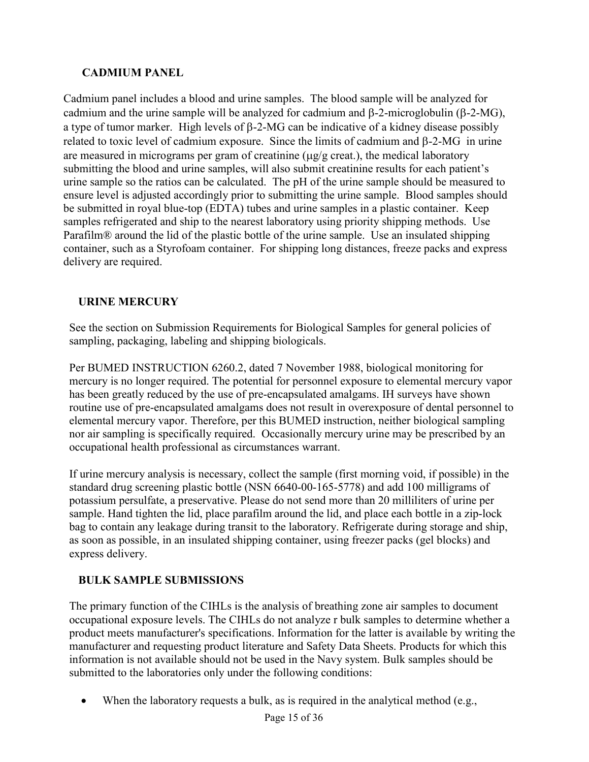## CADMIUM PANEL

Cadmium panel includes a blood and urine samples. The blood sample will be analyzed for cadmium and the urine sample will be analyzed for cadmium and β-2-microglobulin (β-2-MG), a type of tumor marker. High levels of β-2-MG can be indicative of a kidney disease possibly related to toxic level of cadmium exposure. Since the limits of cadmium and β-2-MG in urine are measured in micrograms per gram of creatinine (μg/g creat.), the medical laboratory submitting the blood and urine samples, will also submit creatinine results for each patient's urine sample so the ratios can be calculated. The pH of the urine sample should be measured to ensure level is adjusted accordingly prior to submitting the urine sample. Blood samples should be submitted in royal blue-top (EDTA) tubes and urine samples in a plastic container. Keep samples refrigerated and ship to the nearest laboratory using priority shipping methods. Use Parafilm® around the lid of the plastic bottle of the urine sample. Use an insulated shipping container, such as a Styrofoam container. For shipping long distances, freeze packs and express delivery are required.

## URINE MERCURY

See the section on Submission Requirements for Biological Samples for general policies of sampling, packaging, labeling and shipping biologicals.

Per BUMED INSTRUCTION 6260.2, dated 7 November 1988, biological monitoring for mercury is no longer required. The potential for personnel exposure to elemental mercury vapor has been greatly reduced by the use of pre-encapsulated amalgams. IH surveys have shown routine use of pre-encapsulated amalgams does not result in overexposure of dental personnel to elemental mercury vapor. Therefore, per this BUMED instruction, neither biological sampling nor air sampling is specifically required. Occasionally mercury urine may be prescribed by an occupational health professional as circumstances warrant.

If urine mercury analysis is necessary, collect the sample (first morning void, if possible) in the standard drug screening plastic bottle (NSN 6640-00-165-5778) and add 100 milligrams of potassium persulfate, a preservative. Please do not send more than 20 milliliters of urine per sample. Hand tighten the lid, place parafilm around the lid, and place each bottle in a zip-lock bag to contain any leakage during transit to the laboratory. Refrigerate during storage and ship, as soon as possible, in an insulated shipping container, using freezer packs (gel blocks) and express delivery.

## BULK SAMPLE SUBMISSIONS

The primary function of the CIHLs is the analysis of breathing zone air samples to document occupational exposure levels. The CIHLs do not analyze r bulk samples to determine whether a product meets manufacturer's specifications. Information for the latter is available by writing the manufacturer and requesting product literature and Safety Data Sheets. Products for which this information is not available should not be used in the Navy system. Bulk samples should be submitted to the laboratories only under the following conditions:

- When the laboratory requests a bulk, as is required in the analytical method (e.g.,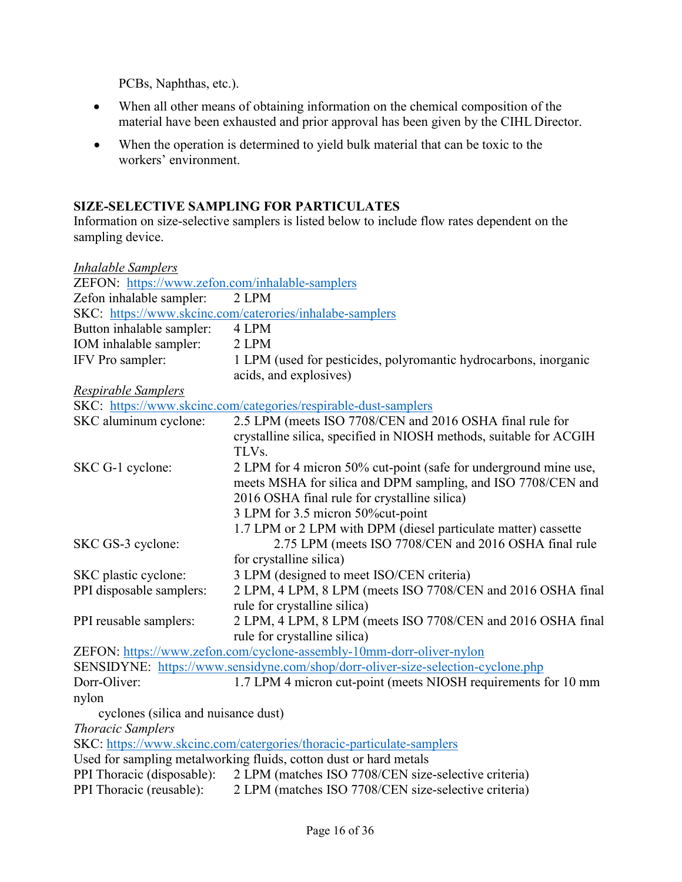PCBs, Naphthas, etc.).

- When all other means of obtaining information on the chemical composition of the material have been exhausted and prior approval has been given by the CIHL Director.
- When the operation is determined to yield bulk material that can be toxic to the workers' environment.

## SIZE-SELECTIVE SAMPLING FOR PARTICULATES

Information on size-selective samplers is listed below to include flow rates dependent on the sampling device.

*Inhalable Samplers*

ZEFON: https://www.zefon.com/inhalable-samplers

Zefon inhalable sampler: 2 LPM

SKC: https://www.skcinc.com/caterories/inhalabe-samplers

Button inhalable sampler: 4 LPM

IOM inhalable sampler: 2 LPM

IFV Pro sampler: 1 LPM (used for pesticides, polyromantic hydrocarbons, inorganic acids, and explosives)

*Respirable Samplers*

SKC: https://www.skcinc.com/categories/respirable-dust-samplers

SKC aluminum cyclone: 2.5 LPM (meets ISO 7708/CEN and 2016 OSHA final rule for crystalline silica, specified in NIOSH methods, suitable for ACGIH TLVs.

SKC G-1 cyclone: 2 LPM for 4 micron 50% cut-point (safe for underground mine use, meets MSHA for silica and DPM sampling, and ISO 7708/CEN and 2016 OSHA final rule for crystalline silica)
3 LPM for 3.5 micron 50%cut-point
1.7 LPM or 2 LPM with DPM (diesel particulate matter) cassette

SKC GS-3 cyclone: 2.75 LPM (meets ISO 7708/CEN and 2016 OSHA final rule for crystalline silica)

SKC plastic cyclone: 3 LPM (designed to meet ISO/CEN criteria)

PPI disposable samplers: 2 LPM, 4 LPM, 8 LPM (meets ISO 7708/CEN and 2016 OSHA final rule for crystalline silica)

PPI reusable samplers: 2 LPM, 4 LPM, 8 LPM (meets ISO 7708/CEN and 2016 OSHA final rule for crystalline silica)

ZEFON: https://www.zefon.com/cyclone-assembly-10mm-dorr-oliver-nylon

SENSIDYNE: https://www.sensidyne.com/shop/dorr-oliver-size-selection-cyclone.php

Dorr-Oliver: 1.7 LPM 4 micron cut-point (meets NIOSH requirements for 10 mm nylon cyclones (silica and nuisance dust)

*Thoracic Samplers*

SKC: https://www.skcinc.com/catergories/thoracic-particulate-samplers

Used for sampling metalworking fluids, cotton dust or hard metals

PPI Thoracic (disposable): 2 LPM (matches ISO 7708/CEN size-selective criteria)

PPI Thoracic (reusable): 2 LPM (matches ISO 7708/CEN size-selective criteria)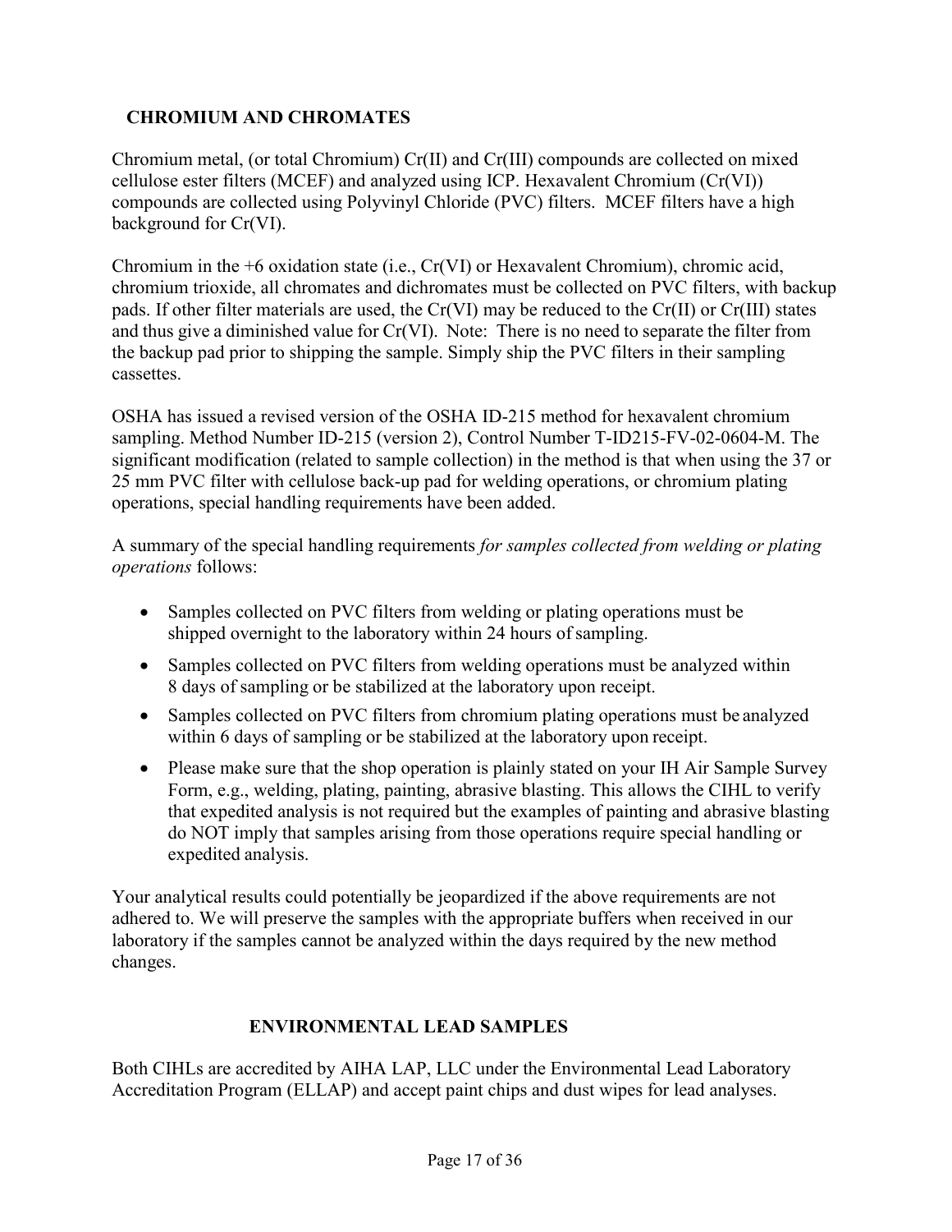## CHROMIUM AND CHROMATES

Chromium metal, (or total Chromium) Cr(II) and Cr(III) compounds are collected on mixed cellulose ester filters (MCEF) and analyzed using ICP. Hexavalent Chromium (Cr(VI)) compounds are collected using Polyvinyl Chloride (PVC) filters. MCEF filters have a high background for Cr(VI).

Chromium in the +6 oxidation state (i.e., Cr(VI) or Hexavalent Chromium), chromic acid, chromium trioxide, all chromates and dichromates must be collected on PVC filters, with backup pads. If other filter materials are used, the Cr(VI) may be reduced to the Cr(II) or Cr(III) states and thus give a diminished value for Cr(VI). Note: There is no need to separate the filter from the backup pad prior to shipping the sample. Simply ship the PVC filters in their sampling cassettes.

OSHA has issued a revised version of the OSHA ID-215 method for hexavalent chromium sampling. Method Number ID-215 (version 2), Control Number T-ID215-FV-02-0604-M. The significant modification (related to sample collection) in the method is that when using the 37 or 25 mm PVC filter with cellulose back-up pad for welding operations, or chromium plating operations, special handling requirements have been added.

A summary of the special handling requirements *for samples collected from welding or plating operations* follows:

- Samples collected on PVC filters from welding or plating operations must be shipped overnight to the laboratory within 24 hours of sampling.
- Samples collected on PVC filters from welding operations must be analyzed within 8 days of sampling or be stabilized at the laboratory upon receipt.
- Samples collected on PVC filters from chromium plating operations must be analyzed within 6 days of sampling or be stabilized at the laboratory upon receipt.
- Please make sure that the shop operation is plainly stated on your IH Air Sample Survey Form, e.g., welding, plating, painting, abrasive blasting. This allows the CIHL to verify that expedited analysis is not required but the examples of painting and abrasive blasting do NOT imply that samples arising from those operations require special handling or expedited analysis.

Your analytical results could potentially be jeopardized if the above requirements are not adhered to. We will preserve the samples with the appropriate buffers when received in our laboratory if the samples cannot be analyzed within the days required by the new method changes.

## ENVIRONMENTAL LEAD SAMPLES

Both CIHLs are accredited by AIHA LAP, LLC under the Environmental Lead Laboratory Accreditation Program (ELLAP) and accept paint chips and dust wipes for lead analyses.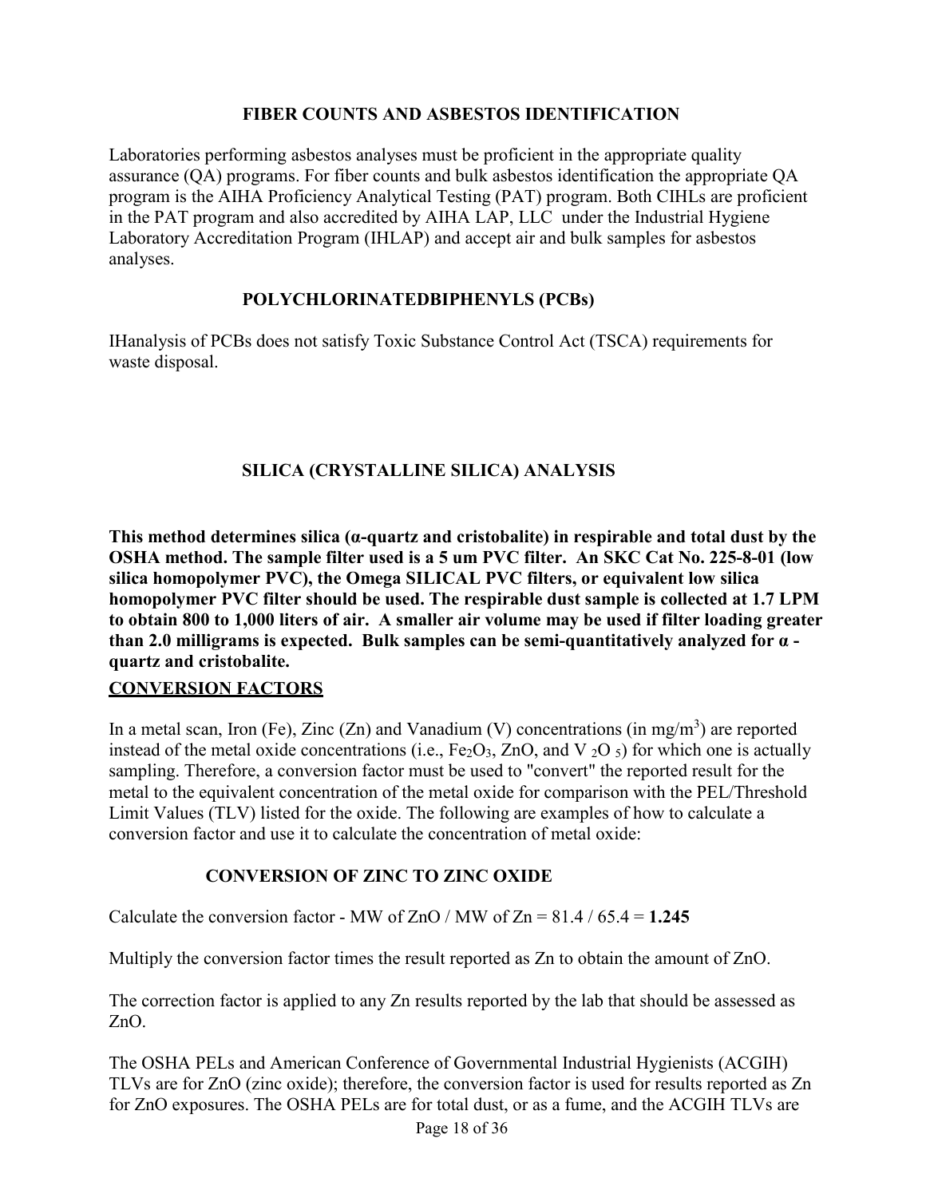## FIBER COUNTS AND ASBESTOS IDENTIFICATION

Laboratories performing asbestos analyses must be proficient in the appropriate quality assurance (QA) programs. For fiber counts and bulk asbestos identification the appropriate QA program is the AIHA Proficiency Analytical Testing (PAT) program. Both CIHLs are proficient in the PAT program and also accredited by AIHA LAP, LLC under the Industrial Hygiene Laboratory Accreditation Program (IHLAP) and accept air and bulk samples for asbestos analyses.

## POLYCHLORINATEDBIPHENYLS (PCBs)

IHanalysis of PCBs does not satisfy Toxic Substance Control Act (TSCA) requirements for waste disposal.

## SILICA (CRYSTALLINE SILICA) ANALYSIS

**This method determines silica (α-quartz and cristobalite) in respirable and total dust by the OSHA method. The sample filter used is a 5 um PVC filter. An SKC Cat No. 225-8-01 (low silica homopolymer PVC), the Omega SILICAL PVC filters, or equivalent low silica homopolymer PVC filter should be used. The respirable dust sample is collected at 1.7 LPM to obtain 800 to 1,000 liters of air. A smaller air volume may be used if filter loading greater than 2.0 milligrams is expected. Bulk samples can be semi-quantitatively analyzed for α - quartz and cristobalite.**

## CONVERSION FACTORS

In a metal scan, Iron (Fe), Zinc (Zn) and Vanadium (V) concentrations (in mg/m$^3$) are reported instead of the metal oxide concentrations (i.e., $Fe_2O_3$, ZnO, and $V_2O_5$) for which one is actually sampling. Therefore, a conversion factor must be used to "convert" the reported result for the metal to the equivalent concentration of the metal oxide for comparison with the PEL/Threshold Limit Values (TLV) listed for the oxide. The following are examples of how to calculate a conversion factor and use it to calculate the concentration of metal oxide:

### CONVERSION OF ZINC TO ZINC OXIDE

Calculate the conversion factor - MW of ZnO / MW of Zn = 81.4 / 65.4 = **1.245**

Multiply the conversion factor times the result reported as Zn to obtain the amount of ZnO.

The correction factor is applied to any Zn results reported by the lab that should be assessed as ZnO.

The OSHA PELs and American Conference of Governmental Industrial Hygienists (ACGIH) TLVs are for ZnO (zinc oxide); therefore, the conversion factor is used for results reported as Zn for ZnO exposures. The OSHA PELs are for total dust, or as a fume, and the ACGIH TLVs are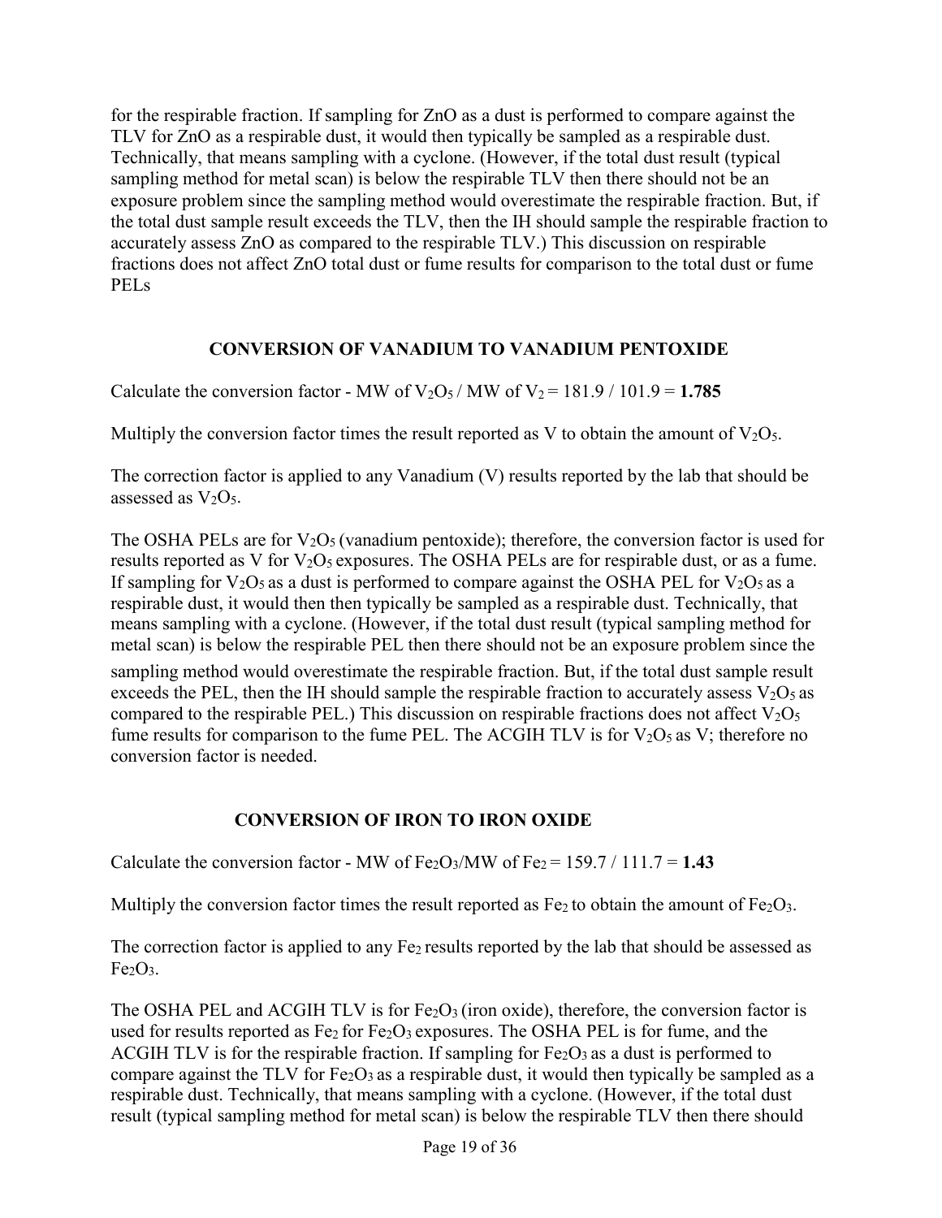for the respirable fraction. If sampling for ZnO as a dust is performed to compare against the TLV for ZnO as a respirable dust, it would then typically be sampled as a respirable dust. Technically, that means sampling with a cyclone. (However, if the total dust result (typical sampling method for metal scan) is below the respirable TLV then there should not be an exposure problem since the sampling method would overestimate the respirable fraction. But, if the total dust sample result exceeds the TLV, then the IH should sample the respirable fraction to accurately assess ZnO as compared to the respirable TLV.) This discussion on respirable fractions does not affect ZnO total dust or fume results for comparison to the total dust or fume PELs

## CONVERSION OF VANADIUM TO VANADIUM PENTOXIDE

Calculate the conversion factor - MW of $V_2O_5$ / MW of $V_2$ = 181.9 / 101.9 = **1.785**

Multiply the conversion factor times the result reported as V to obtain the amount of $V_2O_5$.

The correction factor is applied to any Vanadium (V) results reported by the lab that should be assessed as $V_2O_5$.

The OSHA PELs are for $V_2O_5$ (vanadium pentoxide); therefore, the conversion factor is used for results reported as V for $V_2O_5$ exposures. The OSHA PELs are for respirable dust, or as a fume. If sampling for $V_2O_5$ as a dust is performed to compare against the OSHA PEL for $V_2O_5$ as a respirable dust, it would then then typically be sampled as a respirable dust. Technically, that means sampling with a cyclone. (However, if the total dust result (typical sampling method for metal scan) is below the respirable PEL then there should not be an exposure problem since the sampling method would overestimate the respirable fraction. But, if the total dust sample result exceeds the PEL, then the IH should sample the respirable fraction to accurately assess $V_2O_5$ as compared to the respirable PEL.) This discussion on respirable fractions does not affect $V_2O_5$ fume results for comparison to the fume PEL. The ACGIH TLV is for $V_2O_5$ as V; therefore no conversion factor is needed.

## CONVERSION OF IRON TO IRON OXIDE

Calculate the conversion factor - MW of $Fe_2O_3$/MW of $Fe_2$ = 159.7 / 111.7 = **1.43**

Multiply the conversion factor times the result reported as $Fe_2$ to obtain the amount of $Fe_2O_3$.

The correction factor is applied to any $Fe_2$ results reported by the lab that should be assessed as $Fe_2O_3$.

The OSHA PEL and ACGIH TLV is for $Fe_2O_3$ (iron oxide), therefore, the conversion factor is used for results reported as $Fe_2$ for $Fe_2O_3$ exposures. The OSHA PEL is for fume, and the ACGIH TLV is for the respirable fraction. If sampling for $Fe_2O_3$ as a dust is performed to compare against the TLV for $Fe_2O_3$ as a respirable dust, it would then typically be sampled as a respirable dust. Technically, that means sampling with a cyclone. (However, if the total dust result (typical sampling method for metal scan) is below the respirable TLV then there should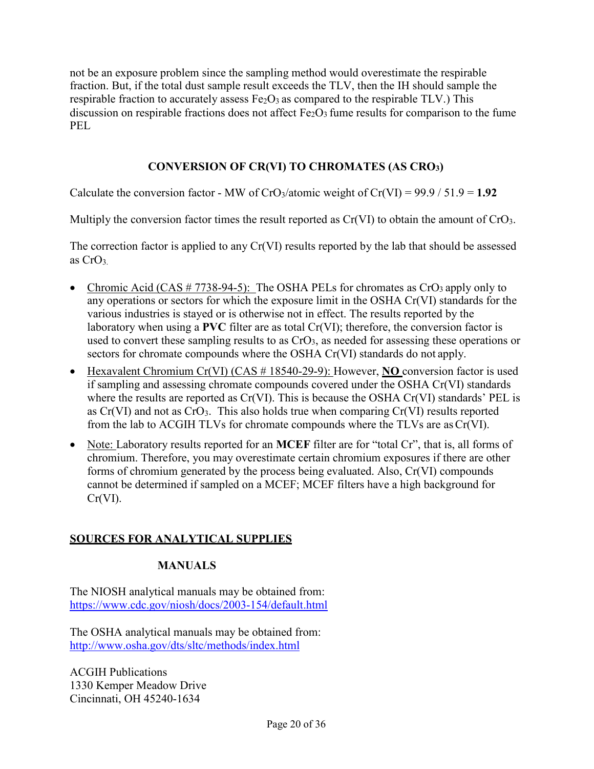not be an exposure problem since the sampling method would overestimate the respirable fraction. But, if the total dust sample result exceeds the TLV, then the IH should sample the respirable fraction to accurately assess $Fe_2O_3$ as compared to the respirable TLV.) This discussion on respirable fractions does not affect $Fe_2O_3$ fume results for comparison to the fume PEL

## CONVERSION OF CR(VI) TO CHROMATES (AS $CRO_3$)

Calculate the conversion factor - MW of $CrO_3$/atomic weight of Cr(VI) = 99.9 / 51.9 = **1.92**

Multiply the conversion factor times the result reported as Cr(VI) to obtain the amount of $CrO_3$.

The correction factor is applied to any Cr(VI) results reported by the lab that should be assessed as $CrO_3$.

- Chromic Acid (CAS # 7738-94-5): The OSHA PELs for chromates as $CrO_3$ apply only to any operations or sectors for which the exposure limit in the OSHA Cr(VI) standards for the various industries is stayed or is otherwise not in effect. The results reported by the laboratory when using a **PVC** filter are as total Cr(VI); therefore, the conversion factor is used to convert these sampling results to as $CrO_3$, as needed for assessing these operations or sectors for chromate compounds where the OSHA Cr(VI) standards do not apply.
- Hexavalent Chromium Cr(VI) (CAS # 18540-29-9): However, **NO** conversion factor is used if sampling and assessing chromate compounds covered under the OSHA Cr(VI) standards where the results are reported as Cr(VI). This is because the OSHA Cr(VI) standards' PEL is as Cr(VI) and not as $CrO_3$. This also holds true when comparing Cr(VI) results reported from the lab to ACGIH TLVs for chromate compounds where the TLVs are as Cr(VI).
- Note: Laboratory results reported for an **MCEF** filter are for "total Cr", that is, all forms of chromium. Therefore, you may overestimate certain chromium exposures if there are other forms of chromium generated by the process being evaluated. Also, Cr(VI) compounds cannot be determined if sampled on a MCEF; MCEF filters have a high background for Cr(VI).

## SOURCES FOR ANALYTICAL SUPPLIES

### MANUALS

The NIOSH analytical manuals may be obtained from:
https://www.cdc.gov/niosh/docs/2003-154/default.html

The OSHA analytical manuals may be obtained from:
http://www.osha.gov/dts/sltc/methods/index.html

ACGIH Publications
1330 Kemper Meadow Drive
Cincinnati, OH 45240-1634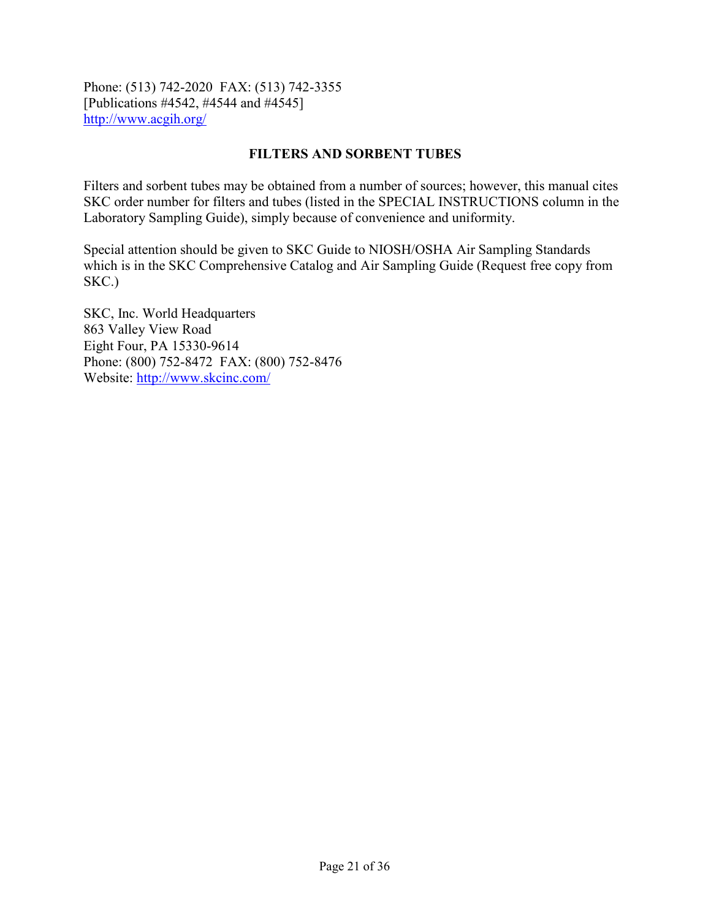Phone: (513) 742-2020  FAX: (513) 742-3355
[Publications #4542, #4544 and #4545]
http://www.acgih.org/

## FILTERS AND SORBENT TUBES

Filters and sorbent tubes may be obtained from a number of sources; however, this manual cites SKC order number for filters and tubes (listed in the SPECIAL INSTRUCTIONS column in the Laboratory Sampling Guide), simply because of convenience and uniformity.

Special attention should be given to SKC Guide to NIOSH/OSHA Air Sampling Standards which is in the SKC Comprehensive Catalog and Air Sampling Guide (Request free copy from SKC.)

SKC, Inc. World Headquarters
863 Valley View Road
Eight Four, PA 15330-9614
Phone: (800) 752-8472  FAX: (800) 752-8476
Website: http://www.skcinc.com/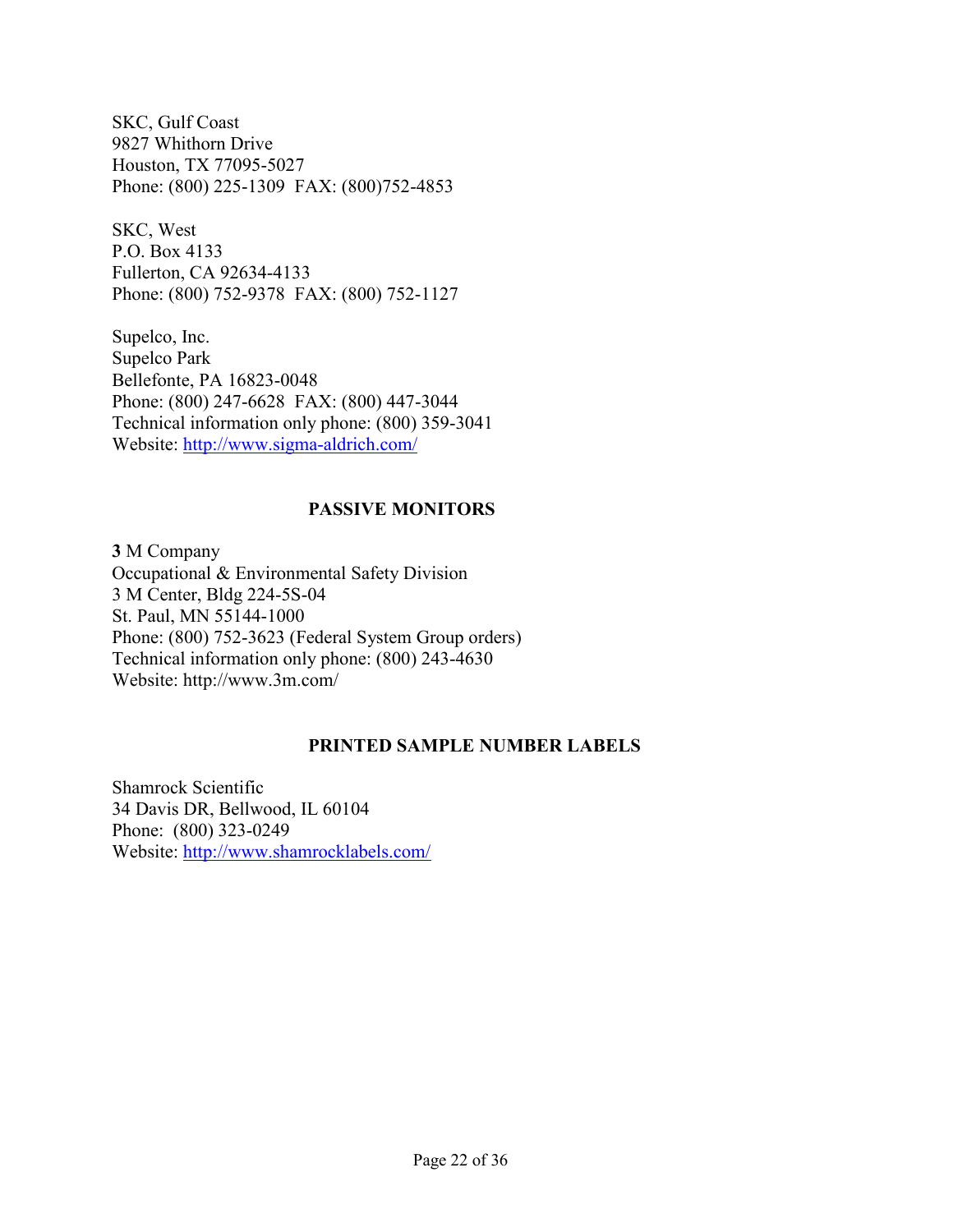SKC, Gulf Coast
9827 Whithorn Drive
Houston, TX 77095-5027
Phone: (800) 225-1309  FAX: (800)752-4853

SKC, West
P.O. Box 4133
Fullerton, CA 92634-4133
Phone: (800) 752-9378  FAX: (800) 752-1127

Supelco, Inc.
Supelco Park
Bellefonte, PA 16823-0048
Phone: (800) 247-6628  FAX: (800) 447-3044
Technical information only phone: (800) 359-3041
Website: http://www.sigma-aldrich.com/

## PASSIVE MONITORS

**3** M Company
Occupational & Environmental Safety Division
3 M Center, Bldg 224-5S-04
St. Paul, MN 55144-1000
Phone: (800) 752-3623 (Federal System Group orders)
Technical information only phone: (800) 243-4630
Website: http://www.3m.com/

## PRINTED SAMPLE NUMBER LABELS

Shamrock Scientific
34 Davis DR, Bellwood, IL 60104
Phone:  (800) 323-0249
Website: http://www.shamrocklabels.com/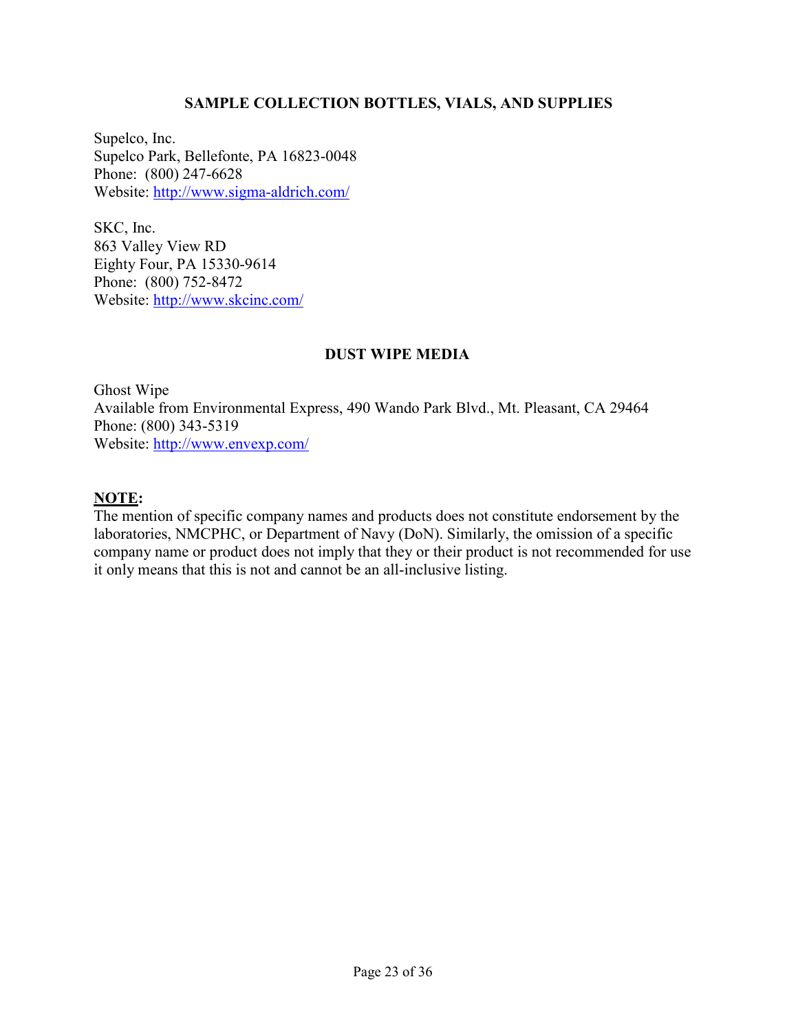## SAMPLE COLLECTION BOTTLES, VIALS, AND SUPPLIES

Supelco, Inc.
Supelco Park, Bellefonte, PA 16823-0048
Phone: (800) 247-6628
Website: http://www.sigma-aldrich.com/

SKC, Inc.
863 Valley View RD
Eighty Four, PA 15330-9614
Phone: (800) 752-8472
Website: http://www.skcinc.com/

## DUST WIPE MEDIA

Ghost Wipe
Available from Environmental Express, 490 Wando Park Blvd., Mt. Pleasant, CA 29464
Phone: (800) 343-5319
Website: http://www.envexp.com/

**NOTE:**
The mention of specific company names and products does not constitute endorsement by the laboratories, NMCPHC, or Department of Navy (DoN). Similarly, the omission of a specific company name or product does not imply that they or their product is not recommended for use it only means that this is not and cannot be an all-inclusive listing.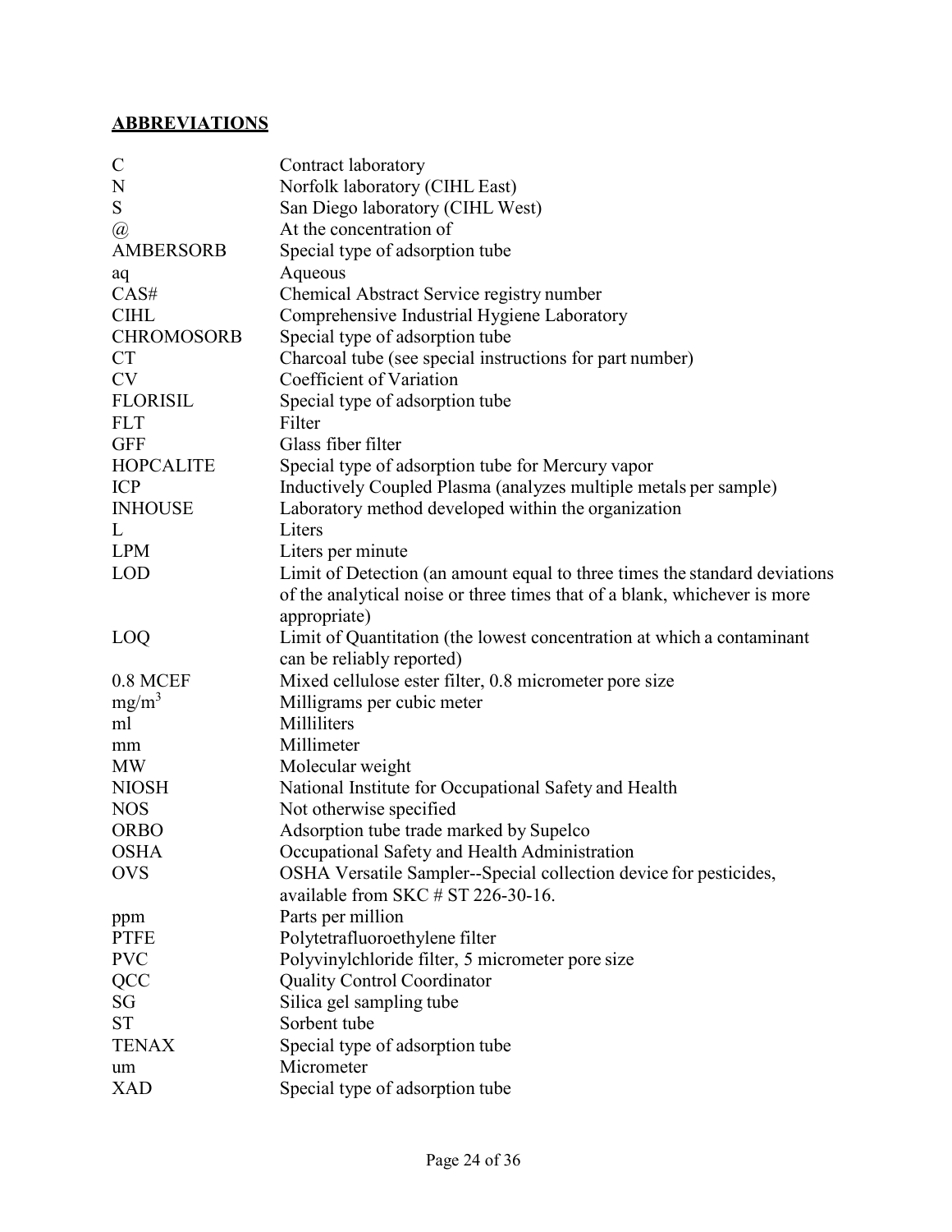## ABBREVIATIONS

| | |
|---|---|
| C | Contract laboratory |
| N | Norfolk laboratory (CIHL East) |
| S | San Diego laboratory (CIHL West) |
| @ | At the concentration of |
| AMBERSORB | Special type of adsorption tube |
| aq | Aqueous |
| CAS# | Chemical Abstract Service registry number |
| CIHL | Comprehensive Industrial Hygiene Laboratory |
| CHROMOSORB | Special type of adsorption tube |
| CT | Charcoal tube (see special instructions for part number) |
| CV | Coefficient of Variation |
| FLORISIL | Special type of adsorption tube |
| FLT | Filter |
| GFF | Glass fiber filter |
| HOPCALITE | Special type of adsorption tube for Mercury vapor |
| ICP | Inductively Coupled Plasma (analyzes multiple metals per sample) |
| INHOUSE | Laboratory method developed within the organization |
| L | Liters |
| LPM | Liters per minute |
| LOD | Limit of Detection (an amount equal to three times the standard deviations of the analytical noise or three times that of a blank, whichever is more appropriate) |
| LOQ | Limit of Quantitation (the lowest concentration at which a contaminant can be reliably reported) |
| 0.8 MCEF | Mixed cellulose ester filter, 0.8 micrometer pore size |
| $mg/m^3$ | Milligrams per cubic meter |
| ml | Milliliters |
| mm | Millimeter |
| MW | Molecular weight |
| NIOSH | National Institute for Occupational Safety and Health |
| NOS | Not otherwise specified |
| ORBO | Adsorption tube trade marked by Supelco |
| OSHA | Occupational Safety and Health Administration |
| OVS | OSHA Versatile Sampler--Special collection device for pesticides, available from SKC # ST 226-30-16. |
| ppm | Parts per million |
| PTFE | Polytetrafluoroethylene filter |
| PVC | Polyvinylchloride filter, 5 micrometer pore size |
| QCC | Quality Control Coordinator |
| SG | Silica gel sampling tube |
| ST | Sorbent tube |
| TENAX | Special type of adsorption tube |
| um | Micrometer |
| XAD | Special type of adsorption tube |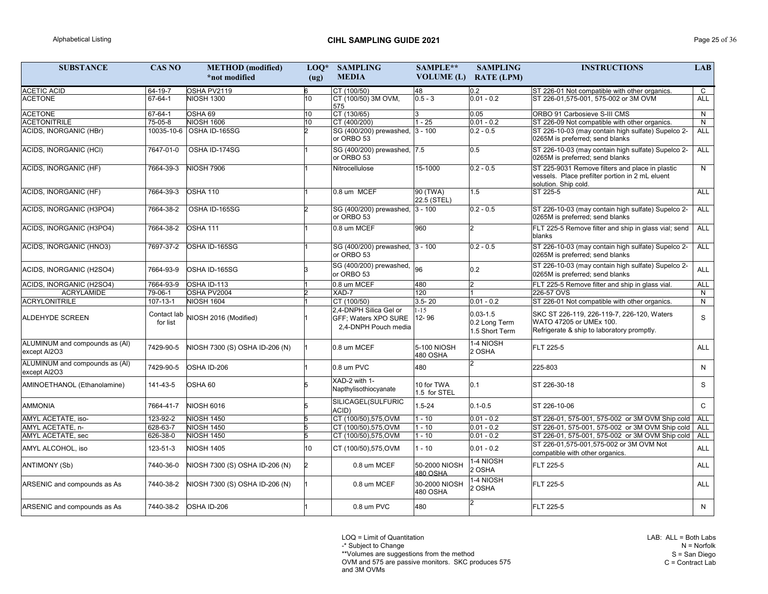| SUBSTANCE | CAS NO | METHOD (modified) *not modified | LOQ* (ug) | SAMPLING MEDIA | SAMPLE** VOLUME (L) | SAMPLING RATE (LPM) | INSTRUCTIONS | LAB |
|---|---|---|---|---|---|---|---|---|
| ACETIC ACID | 64-19-7 | OSHA PV2119 | 6 | CT (100/50) | 48 | 0.2 | ST 226-01 Not compatible with other organics. | C |
| ACETONE | 67-64-1 | NIOSH 1300 | 10 | CT (100/50) 3M OVM, 575 | 0.5 - 3 | 0.01 - 0.2 | ST 226-01,575-001, 575-002 or 3M OVM | ALL |
| ACETONE | 67-64-1 | OSHA 69 | 10 | CT (130/65) | 3 | 0.05 | ORBO 91 Carbosieve S-III CMS | N |
| ACETONITRILE | 75-05-8 | NIOSH 1606 | 10 | CT (400/200) | 1 - 25 | 0.01 - 0.2 | ST 226-09 Not compatible with other organics. | N |
| ACIDS, INORGANIC (HBr) | 10035-10-6 | OSHA ID-165SG | 2 | SG (400/200) prewashed, or ORBO 53 | 3 - 100 | 0.2 - 0.5 | ST 226-10-03 (may contain high sulfate) Supelco 2-0265M is preferred; send blanks | ALL |
| ACIDS, INORGANIC (HCl) | 7647-01-0 | OSHA ID-174SG | 1 | SG (400/200) prewashed, or ORBO 53 | 7.5 | 0.5 | ST 226-10-03 (may contain high sulfate) Supelco 2-0265M is preferred; send blanks | ALL |
| ACIDS, INORGANIC (HF) | 7664-39-3 | NIOSH 7906 | 1 | Nitrocellulose | 15-1000 | 0.2 - 0.5 | ST 225-9031 Remove filters and place in plastic vessels. Place prefilter portion in 2 mL eluent solution. Ship cold. | N |
| ACIDS, INORGANIC (HF) | 7664-39-3 | OSHA 110 | 1 | 0.8 um MCEF | 90 (TWA) 22.5 (STEL) | 1.5 | ST 225-5 | ALL |
| ACIDS, INORGANIC (H3PO4) | 7664-38-2 | OSHA ID-165SG | 2 | SG (400/200) prewashed, or ORBO 53 | 3 - 100 | 0.2 - 0.5 | ST 226-10-03 (may contain high sulfate) Supelco 2-0265M is preferred; send blanks | ALL |
| ACIDS, INORGANIC (H3PO4) | 7664-38-2 | OSHA 111 | 1 | 0.8 um MCEF | 960 | 2 | FLT 225-5 Remove filter and ship in glass vial; send blanks | ALL |
| ACIDS, INORGANIC (HNO3) | 7697-37-2 | OSHA ID-165SG | 1 | SG (400/200) prewashed, or ORBO 53 | 3 - 100 | 0.2 - 0.5 | ST 226-10-03 (may contain high sulfate) Supelco 2-0265M is preferred; send blanks | ALL |
| ACIDS, INORGANIC (H2SO4) | 7664-93-9 | OSHA ID-165SG | 3 | SG (400/200) prewashed, or ORBO 53 | 96 | 0.2 | ST 226-10-03 (may contain high sulfate) Supelco 2-0265M is preferred; send blanks | ALL |
| ACIDS, INORGANIC (H2SO4) | 7664-93-9 | OSHA ID-113 | 1 | 0.8 um MCEF | 480 | 2 | FLT 225-5 Remove filter and ship in glass vial. | ALL |
| ACRYLAMIDE | 79-06-1 | OSHA PV2004 | 2 | XAD-7 | 120 | 1 | 226-57 OVS | N |
| ACRYLONITRILE | 107-13-1 | NIOSH 1604 | 1 | CT (100/50) | 3.5- 20 | 0.01 - 0.2 | ST 226-01 Not compatible with other organics. | N |
| ALDEHYDE SCREEN | Contact lab for list | NIOSH 2016 (Modified) | 1 | 2,4-DNPH Silica Gel or GFF; Waters XPO SURE 2,4-DNPH Pouch media | 1-15 12- 96 | 0.03-1.5 0.2 Long Term 1.5 Short Term | SKC ST 226-119, 226-119-7, 226-120, Waters WATO 47205 or UMEx 100. Refrigerate & ship to laboratory promptly. | S |
| ALUMINUM and compounds as (Al) except Al2O3 | 7429-90-5 | NIOSH 7300 (S) OSHA ID-206 (N) | 1 | 0.8 um MCEF | 5-100 NIOSH 480 OSHA | 1-4 NIOSH 2 OSHA | FLT 225-5 | ALL |
| ALUMINUM and compounds as (Al) except Al2O3 | 7429-90-5 | OSHA ID-206 | 1 | 0.8 um PVC | 480 | 2 | 225-803 | N |
| AMINOETHANOL (Ethanolamine) | 141-43-5 | OSHA 60 | 5 | XAD-2 with 1-Napthylisothiocyanate | 10 for TWA 1.5 for STEL | 0.1 | ST 226-30-18 | S |
| AMMONIA | 7664-41-7 | NIOSH 6016 | 5 | SILICAGEL(SULFURIC ACID) | 1.5-24 | 0.1-0.5 | ST 226-10-06 | C |
| AMYL ACETATE, iso- | 123-92-2 | NIOSH 1450 | 5 | CT (100/50),575,OVM | 1 - 10 | 0.01 - 0.2 | ST 226-01, 575-001, 575-002 or 3M OVM Ship cold | ALL |
| AMYL ACETATE, n- | 628-63-7 | NIOSH 1450 | 5 | CT (100/50),575,OVM | 1 - 10 | 0.01 - 0.2 | ST 226-01, 575-001, 575-002 or 3M OVM Ship cold | ALL |
| AMYL ACETATE, sec | 626-38-0 | NIOSH 1450 | 5 | CT (100/50),575,OVM | 1 - 10 | 0.01 - 0.2 | ST 226-01, 575-001, 575-002 or 3M OVM Ship cold | ALL |
| AMYL ALCOHOL, iso | 123-51-3 | NIOSH 1405 | 10 | CT (100/50),575,OVM | 1 - 10 | 0.01 - 0.2 | ST 226-01,575-001,575-002 or 3M OVM Not compatible with other organics. | ALL |
| ANTIMONY (Sb) | 7440-36-0 | NIOSH 7300 (S) OSHA ID-206 (N) | 2 | 0.8 um MCEF | 50-2000 NIOSH 480 OSHA | 1-4 NIOSH 2 OSHA | FLT 225-5 | ALL |
| ARSENIC and compounds as As | 7440-38-2 | NIOSH 7300 (S) OSHA ID-206 (N) | 1 | 0.8 um MCEF | 30-2000 NIOSH 480 OSHA | 1-4 NIOSH 2 OSHA | FLT 225-5 | ALL |
| ARSENIC and compounds as As | 7440-38-2 | OSHA ID-206 | 1 | 0.8 um PVC | 480 | 2 | FLT 225-5 | N |

LOQ = Limit of Quantitation
-* Subject to Change
**Volumes are suggestions from the method
OVM and 575 are passive monitors. SKC produces 575 and 3M OVMs

LAB: ALL = Both Labs
N = Norfolk
S = San Diego
C = Contract Lab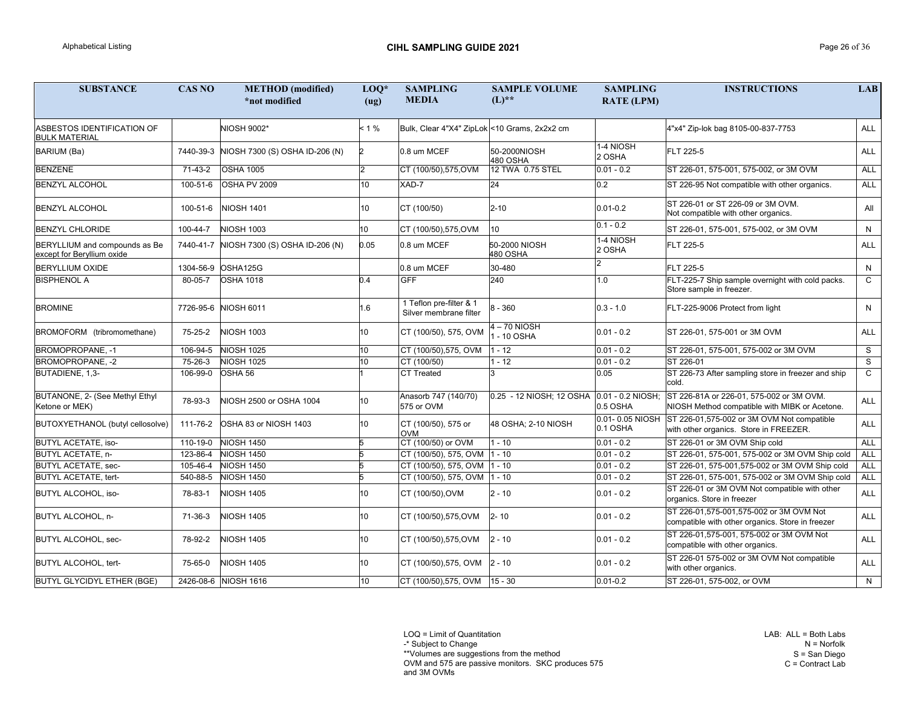| SUBSTANCE | CAS NO | METHOD (modified) *not modified | LOQ* (ug) | SAMPLING MEDIA | SAMPLE VOLUME (L)** | SAMPLING RATE (LPM) | INSTRUCTIONS | LAB |
|---|---|---|---|---|---|---|---|---|
| ASBESTOS IDENTIFICATION OF BULK MATERIAL | | NIOSH 9002* | < 1 % | Bulk, Clear 4"X4" ZipLok | <10 Grams, 2x2x2 cm | | 4"x4" Zip-lok bag 8105-00-837-7753 | ALL |
| BARIUM (Ba) | 7440-39-3 | NIOSH 7300 (S) OSHA ID-206 (N) | 2 | 0.8 um MCEF | 50-2000NIOSH 480 OSHA | 1-4 NIOSH 2 OSHA | FLT 225-5 | ALL |
| BENZENE | 71-43-2 | OSHA 1005 | 2 | CT (100/50),575,OVM | 12 TWA 0.75 STEL | 0.01 - 0.2 | ST 226-01, 575-001, 575-002, or 3M OVM | ALL |
| BENZYL ALCOHOL | 100-51-6 | OSHA PV 2009 | 10 | XAD-7 | 24 | 0.2 | ST 226-95 Not compatible with other organics. | ALL |
| BENZYL ALCOHOL | 100-51-6 | NIOSH 1401 | 10 | CT (100/50) | 2-10 | 0.01-0.2 | ST 226-01 or ST 226-09 or 3M OVM. Not compatible with other organics. | All |
| BENZYL CHLORIDE | 100-44-7 | NIOSH 1003 | 10 | CT (100/50),575,OVM | 10 | 0.1 - 0.2 | ST 226-01, 575-001, 575-002, or 3M OVM | N |
| BERYLLIUM and compounds as Be except for Beryllium oxide | 7440-41-7 | NIOSH 7300 (S) OSHA ID-206 (N) | 0.05 | 0.8 um MCEF | 50-2000 NIOSH 480 OSHA | 1-4 NIOSH 2 OSHA | FLT 225-5 | ALL |
| BERYLLIUM OXIDE | 1304-56-9 | OSHA125G | | 0.8 um MCEF | 30-480 | 2 | FLT 225-5 | N |
| BISPHENOL A | 80-05-7 | OSHA 1018 | 0.4 | GFF | 240 | 1.0 | FLT-225-7 Ship sample overnight with cold packs. Store sample in freezer. | C |
| BROMINE | 7726-95-6 | NIOSH 6011 | 1.6 | 1 Teflon pre-filter & 1 Silver membrane filter | 8 - 360 | 0.3 - 1.0 | FLT-225-9006 Protect from light | N |
| BROMOFORM (tribromomethane) | 75-25-2 | NIOSH 1003 | 10 | CT (100/50), 575, OVM | 4 – 70 NIOSH 1 - 10 OSHA | 0.01 - 0.2 | ST 226-01, 575-001 or 3M OVM | ALL |
| BROMOPROPANE, -1 | 106-94-5 | NIOSH 1025 | 10 | CT (100/50),575, OVM | 1 - 12 | 0.01 - 0.2 | ST 226-01, 575-001, 575-002 or 3M OVM | S |
| BROMOPROPANE, -2 | 75-26-3 | NIOSH 1025 | 10 | CT (100/50) | 1 - 12 | 0.01 - 0.2 | ST 226-01 | S |
| BUTADIENE, 1,3- | 106-99-0 | OSHA 56 | 1 | CT Treated | 3 | 0.05 | ST 226-73 After sampling store in freezer and ship cold. | C |
| BUTANONE, 2- (See Methyl Ethyl Ketone or MEK) | 78-93-3 | NIOSH 2500 or OSHA 1004 | 10 | Anasorb 747 (140/70) 575 or OVM | 0.25 - 12 NIOSH; 12 OSHA | 0.01 - 0.2 NIOSH; 0.5 OSHA | ST 226-81A or 226-01, 575-002 or 3M OVM. NIOSH Method compatible with MIBK or Acetone. | ALL |
| BUTOXYETHANOL (butyl cellosolve) | 111-76-2 | OSHA 83 or NIOSH 1403 | 10 | CT (100/50), 575 or OVM | 48 OSHA; 2-10 NIOSH | 0.01- 0.05 NIOSH 0.1 OSHA | ST 226-01,575-002 or 3M OVM Not compatible with other organics. Store in FREEZER. | ALL |
| BUTYL ACETATE, iso- | 110-19-0 | NIOSH 1450 | 5 | CT (100/50) or OVM | 1 - 10 | 0.01 - 0.2 | ST 226-01 or 3M OVM Ship cold | ALL |
| BUTYL ACETATE, n- | 123-86-4 | NIOSH 1450 | 5 | CT (100/50), 575, OVM | 1 - 10 | 0.01 - 0.2 | ST 226-01, 575-001, 575-002 or 3M OVM Ship cold | ALL |
| BUTYL ACETATE, sec- | 105-46-4 | NIOSH 1450 | 5 | CT (100/50), 575, OVM | 1 - 10 | 0.01 - 0.2 | ST 226-01, 575-001,575-002 or 3M OVM Ship cold | ALL |
| BUTYL ACETATE, tert- | 540-88-5 | NIOSH 1450 | 5 | CT (100/50), 575, OVM | 1 - 10 | 0.01 - 0.2 | ST 226-01, 575-001, 575-002 or 3M OVM Ship cold | ALL |
| BUTYL ALCOHOL, iso- | 78-83-1 | NIOSH 1405 | 10 | CT (100/50),OVM | 2 - 10 | 0.01 - 0.2 | ST 226-01 or 3M OVM Not compatible with other organics. Store in freezer | ALL |
| BUTYL ALCOHOL, n- | 71-36-3 | NIOSH 1405 | 10 | CT (100/50),575,OVM | 2- 10 | 0.01 - 0.2 | ST 226-01,575-001,575-002 or 3M OVM Not compatible with other organics. Store in freezer | ALL |
| BUTYL ALCOHOL, sec- | 78-92-2 | NIOSH 1405 | 10 | CT (100/50),575,OVM | 2 - 10 | 0.01 - 0.2 | ST 226-01,575-001, 575-002 or 3M OVM Not compatible with other organics. | ALL |
| BUTYL ALCOHOL, tert- | 75-65-0 | NIOSH 1405 | 10 | CT (100/50),575, OVM | 2 - 10 | 0.01 - 0.2 | ST 226-01 575-002 or 3M OVM Not compatible with other organics. | ALL |
| BUTYL GLYCIDYL ETHER (BGE) | 2426-08-6 | NIOSH 1616 | 10 | CT (100/50),575, OVM | 15 - 30 | 0.01-0.2 | ST 226-01, 575-002, or OVM | N |

LOQ = Limit of Quantitation
-* Subject to Change
**Volumes are suggestions from the method
OVM and 575 are passive monitors. SKC produces 575 and 3M OVMs

LAB: ALL = Both Labs
N = Norfolk
S = San Diego
C = Contract Lab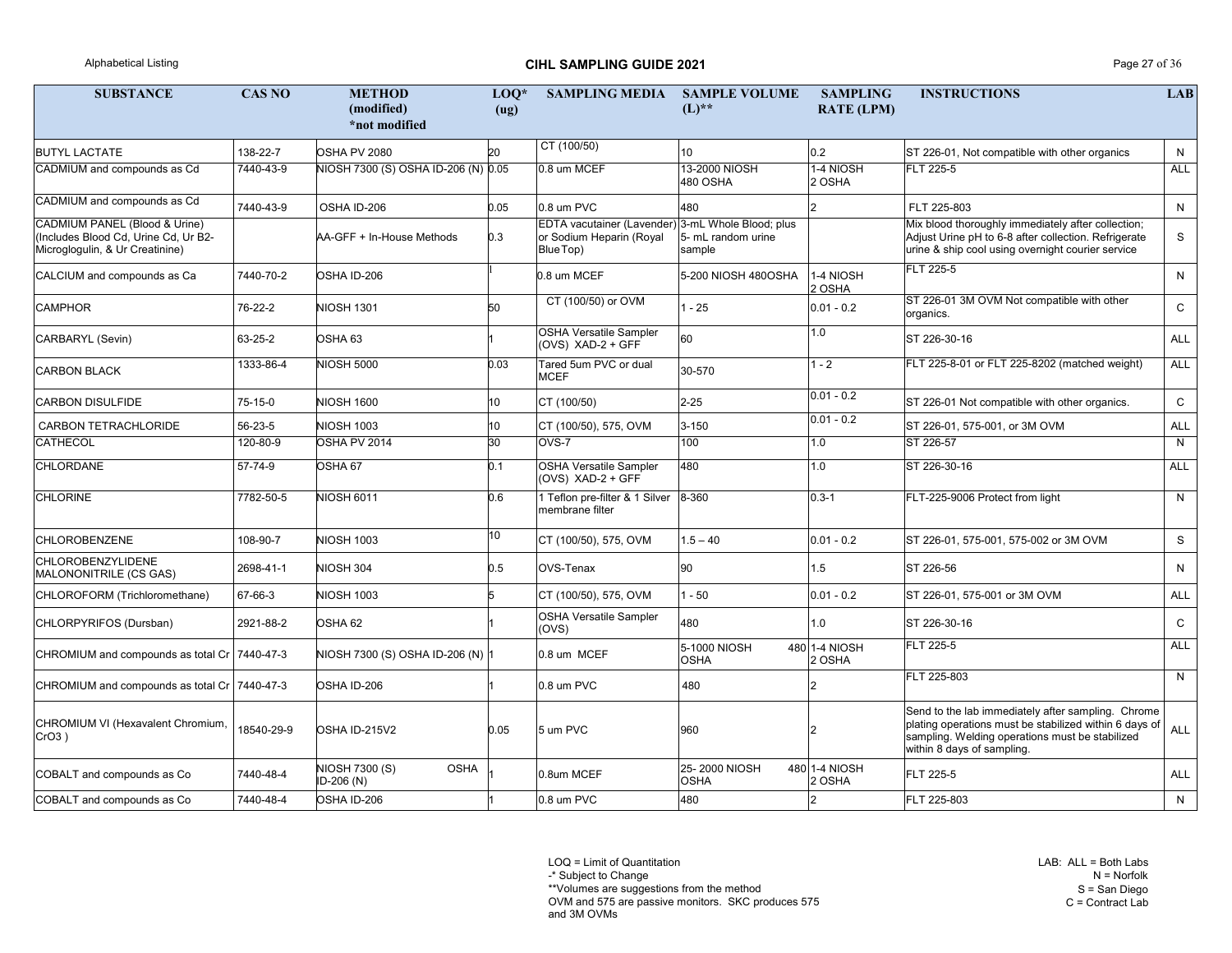| SUBSTANCE | CAS NO | METHOD (modified) *not modified | LOQ* (ug) | SAMPLING MEDIA | SAMPLE VOLUME (L)** | SAMPLING RATE (LPM) | INSTRUCTIONS | LAB |
|---|---|---|---|---|---|---|---|---|
| BUTYL LACTATE | 138-22-7 | OSHA PV 2080 | 20 | CT (100/50) | 10 | 0.2 | ST 226-01, Not compatible with other organics | N |
| CADMIUM and compounds as Cd | 7440-43-9 | NIOSH 7300 (S) OSHA ID-206 (N) | 0.05 | 0.8 um MCEF | 13-2000 NIOSH 480 OSHA | 1-4 NIOSH 2 OSHA | FLT 225-5 | ALL |
| CADMIUM and compounds as Cd | 7440-43-9 | OSHA ID-206 | 0.05 | 0.8 um PVC | 480 | 2 | FLT 225-803 | N |
| CADMIUM PANEL (Blood & Urine) (Includes Blood Cd, Urine Cd, Ur B2-Microglogulin, & Ur Creatinine) | | AA-GFF + In-House Methods | 0.3 | EDTA vacutainer (Lavender) or Sodium Heparin (Royal BlueTop) | 3-mL Whole Blood; plus 5- mL random urine sample | | Mix blood thoroughly immediately after collection; Adjust Urine pH to 6-8 after collection. Refrigerate urine & ship cool using overnight courier service | S |
| CALCIUM and compounds as Ca | 7440-70-2 | OSHA ID-206 | 1 | 0.8 um MCEF | 5-200 NIOSH 480OSHA | 1-4 NIOSH 2 OSHA | FLT 225-5 | N |
| CAMPHOR | 76-22-2 | NIOSH 1301 | 50 | CT (100/50) or OVM | 1 - 25 | 0.01 - 0.2 | ST 226-01 3M OVM Not compatible with other organics. | C |
| CARBARYL (Sevin) | 63-25-2 | OSHA 63 | 1 | OSHA Versatile Sampler (OVS) XAD-2 + GFF | 60 | 1.0 | ST 226-30-16 | ALL |
| CARBON BLACK | 1333-86-4 | NIOSH 5000 | 0.03 | Tared 5um PVC or dual MCEF | 30-570 | 1 - 2 | FLT 225-8-01 or FLT 225-8202 (matched weight) | ALL |
| CARBON DISULFIDE | 75-15-0 | NIOSH 1600 | 10 | CT (100/50) | 2-25 | 0.01 - 0.2 | ST 226-01 Not compatible with other organics. | C |
| CARBON TETRACHLORIDE | 56-23-5 | NIOSH 1003 | 10 | CT (100/50), 575, OVM | 3-150 | 0.01 - 0.2 | ST 226-01, 575-001, or 3M OVM | ALL |
| CATHECOL | 120-80-9 | OSHA PV 2014 | 30 | OVS-7 | 100 | 1.0 | ST 226-57 | N |
| CHLORDANE | 57-74-9 | OSHA 67 | 0.1 | OSHA Versatile Sampler (OVS) XAD-2 + GFF | 480 | 1.0 | ST 226-30-16 | ALL |
| CHLORINE | 7782-50-5 | NIOSH 6011 | 0.6 | 1 Teflon pre-filter & 1 Silver membrane filter | 8-360 | 0.3-1 | FLT-225-9006 Protect from light | N |
| CHLOROBENZENE | 108-90-7 | NIOSH 1003 | 10 | CT (100/50), 575, OVM | 1.5 – 40 | 0.01 - 0.2 | ST 226-01, 575-001, 575-002 or 3M OVM | S |
| CHLOROBENZYLIDENE MALONONITRILE (CS GAS) | 2698-41-1 | NIOSH 304 | 0.5 | OVS-Tenax | 90 | 1.5 | ST 226-56 | N |
| CHLOROFORM (Trichloromethane) | 67-66-3 | NIOSH 1003 | 5 | CT (100/50), 575, OVM | 1 - 50 | 0.01 - 0.2 | ST 226-01, 575-001 or 3M OVM | ALL |
| CHLORPYRIFOS (Dursban) | 2921-88-2 | OSHA 62 | 1 | OSHA Versatile Sampler (OVS) | 480 | 1.0 | ST 226-30-16 | C |
| CHROMIUM and compounds as total Cr | 7440-47-3 | NIOSH 7300 (S) OSHA ID-206 (N) | 1 | 0.8 um MCEF | 5-1000 NIOSH 480 OSHA | 1-4 NIOSH 2 OSHA | FLT 225-5 | ALL |
| CHROMIUM and compounds as total Cr | 7440-47-3 | OSHA ID-206 | 1 | 0.8 um PVC | 480 | 2 | FLT 225-803 | N |
| CHROMIUM VI (Hexavalent Chromium, $CrO_3$ ) | 18540-29-9 | OSHA ID-215V2 | 0.05 | 5 um PVC | 960 | 2 | Send to the lab immediately after sampling. Chrome plating operations must be stabilized within 6 days of sampling. Welding operations must be stabilized within 8 days of sampling. | ALL |
| COBALT and compounds as Co | 7440-48-4 | NIOSH 7300 (S) OSHA ID-206 (N) | 1 | 0.8um MCEF | 25- 2000 NIOSH 480 OSHA | 1-4 NIOSH 2 OSHA | FLT 225-5 | ALL |
| COBALT and compounds as Co | 7440-48-4 | OSHA ID-206 | 1 | 0.8 um PVC | 480 | 2 | FLT 225-803 | N |

LOQ = Limit of Quantitation
-* Subject to Change
**Volumes are suggestions from the method
OVM and 575 are passive monitors. SKC produces 575 and 3M OVMs

LAB: ALL = Both Labs
N = Norfolk
S = San Diego
C = Contract Lab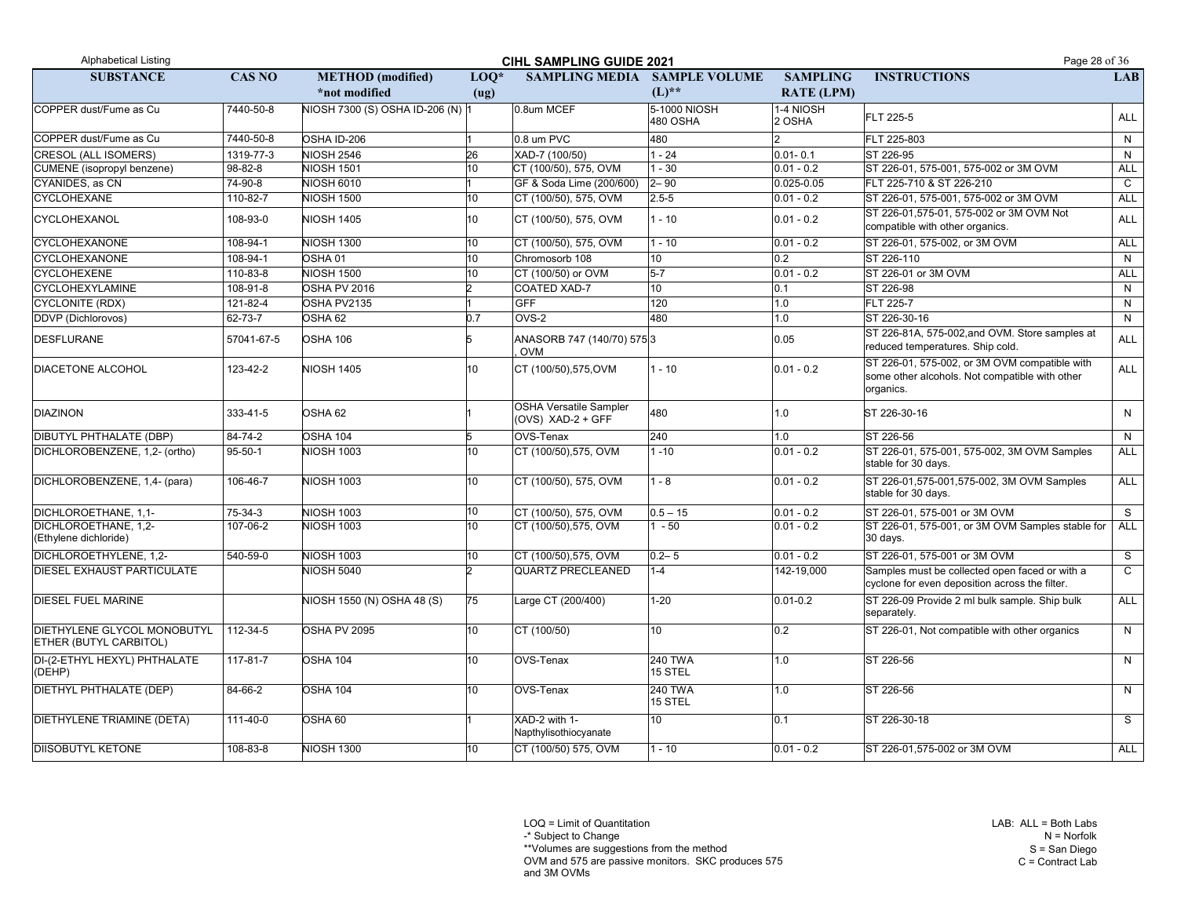| SUBSTANCE | CAS NO | METHOD (modified) *not modified | LOQ* (ug) | SAMPLING MEDIA | SAMPLE VOLUME (L)** | SAMPLING RATE (LPM) | INSTRUCTIONS | LAB |
|---|---|---|---|---|---|---|---|---|
| COPPER dust/Fume as Cu | 7440-50-8 | NIOSH 7300 (S) OSHA ID-206 (N) | 1 | 0.8um MCEF | 5-1000 NIOSH 480 OSHA | 1-4 NIOSH 2 OSHA | FLT 225-5 | ALL |
| COPPER dust/Fume as Cu | 7440-50-8 | OSHA ID-206 | 1 | 0.8 um PVC | 480 | 2 | FLT 225-803 | N |
| CRESOL (ALL ISOMERS) | 1319-77-3 | NIOSH 2546 | 26 | XAD-7 (100/50) | 1 - 24 | 0.01- 0.1 | ST 226-95 | N |
| CUMENE (isopropyl benzene) | 98-82-8 | NIOSH 1501 | 10 | CT (100/50), 575, OVM | 1 - 30 | 0.01 - 0.2 | ST 226-01, 575-001, 575-002 or 3M OVM | ALL |
| CYANIDES, as CN | 74-90-8 | NIOSH 6010 | 1 | GF & Soda Lime (200/600) | 2– 90 | 0.025-0.05 | FLT 225-710 & ST 226-210 | C |
| CYCLOHEXANE | 110-82-7 | NIOSH 1500 | 10 | CT (100/50), 575, OVM | 2.5-5 | 0.01 - 0.2 | ST 226-01, 575-001, 575-002 or 3M OVM | ALL |
| CYCLOHEXANOL | 108-93-0 | NIOSH 1405 | 10 | CT (100/50), 575, OVM | 1 - 10 | 0.01 - 0.2 | ST 226-01,575-01, 575-002 or 3M OVM Not compatible with other organics. | ALL |
| CYCLOHEXANONE | 108-94-1 | NIOSH 1300 | 10 | CT (100/50), 575, OVM | 1 - 10 | 0.01 - 0.2 | ST 226-01, 575-002, or 3M OVM | ALL |
| CYCLOHEXANONE | 108-94-1 | OSHA 01 | 10 | Chromosorb 108 | 10 | 0.2 | ST 226-110 | N |
| CYCLOHEXENE | 110-83-8 | NIOSH 1500 | 10 | CT (100/50) or OVM | 5-7 | 0.01 - 0.2 | ST 226-01 or 3M OVM | ALL |
| CYCLOHEXYLAMINE | 108-91-8 | OSHA PV 2016 | 2 | COATED XAD-7 | 10 | 0.1 | ST 226-98 | N |
| CYCLONITE (RDX) | 121-82-4 | OSHA PV2135 | 1 | GFF | 120 | 1.0 | FLT 225-7 | N |
| DDVP (Dichlorovos) | 62-73-7 | OSHA 62 | 0.7 | OVS-2 | 480 | 1.0 | ST 226-30-16 | N |
| DESFLURANE | 57041-67-5 | OSHA 106 | 5 | ANASORB 747 (140/70) 575, OVM | 3 | 0.05 | ST 226-81A, 575-002,and OVM. Store samples at reduced temperatures. Ship cold. | ALL |
| DIACETONE ALCOHOL | 123-42-2 | NIOSH 1405 | 10 | CT (100/50),575,OVM | 1 - 10 | 0.01 - 0.2 | ST 226-01, 575-002, or 3M OVM compatible with some other alcohols. Not compatible with other organics. | ALL |
| DIAZINON | 333-41-5 | OSHA 62 | 1 | OSHA Versatile Sampler (OVS) XAD-2 + GFF | 480 | 1.0 | ST 226-30-16 | N |
| DIBUTYL PHTHALATE (DBP) | 84-74-2 | OSHA 104 | 5 | OVS-Tenax | 240 | 1.0 | ST 226-56 | N |
| DICHLOROBENZENE, 1,2- (ortho) | 95-50-1 | NIOSH 1003 | 10 | CT (100/50),575, OVM | 1 -10 | 0.01 - 0.2 | ST 226-01, 575-001, 575-002, 3M OVM Samples stable for 30 days. | ALL |
| DICHLOROBENZENE, 1,4- (para) | 106-46-7 | NIOSH 1003 | 10 | CT (100/50), 575, OVM | 1 - 8 | 0.01 - 0.2 | ST 226-01,575-001,575-002, 3M OVM Samples stable for 30 days. | ALL |
| DICHLOROETHANE, 1,1- | 75-34-3 | NIOSH 1003 | 10 | CT (100/50), 575, OVM | 0.5 – 15 | 0.01 - 0.2 | ST 226-01, 575-001 or 3M OVM | S |
| DICHLOROETHANE, 1,2- (Ethylene dichloride) | 107-06-2 | NIOSH 1003 | 10 | CT (100/50),575, OVM | 1 - 50 | 0.01 - 0.2 | ST 226-01, 575-001, or 3M OVM Samples stable for 30 days. | ALL |
| DICHLOROETHYLENE, 1,2- | 540-59-0 | NIOSH 1003 | 10 | CT (100/50),575, OVM | 0.2– 5 | 0.01 - 0.2 | ST 226-01, 575-001 or 3M OVM | S |
| DIESEL EXHAUST PARTICULATE | | NIOSH 5040 | 2 | QUARTZ PRECLEANED | 1-4 | 142-19,000 | Samples must be collected open faced or with a cyclone for even deposition across the filter. | C |
| DIESEL FUEL MARINE | | NIOSH 1550 (N) OSHA 48 (S) | 75 | Large CT (200/400) | 1-20 | 0.01-0.2 | ST 226-09 Provide 2 ml bulk sample. Ship bulk separately. | ALL |
| DIETHYLENE GLYCOL MONOBUTYL ETHER (BUTYL CARBITOL) | 112-34-5 | OSHA PV 2095 | 10 | CT (100/50) | 10 | 0.2 | ST 226-01, Not compatible with other organics | N |
| DI-(2-ETHYL HEXYL) PHTHALATE (DEHP) | 117-81-7 | OSHA 104 | 10 | OVS-Tenax | 240 TWA 15 STEL | 1.0 | ST 226-56 | N |
| DIETHYL PHTHALATE (DEP) | 84-66-2 | OSHA 104 | 10 | OVS-Tenax | 240 TWA 15 STEL | 1.0 | ST 226-56 | N |
| DIETHYLENE TRIAMINE (DETA) | 111-40-0 | OSHA 60 | 1 | XAD-2 with 1-Napthylisothiocyanate | 10 | 0.1 | ST 226-30-18 | S |
| DIISOBUTYL KETONE | 108-83-8 | NIOSH 1300 | 10 | CT (100/50) 575, OVM | 1 - 10 | 0.01 - 0.2 | ST 226-01,575-002 or 3M OVM | ALL |

LOQ = Limit of Quantitation
-* Subject to Change
**Volumes are suggestions from the method
OVM and 575 are passive monitors. SKC produces 575 and 3M OVMs

LAB: ALL = Both Labs
N = Norfolk
S = San Diego
C = Contract Lab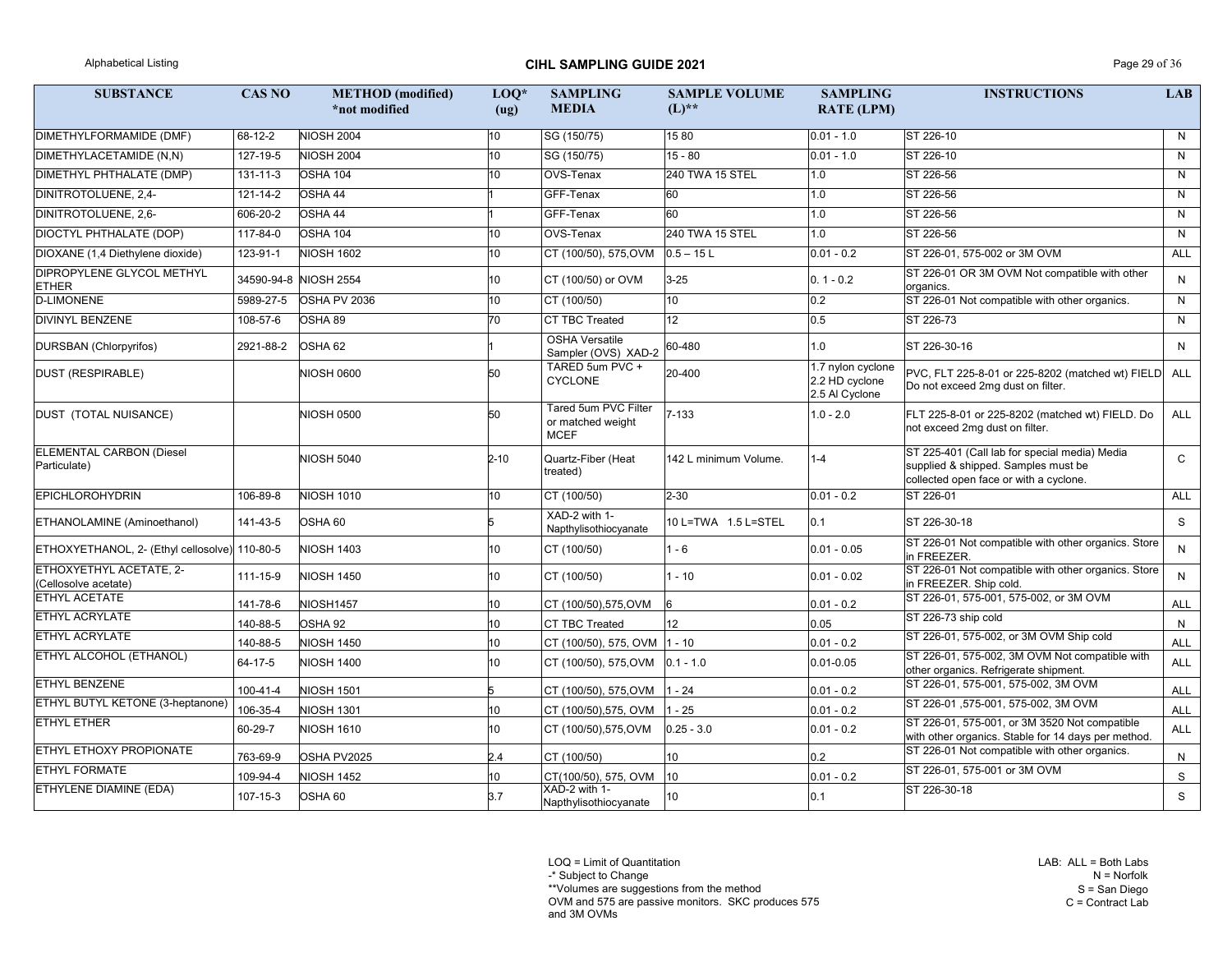| SUBSTANCE | CAS NO | METHOD (modified) *not modified | LOQ* (ug) | SAMPLING MEDIA | SAMPLE VOLUME (L)** | SAMPLING RATE (LPM) | INSTRUCTIONS | LAB |
|---|---|---|---|---|---|---|---|---|
| DIMETHYLFORMAMIDE (DMF) | 68-12-2 | NIOSH 2004 | 10 | SG (150/75) | 15 80 | 0.01 - 1.0 | ST 226-10 | N |
| DIMETHYLACETAMIDE (N,N) | 127-19-5 | NIOSH 2004 | 10 | SG (150/75) | 15 - 80 | 0.01 - 1.0 | ST 226-10 | N |
| DIMETHYL PHTHALATE (DMP) | 131-11-3 | OSHA 104 | 10 | OVS-Tenax | 240 TWA 15 STEL | 1.0 | ST 226-56 | N |
| DINITROTOLUENE, 2,4- | 121-14-2 | OSHA 44 | 1 | GFF-Tenax | 60 | 1.0 | ST 226-56 | N |
| DINITROTOLUENE, 2,6- | 606-20-2 | OSHA 44 | 1 | GFF-Tenax | 60 | 1.0 | ST 226-56 | N |
| DIOCTYL PHTHALATE (DOP) | 117-84-0 | OSHA 104 | 10 | OVS-Tenax | 240 TWA 15 STEL | 1.0 | ST 226-56 | N |
| DIOXANE (1,4 Diethylene dioxide) | 123-91-1 | NIOSH 1602 | 10 | CT (100/50), 575,OVM | 0.5 – 15 L | 0.01 - 0.2 | ST 226-01, 575-002 or 3M OVM | ALL |
| DIPROPYLENE GLYCOL METHYL ETHER | 34590-94-8 | NIOSH 2554 | 10 | CT (100/50) or OVM | 3-25 | 0. 1 - 0.2 | ST 226-01 OR 3M OVM Not compatible with other organics. | N |
| D-LIMONENE | 5989-27-5 | OSHA PV 2036 | 10 | CT (100/50) | 10 | 0.2 | ST 226-01 Not compatible with other organics. | N |
| DIVINYL BENZENE | 108-57-6 | OSHA 89 | 70 | CT TBC Treated | 12 | 0.5 | ST 226-73 | N |
| DURSBAN (Chlorpyrifos) | 2921-88-2 | OSHA 62 | 1 | OSHA Versatile Sampler (OVS) XAD-2 | 60-480 | 1.0 | ST 226-30-16 | N |
| DUST (RESPIRABLE) | | NIOSH 0600 | 50 | TARED 5um PVC + CYCLONE | 20-400 | 1.7 nylon cyclone 2.2 HD cyclone 2.5 Al Cyclone | PVC, FLT 225-8-01 or 225-8202 (matched wt) FIELD Do not exceed 2mg dust on filter. | ALL |
| DUST (TOTAL NUISANCE) | | NIOSH 0500 | 50 | Tared 5um PVC Filter or matched weight MCEF | 7-133 | 1.0 - 2.0 | FLT 225-8-01 or 225-8202 (matched wt) FIELD. Do not exceed 2mg dust on filter. | ALL |
| ELEMENTAL CARBON (Diesel Particulate) | | NIOSH 5040 | 2-10 | Quartz-Fiber (Heat treated) | 142 L minimum Volume. | 1-4 | ST 225-401 (Call lab for special media) Media supplied & shipped. Samples must be collected open face or with a cyclone. | C |
| EPICHLOROHYDRIN | 106-89-8 | NIOSH 1010 | 10 | CT (100/50) | 2-30 | 0.01 - 0.2 | ST 226-01 | ALL |
| ETHANOLAMINE (Aminoethanol) | 141-43-5 | OSHA 60 | 5 | XAD-2 with 1-Napthylisothiocyanate | 10 L=TWA 1.5 L=STEL | 0.1 | ST 226-30-18 | S |
| ETHOXYETHANOL, 2- (Ethyl cellosolve) | 110-80-5 | NIOSH 1403 | 10 | CT (100/50) | 1 - 6 | 0.01 - 0.05 | ST 226-01 Not compatible with other organics. Store in FREEZER. | N |
| ETHOXYETHYL ACETATE, 2- (Cellosolve acetate) | 111-15-9 | NIOSH 1450 | 10 | CT (100/50) | 1 - 10 | 0.01 - 0.02 | ST 226-01 Not compatible with other organics. Store in FREEZER. Ship cold. | N |
| ETHYL ACETATE | 141-78-6 | NIOSH1457 | 10 | CT (100/50),575,OVM | 6 | 0.01 - 0.2 | ST 226-01, 575-001, 575-002, or 3M OVM | ALL |
| ETHYL ACRYLATE | 140-88-5 | OSHA 92 | 10 | CT TBC Treated | 12 | 0.05 | ST 226-73 ship cold | N |
| ETHYL ACRYLATE | 140-88-5 | NIOSH 1450 | 10 | CT (100/50), 575, OVM | 1 - 10 | 0.01 - 0.2 | ST 226-01, 575-002, or 3M OVM Ship cold | ALL |
| ETHYL ALCOHOL (ETHANOL) | 64-17-5 | NIOSH 1400 | 10 | CT (100/50), 575,OVM | 0.1 - 1.0 | 0.01-0.05 | ST 226-01, 575-002, 3M OVM Not compatible with other organics. Refrigerate shipment. | ALL |
| ETHYL BENZENE | 100-41-4 | NIOSH 1501 | 5 | CT (100/50), 575,OVM | 1 - 24 | 0.01 - 0.2 | ST 226-01, 575-001, 575-002, 3M OVM | ALL |
| ETHYL BUTYL KETONE (3-heptanone) | 106-35-4 | NIOSH 1301 | 10 | CT (100/50),575, OVM | 1 - 25 | 0.01 - 0.2 | ST 226-01 ,575-001, 575-002, 3M OVM | ALL |
| ETHYL ETHER | 60-29-7 | NIOSH 1610 | 10 | CT (100/50),575,OVM | 0.25 - 3.0 | 0.01 - 0.2 | ST 226-01, 575-001, or 3M 3520 Not compatible with other organics. Stable for 14 days per method. | ALL |
| ETHYL ETHOXY PROPIONATE | 763-69-9 | OSHA PV2025 | 2.4 | CT (100/50) | 10 | 0.2 | ST 226-01 Not compatible with other organics. | N |
| ETHYL FORMATE | 109-94-4 | NIOSH 1452 | 10 | CT(100/50), 575, OVM | 10 | 0.01 - 0.2 | ST 226-01, 575-001 or 3M OVM | S |
| ETHYLENE DIAMINE (EDA) | 107-15-3 | OSHA 60 | 3.7 | XAD-2 with 1-Napthylisothiocyanate | 10 | 0.1 | ST 226-30-18 | S |

LOQ = Limit of Quantitation
-* Subject to Change
**Volumes are suggestions from the method
OVM and 575 are passive monitors. SKC produces 575 and 3M OVMs

LAB: ALL = Both Labs
N = Norfolk
S = San Diego
C = Contract Lab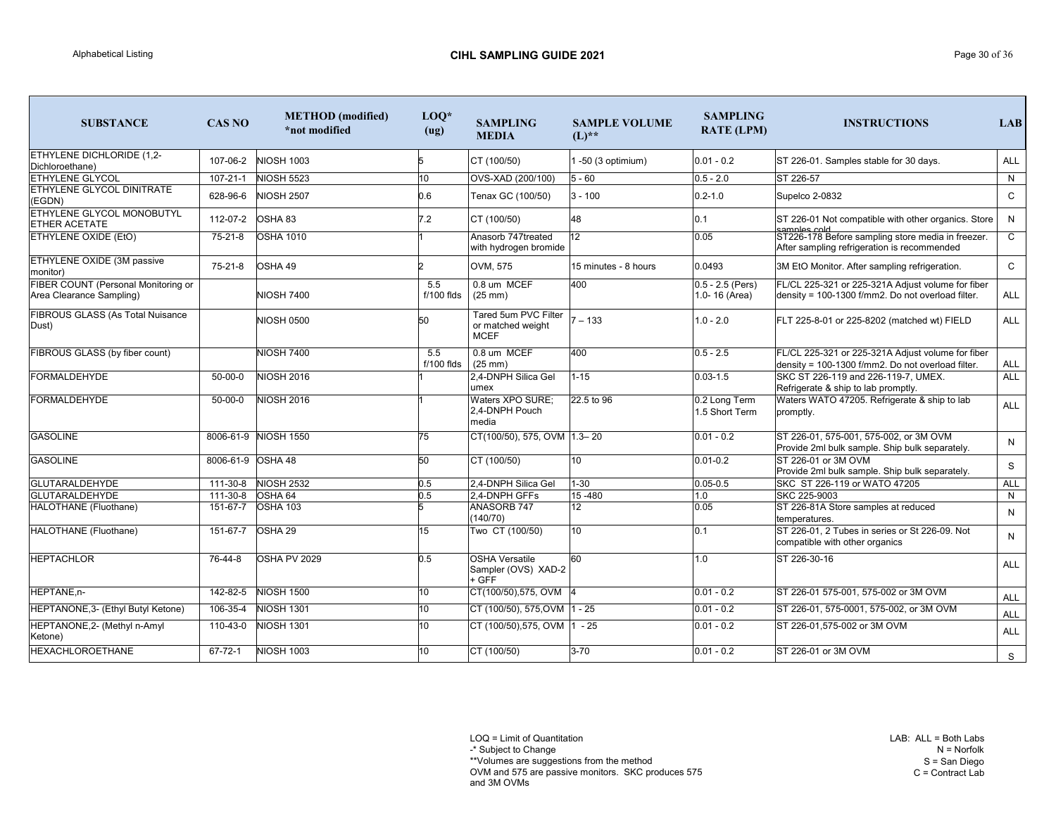| SUBSTANCE | CAS NO | METHOD (modified) *not modified | LOQ* (ug) | SAMPLING MEDIA | SAMPLE VOLUME (L)** | SAMPLING RATE (LPM) | INSTRUCTIONS | LAB |
|---|---|---|---|---|---|---|---|---|
| ETHYLENE DICHLORIDE (1,2-Dichloroethane) | 107-06-2 | NIOSH 1003 | 5 | CT (100/50) | 1 -50 (3 optimium) | 0.01 - 0.2 | ST 226-01. Samples stable for 30 days. | ALL |
| ETHYLENE GLYCOL | 107-21-1 | NIOSH 5523 | 10 | OVS-XAD (200/100) | 5 - 60 | 0.5 - 2.0 | ST 226-57 | N |
| ETHYLENE GLYCOL DINITRATE (EGDN) | 628-96-6 | NIOSH 2507 | 0.6 | Tenax GC (100/50) | 3 - 100 | 0.2-1.0 | Supelco 2-0832 | C |
| ETHYLENE GLYCOL MONOBUTYL ETHER ACETATE | 112-07-2 | OSHA 83 | 7.2 | CT (100/50) | 48 | 0.1 | ST 226-01 Not compatible with other organics. Store samples cold | N |
| ETHYLENE OXIDE (EtO) | 75-21-8 | OSHA 1010 | 1 | Anasorb 747treated with hydrogen bromide | 12 | 0.05 | ST226-178 Before sampling store media in freezer. After sampling refrigeration is recommended | C |
| ETHYLENE OXIDE (3M passive monitor) | 75-21-8 | OSHA 49 | 2 | OVM, 575 | 15 minutes - 8 hours | 0.0493 | 3M EtO Monitor. After sampling refrigeration. | C |
| FIBER COUNT (Personal Monitoring or Area Clearance Sampling) | | NIOSH 7400 | 5.5 f/100 flds | 0.8 um MCEF (25 mm) | 400 | 0.5 - 2.5 (Pers) 1.0- 16 (Area) | FL/CL 225-321 or 225-321A Adjust volume for fiber density = 100-1300 f/mm2. Do not overload filter. | ALL |
| FIBROUS GLASS (As Total Nuisance Dust) | | NIOSH 0500 | 50 | Tared 5um PVC Filter or matched weight MCEF | 7 – 133 | 1.0 - 2.0 | FLT 225-8-01 or 225-8202 (matched wt) FIELD | ALL |
| FIBROUS GLASS (by fiber count) | | NIOSH 7400 | 5.5 f/100 flds | 0.8 um MCEF (25 mm) | 400 | 0.5 - 2.5 | FL/CL 225-321 or 225-321A Adjust volume for fiber density = 100-1300 f/mm2. Do not overload filter. | ALL |
| FORMALDEHYDE | 50-00-0 | NIOSH 2016 | 1 | 2,4-DNPH Silica Gel umex | 1-15 | 0.03-1.5 | SKC ST 226-119 and 226-119-7, UMEX. Refrigerate & ship to lab promptly. | ALL |
| FORMALDEHYDE | 50-00-0 | NIOSH 2016 | 1 | Waters XPO SURE; 2,4-DNPH Pouch media | 22.5 to 96 | 0.2 Long Term 1.5 Short Term | Waters WATO 47205. Refrigerate & ship to lab promptly. | ALL |
| GASOLINE | 8006-61-9 | NIOSH 1550 | 75 | CT(100/50), 575, OVM | 1.3– 20 | 0.01 - 0.2 | ST 226-01, 575-001, 575-002, or 3M OVM Provide 2ml bulk sample. Ship bulk separately. | N |
| GASOLINE | 8006-61-9 | OSHA 48 | 50 | CT (100/50) | 10 | 0.01-0.2 | ST 226-01 or 3M OVM Provide 2ml bulk sample. Ship bulk separately. | S |
| GLUTARALDEHYDE | 111-30-8 | NIOSH 2532 | 0.5 | 2,4-DNPH Silica Gel | 1-30 | 0.05-0.5 | SKC ST 226-119 or WATO 47205 | ALL |
| GLUTARALDEHYDE | 111-30-8 | OSHA 64 | 0.5 | 2,4-DNPH GFFs | 15 -480 | 1.0 | SKC 225-9003 | N |
| HALOTHANE (Fluothane) | 151-67-7 | OSHA 103 | 5 | ANASORB 747 (140/70) | 12 | 0.05 | ST 226-81A Store samples at reduced temperatures. | N |
| HALOTHANE (Fluothane) | 151-67-7 | OSHA 29 | 15 | Two CT (100/50) | 10 | 0.1 | ST 226-01, 2 Tubes in series or St 226-09. Not compatible with other organics | N |
| HEPTACHLOR | 76-44-8 | OSHA PV 2029 | 0.5 | OSHA Versatile Sampler (OVS) XAD-2 + GFF | 60 | 1.0 | ST 226-30-16 | ALL |
| HEPTANE,n- | 142-82-5 | NIOSH 1500 | 10 | CT(100/50),575, OVM | 4 | 0.01 - 0.2 | ST 226-01 575-001, 575-002 or 3M OVM | ALL |
| HEPTANONE,3- (Ethyl Butyl Ketone) | 106-35-4 | NIOSH 1301 | 10 | CT (100/50), 575,OVM | 1 - 25 | 0.01 - 0.2 | ST 226-01, 575-0001, 575-002, or 3M OVM | ALL |
| HEPTANONE,2- (Methyl n-Amyl Ketone) | 110-43-0 | NIOSH 1301 | 10 | CT (100/50),575, OVM | 1 - 25 | 0.01 - 0.2 | ST 226-01,575-002 or 3M OVM | ALL |
| HEXACHLOROETHANE | 67-72-1 | NIOSH 1003 | 10 | CT (100/50) | 3-70 | 0.01 - 0.2 | ST 226-01 or 3M OVM | S |

LOQ = Limit of Quantitation
-* Subject to Change
**Volumes are suggestions from the method
OVM and 575 are passive monitors. SKC produces 575 and 3M OVMs

LAB: ALL = Both Labs
N = Norfolk
S = San Diego
C = Contract Lab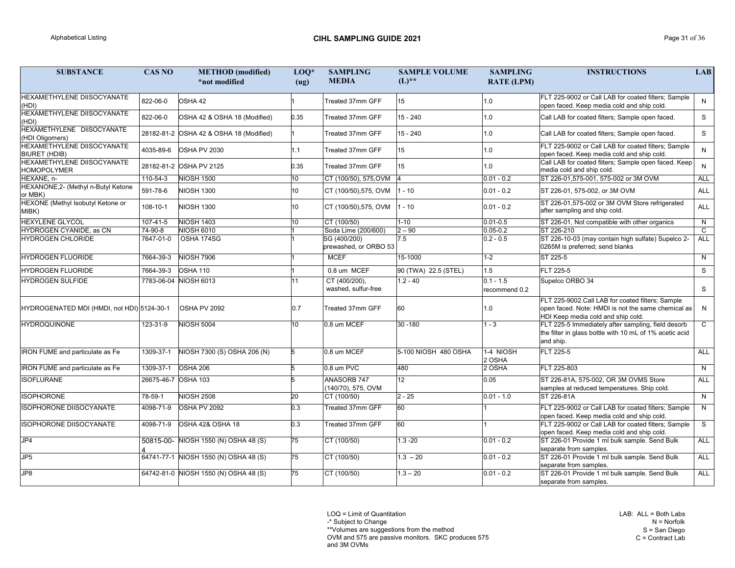| SUBSTANCE | CAS NO | METHOD (modified) *not modified | LOQ* (ug) | SAMPLING MEDIA | SAMPLE VOLUME (L)** | SAMPLING RATE (LPM) | INSTRUCTIONS | LAB |
|---|---|---|---|---|---|---|---|---|
| HEXAMETHYLENE DIISOCYANATE (HDI) | 822-06-0 | OSHA 42 | 1 | Treated 37mm GFF | 15 | 1.0 | FLT 225-9002 or Call LAB for coated filters; Sample open faced. Keep media cold and ship cold. | N |
| HEXAMETHYLENE DIISOCYANATE (HDI) | 822-06-0 | OSHA 42 & OSHA 18 (Modified) | 0.35 | Treated 37mm GFF | 15 - 240 | 1.0 | Call LAB for coated filters; Sample open faced. | S |
| HEXAMETHYLENE DIISOCYANATE (HDI Oligomers) | 28182-81-2 | OSHA 42 & OSHA 18 (Modified) | 1 | Treated 37mm GFF | 15 - 240 | 1.0 | Call LAB for coated filters; Sample open faced. | S |
| HEXAMETHYLENE DIISOCYANATE BIURET (HDIB) | 4035-89-6 | OSHA PV 2030 | 1.1 | Treated 37mm GFF | 15 | 1.0 | FLT 225-9002 or Call LAB for coated filters; Sample open faced. Keep media cold and ship cold. | N |
| HEXAMETHYLENE DIISOCYANATE HOMOPOLYMER | 28182-81-2 | OSHA PV 2125 | 0.35 | Treated 37mm GFF | 15 | 1.0 | Call LAB for coated filters; Sample open faced. Keep media cold and ship cold. | N |
| HEXANE, n- | 110-54-3 | NIOSH 1500 | 10 | CT (100/50), 575,OVM | 4 | 0.01 - 0.2 | ST 226-01,575-001, 575-002 or 3M OVM | ALL |
| HEXANONE,2- (Methyl n-Butyl Ketone or MBK) | 591-78-6 | NIOSH 1300 | 10 | CT (100/50),575, OVM | 1 - 10 | 0.01 - 0.2 | ST 226-01, 575-002, or 3M OVM | ALL |
| HEXONE (Methyl Isobutyl Ketone or MIBK) | 108-10-1 | NIOSH 1300 | 10 | CT (100/50),575, OVM | 1 - 10 | 0.01 - 0.2 | ST 226-01,575-002 or 3M OVM Store refrigerated after sampling and ship cold. | ALL |
| HEXYLENE GLYCOL | 107-41-5 | NIOSH 1403 | 10 | CT (100/50) | 1-10 | 0.01-0.5 | ST 226-01, Not compatible with other organics | N |
| HYDROGEN CYANIDE, as CN | 74-90-8 | NIOSH 6010 | 1 | Soda Lime (200/600) | 2 – 90 | 0.05-0.2 | ST 226-210 | C |
| HYDROGEN CHLORIDE | 7647-01-0 | OSHA 174SG | 1 | SG (400/200) prewashed, or ORBO 53 | 7.5 | 0.2 - 0.5 | ST 226-10-03 (may contain high sulfate) Supelco 2-0265M is preferred; send blanks | ALL |
| HYDROGEN FLUORIDE | 7664-39-3 | NIOSH 7906 | 1 | MCEF | 15-1000 | 1-2 | ST 225-5 | N |
| HYDROGEN FLUORIDE | 7664-39-3 | OSHA 110 | 1 | 0.8 um MCEF | 90 (TWA) 22.5 (STEL) | 1.5 | FLT 225-5 | S |
| HYDROGEN SULFIDE | 7783-06-04 | NIOSH 6013 | 11 | CT (400/200), washed, sulfur-free | 1.2 - 40 | 0.1 - 1.5 recommend 0.2 | Supelco ORBO 34 | S |
| HYDROGENATED MDI (HMDI, not HDI) | 5124-30-1 | OSHA PV 2092 | 0.7 | Treated 37mm GFF | 60 | 1.0 | FLT 225-9002.Call LAB for coated filters; Sample open faced. Note: HMDI is not the same chemical as HDI Keep media cold and ship cold. | N |
| HYDROQUINONE | 123-31-9 | NIOSH 5004 | 10 | 0.8 um MCEF | 30 -180 | 1 - 3 | FLT 225-5 Immediately after sampling, field desorb the filter in glass bottle with 10 mL of 1% acetic acid and ship. | C |
| IRON FUME and particulate as Fe | 1309-37-1 | NIOSH 7300 (S) OSHA 206 (N) | 5 | 0.8 um MCEF | 5-100 NIOSH 480 OSHA | 1-4 NIOSH 2 OSHA | FLT 225-5 | ALL |
| IRON FUME and particulate as Fe | 1309-37-1 | OSHA 206 | 5 | 0.8 um PVC | 480 | 2 OSHA | FLT 225-803 | N |
| ISOFLURANE | 26675-46-7 | OSHA 103 | 5 | ANASORB 747 (140/70), 575, OVM | 12 | 0.05 | ST 226-81A, 575-002, OR 3M OVMS Store samples at reduced temperatures. Ship cold. | ALL |
| ISOPHORONE | 78-59-1 | NIOSH 2508 | 20 | CT (100/50) | 2 - 25 | 0.01 - 1.0 | ST 226-81A | N |
| ISOPHORONE DIISOCYANATE | 4098-71-9 | OSHA PV 2092 | 0.3 | Treated 37mm GFF | 60 | 1 | FLT 225-9002 or Call LAB for coated filters; Sample open faced. Keep media cold and ship cold. | N |
| ISOPHORONE DIISOCYANATE | 4098-71-9 | OSHA 42& OSHA 18 | 0.3 | Treated 37mm GFF | 60 | 1 | FLT 225-9002 or Call LAB for coated filters; Sample open faced. Keep media cold and ship cold. | S |
| JP4 | 50815-00-4 | NIOSH 1550 (N) OSHA 48 (S) | 75 | CT (100/50) | 1.3 -20 | 0.01 - 0.2 | ST 226-01 Provide 1 ml bulk sample. Send Bulk separate from samples. | ALL |
| JP5 | 64741-77-1 | NIOSH 1550 (N) OSHA 48 (S) | 75 | CT (100/50) | 1.3 – 20 | 0.01 - 0.2 | ST 226-01 Provide 1 ml bulk sample. Send Bulk separate from samples. | ALL |
| JP8 | 64742-81-0 | NIOSH 1550 (N) OSHA 48 (S) | 75 | CT (100/50) | 1.3 – 20 | 0.01 - 0.2 | ST 226-01 Provide 1 ml bulk sample. Send Bulk separate from samples. | ALL |

LOQ = Limit of Quantitation
-* Subject to Change
**Volumes are suggestions from the method
OVM and 575 are passive monitors. SKC produces 575 and 3M OVMs

LAB: ALL = Both Labs
N = Norfolk
S = San Diego
C = Contract Lab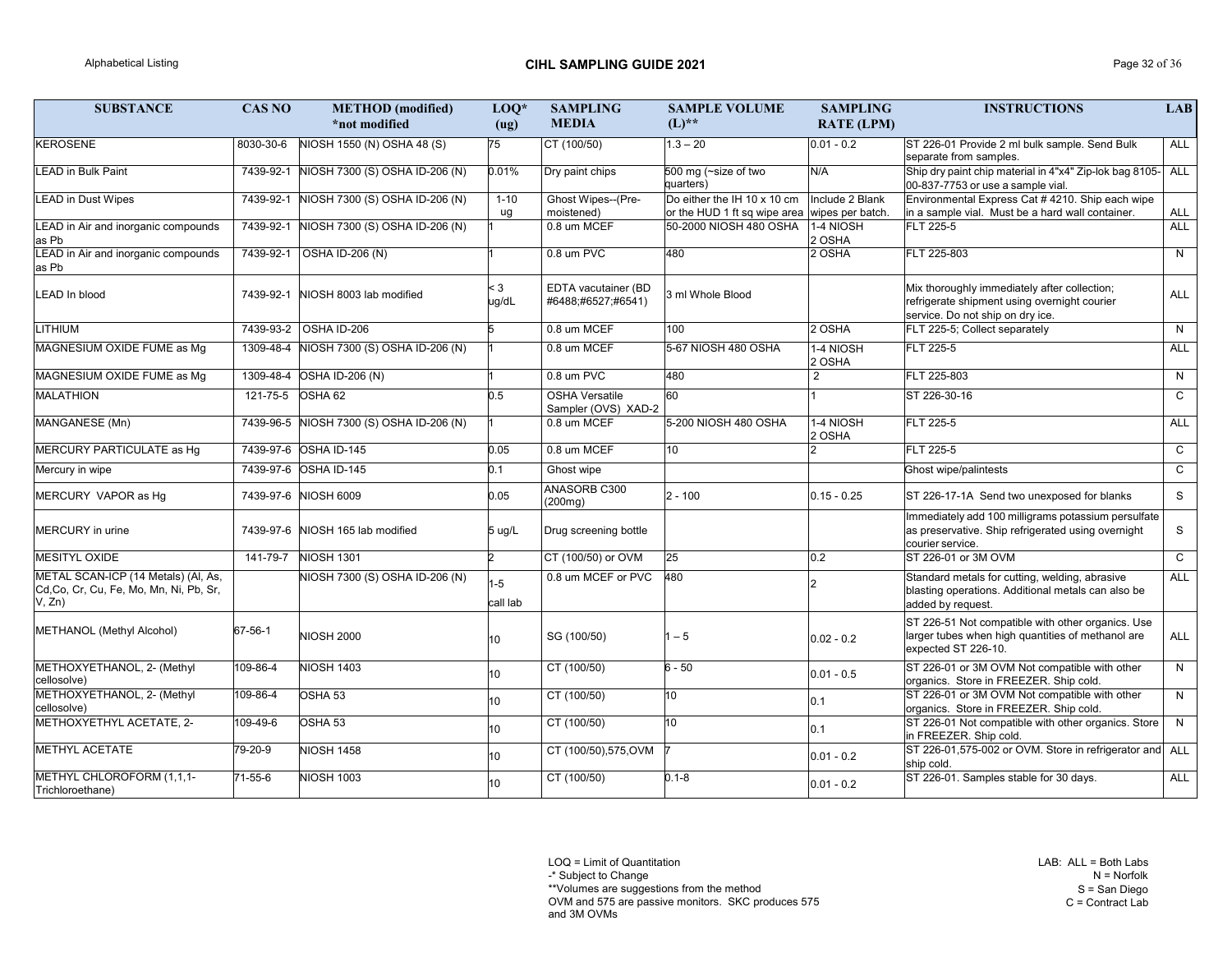| SUBSTANCE | CAS NO | METHOD (modified) *not modified | LOQ* (ug) | SAMPLING MEDIA | SAMPLE VOLUME (L)** | SAMPLING RATE (LPM) | INSTRUCTIONS | LAB |
|---|---|---|---|---|---|---|---|---|
| KEROSENE | 8030-30-6 | NIOSH 1550 (N) OSHA 48 (S) | 75 | CT (100/50) | 1.3 – 20 | 0.01 - 0.2 | ST 226-01 Provide 2 ml bulk sample. Send Bulk separate from samples. | ALL |
| LEAD in Bulk Paint | 7439-92-1 | NIOSH 7300 (S) OSHA ID-206 (N) | 0.01% | Dry paint chips | 500 mg (~size of two quarters) | N/A | Ship dry paint chip material in 4"x4" Zip-lok bag 8105-00-837-7753 or use a sample vial. | ALL |
| LEAD in Dust Wipes | 7439-92-1 | NIOSH 7300 (S) OSHA ID-206 (N) | 1-10 ug | Ghost Wipes--(Pre-moistened) | Do either the IH 10 x 10 cm or the HUD 1 ft sq wipe area | Include 2 Blank wipes per batch. | Environmental Express Cat # 4210. Ship each wipe in a sample vial. Must be a hard wall container. | ALL |
| LEAD in Air and inorganic compounds as Pb | 7439-92-1 | NIOSH 7300 (S) OSHA ID-206 (N) | 1 | 0.8 um MCEF | 50-2000 NIOSH 480 OSHA | 1-4 NIOSH 2 OSHA | FLT 225-5 | ALL |
| LEAD in Air and inorganic compounds as Pb | 7439-92-1 | OSHA ID-206 (N) | 1 | 0.8 um PVC | 480 | 2 OSHA | FLT 225-803 | N |
| LEAD In blood | 7439-92-1 | NIOSH 8003 lab modified | < 3 ug/dL | EDTA vacutainer (BD #6488;#6527;#6541) | 3 ml Whole Blood | | Mix thoroughly immediately after collection; refrigerate shipment using overnight courier service. Do not ship on dry ice. | ALL |
| LITHIUM | 7439-93-2 | OSHA ID-206 | 5 | 0.8 um MCEF | 100 | 2 OSHA | FLT 225-5; Collect separately | N |
| MAGNESIUM OXIDE FUME as Mg | 1309-48-4 | NIOSH 7300 (S) OSHA ID-206 (N) | 1 | 0.8 um MCEF | 5-67 NIOSH 480 OSHA | 1-4 NIOSH 2 OSHA | FLT 225-5 | ALL |
| MAGNESIUM OXIDE FUME as Mg | 1309-48-4 | OSHA ID-206 (N) | 1 | 0.8 um PVC | 480 | 2 | FLT 225-803 | N |
| MALATHION | 121-75-5 | OSHA 62 | 0.5 | OSHA Versatile Sampler (OVS) XAD-2 | 60 | 1 | ST 226-30-16 | C |
| MANGANESE (Mn) | 7439-96-5 | NIOSH 7300 (S) OSHA ID-206 (N) | 1 | 0.8 um MCEF | 5-200 NIOSH 480 OSHA | 1-4 NIOSH 2 OSHA | FLT 225-5 | ALL |
| MERCURY PARTICULATE as Hg | 7439-97-6 | OSHA ID-145 | 0.05 | 0.8 um MCEF | 10 | 2 | FLT 225-5 | C |
| Mercury in wipe | 7439-97-6 | OSHA ID-145 | 0.1 | Ghost wipe | | | Ghost wipe/palintests | C |
| MERCURY VAPOR as Hg | 7439-97-6 | NIOSH 6009 | 0.05 | ANASORB C300 (200mg) | 2 - 100 | 0.15 - 0.25 | ST 226-17-1A Send two unexposed for blanks | S |
| MERCURY in urine | 7439-97-6 | NIOSH 165 lab modified | 5 ug/L | Drug screening bottle | | | Immediately add 100 milligrams potassium persulfate as preservative. Ship refrigerated using overnight courier service. | S |
| MESITYL OXIDE | 141-79-7 | NIOSH 1301 | 2 | CT (100/50) or OVM | 25 | 0.2 | ST 226-01 or 3M OVM | C |
| METAL SCAN-ICP (14 Metals) (Al, As, Cd,Co, Cr, Cu, Fe, Mo, Mn, Ni, Pb, Sr, V, Zn) | | NIOSH 7300 (S) OSHA ID-206 (N) | 1-5 call lab | 0.8 um MCEF or PVC | 480 | 2 | Standard metals for cutting, welding, abrasive blasting operations. Additional metals can also be added by request. | ALL |
| METHANOL (Methyl Alcohol) | 67-56-1 | NIOSH 2000 | 10 | SG (100/50) | 1 – 5 | 0.02 - 0.2 | ST 226-51 Not compatible with other organics. Use larger tubes when high quantities of methanol are expected ST 226-10. | ALL |
| METHOXYETHANOL, 2- (Methyl cellosolve) | 109-86-4 | NIOSH 1403 | 10 | CT (100/50) | 6 - 50 | 0.01 - 0.5 | ST 226-01 or 3M OVM Not compatible with other organics. Store in FREEZER. Ship cold. | N |
| METHOXYETHANOL, 2- (Methyl cellosolve) | 109-86-4 | OSHA 53 | 10 | CT (100/50) | 10 | 0.1 | ST 226-01 or 3M OVM Not compatible with other organics. Store in FREEZER. Ship cold. | N |
| METHOXYETHYL ACETATE, 2- | 109-49-6 | OSHA 53 | 10 | CT (100/50) | 10 | 0.1 | ST 226-01 Not compatible with other organics. Store in FREEZER. Ship cold. | N |
| METHYL ACETATE | 79-20-9 | NIOSH 1458 | 10 | CT (100/50),575,OVM | 7 | 0.01 - 0.2 | ST 226-01,575-002 or OVM. Store in refrigerator and ship cold. | ALL |
| METHYL CHLOROFORM (1,1,1-Trichloroethane) | 71-55-6 | NIOSH 1003 | 10 | CT (100/50) | 0.1-8 | 0.01 - 0.2 | ST 226-01. Samples stable for 30 days. | ALL |

LOQ = Limit of Quantitation
-* Subject to Change
**Volumes are suggestions from the method
OVM and 575 are passive monitors. SKC produces 575 and 3M OVMs

LAB: ALL = Both Labs
N = Norfolk
S = San Diego
C = Contract Lab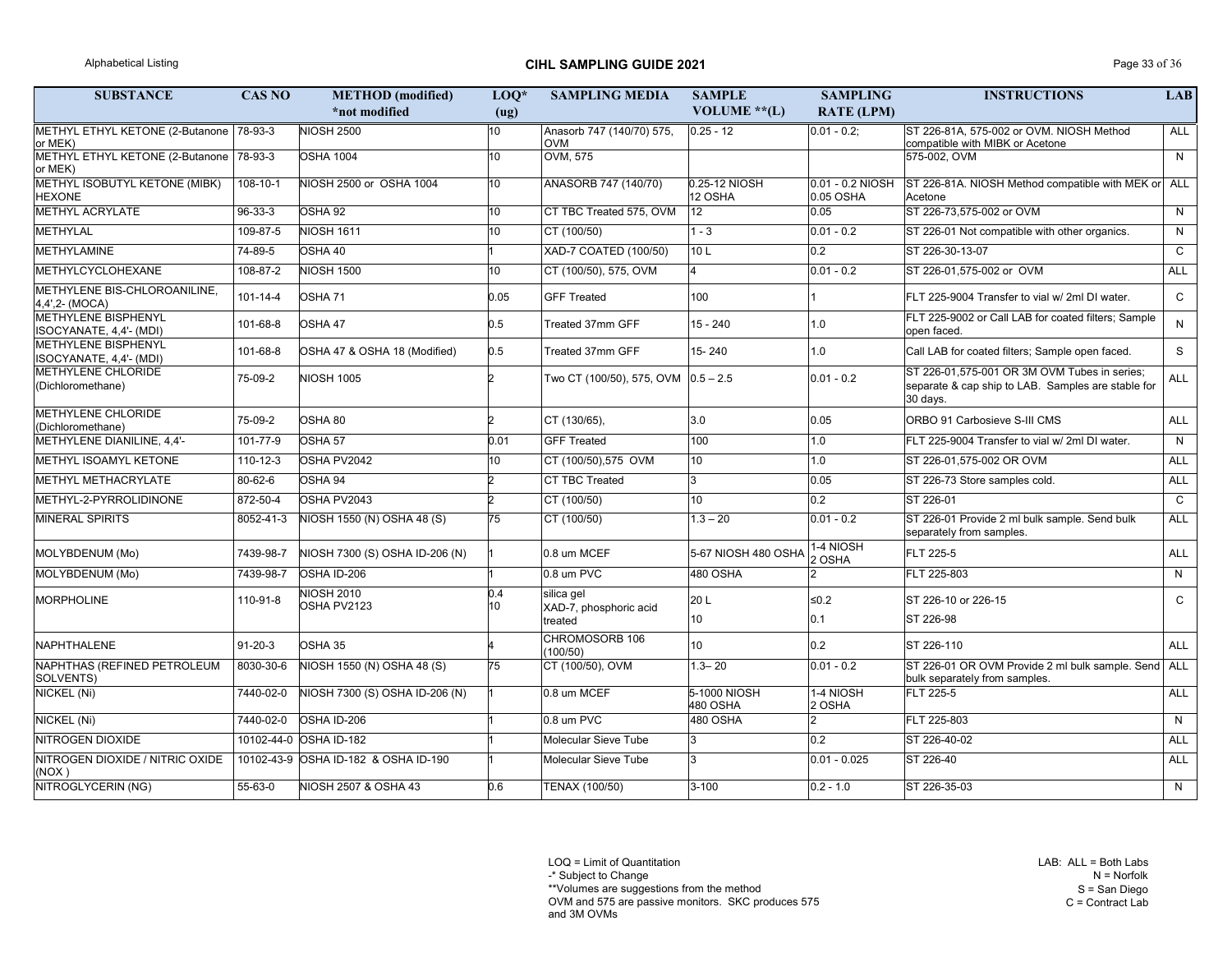| SUBSTANCE | CAS NO | METHOD (modified) *not modified | LOQ* (ug) | SAMPLING MEDIA | SAMPLE VOLUME **(L) | SAMPLING RATE (LPM) | INSTRUCTIONS | LAB |
|---|---|---|---|---|---|---|---|---|
| METHYL ETHYL KETONE (2-Butanone or MEK) | 78-93-3 | NIOSH 2500 | 10 | Anasorb 747 (140/70) 575, OVM | 0.25 - 12 | 0.01 - 0.2; | ST 226-81A, 575-002 or OVM. NIOSH Method compatible with MIBK or Acetone | ALL |
| METHYL ETHYL KETONE (2-Butanone or MEK) | 78-93-3 | OSHA 1004 | 10 | OVM, 575 | | | 575-002, OVM | N |
| METHYL ISOBUTYL KETONE (MIBK) HEXONE | 108-10-1 | NIOSH 2500 or OSHA 1004 | 10 | ANASORB 747 (140/70) | 0.25-12 NIOSH 12 OSHA | 0.01 - 0.2 NIOSH 0.05 OSHA | ST 226-81A. NIOSH Method compatible with MEK or Acetone | ALL |
| METHYL ACRYLATE | 96-33-3 | OSHA 92 | 10 | CT TBC Treated 575, OVM | 12 | 0.05 | ST 226-73,575-002 or OVM | N |
| METHYLAL | 109-87-5 | NIOSH 1611 | 10 | CT (100/50) | 1 - 3 | 0.01 - 0.2 | ST 226-01 Not compatible with other organics. | N |
| METHYLAMINE | 74-89-5 | OSHA 40 | 1 | XAD-7 COATED (100/50) | 10 L | 0.2 | ST 226-30-13-07 | C |
| METHYLCYCLOHEXANE | 108-87-2 | NIOSH 1500 | 10 | CT (100/50), 575, OVM | 4 | 0.01 - 0.2 | ST 226-01,575-002 or OVM | ALL |
| METHYLENE BIS-CHLOROANILINE, 4,4',2- (MOCA) | 101-14-4 | OSHA 71 | 0.05 | GFF Treated | 100 | 1 | FLT 225-9004 Transfer to vial w/ 2ml DI water. | C |
| METHYLENE BISPHENYL ISOCYANATE, 4,4'- (MDI) | 101-68-8 | OSHA 47 | 0.5 | Treated 37mm GFF | 15 - 240 | 1.0 | FLT 225-9002 or Call LAB for coated filters; Sample open faced. | N |
| METHYLENE BISPHENYL ISOCYANATE, 4,4'- (MDI) | 101-68-8 | OSHA 47 & OSHA 18 (Modified) | 0.5 | Treated 37mm GFF | 15- 240 | 1.0 | Call LAB for coated filters; Sample open faced. | S |
| METHYLENE CHLORIDE (Dichloromethane) | 75-09-2 | NIOSH 1005 | 2 | Two CT (100/50), 575, OVM | 0.5 – 2.5 | 0.01 - 0.2 | ST 226-01,575-001 OR 3M OVM Tubes in series; separate & cap ship to LAB. Samples are stable for 30 days. | ALL |
| METHYLENE CHLORIDE (Dichloromethane) | 75-09-2 | OSHA 80 | 2 | CT (130/65), | 3.0 | 0.05 | ORBO 91 Carbosieve S-III CMS | ALL |
| METHYLENE DIANILINE, 4,4'- | 101-77-9 | OSHA 57 | 0.01 | GFF Treated | 100 | 1.0 | FLT 225-9004 Transfer to vial w/ 2ml DI water. | N |
| METHYL ISOAMYL KETONE | 110-12-3 | OSHA PV2042 | 10 | CT (100/50),575 OVM | 10 | 1.0 | ST 226-01,575-002 OR OVM | ALL |
| METHYL METHACRYLATE | 80-62-6 | OSHA 94 | 2 | CT TBC Treated | 3 | 0.05 | ST 226-73 Store samples cold. | ALL |
| METHYL-2-PYRROLIDINONE | 872-50-4 | OSHA PV2043 | 2 | CT (100/50) | 10 | 0.2 | ST 226-01 | C |
| MINERAL SPIRITS | 8052-41-3 | NIOSH 1550 (N) OSHA 48 (S) | 75 | CT (100/50) | 1.3 – 20 | 0.01 - 0.2 | ST 226-01 Provide 2 ml bulk sample. Send bulk separately from samples. | ALL |
| MOLYBDENUM (Mo) | 7439-98-7 | NIOSH 7300 (S) OSHA ID-206 (N) | 1 | 0.8 um MCEF | 5-67 NIOSH 480 OSHA | 1-4 NIOSH 2 OSHA | FLT 225-5 | ALL |
| MOLYBDENUM (Mo) | 7439-98-7 | OSHA ID-206 | 1 | 0.8 um PVC | 480 OSHA | 2 | FLT 225-803 | N |
| MORPHOLINE | 110-91-8 | NIOSH 2010 OSHA PV2123 | 0.4 10 | silica gel XAD-7, phosphoric acid treated | 20 L 10 | ≤0.2 0.1 | ST 226-10 or 226-15 ST 226-98 | C |
| NAPHTHALENE | 91-20-3 | OSHA 35 | 4 | CHROMOSORB 106 (100/50) | 10 | 0.2 | ST 226-110 | ALL |
| NAPHTHAS (REFINED PETROLEUM SOLVENTS) | 8030-30-6 | NIOSH 1550 (N) OSHA 48 (S) | 75 | CT (100/50), OVM | 1.3– 20 | 0.01 - 0.2 | ST 226-01 OR OVM Provide 2 ml bulk sample. Send bulk separately from samples. | ALL |
| NICKEL (Ni) | 7440-02-0 | NIOSH 7300 (S) OSHA ID-206 (N) | 1 | 0.8 um MCEF | 5-1000 NIOSH 480 OSHA | 1-4 NIOSH 2 OSHA | FLT 225-5 | ALL |
| NICKEL (Ni) | 7440-02-0 | OSHA ID-206 | 1 | 0.8 um PVC | 480 OSHA | 2 | FLT 225-803 | N |
| NITROGEN DIOXIDE | 10102-44-0 | OSHA ID-182 | 1 | Molecular Sieve Tube | 3 | 0.2 | ST 226-40-02 | ALL |
| NITROGEN DIOXIDE / NITRIC OXIDE (NOX ) | 10102-43-9 | OSHA ID-182 & OSHA ID-190 | 1 | Molecular Sieve Tube | 3 | 0.01 - 0.025 | ST 226-40 | ALL |
| NITROGLYCERIN (NG) | 55-63-0 | NIOSH 2507 & OSHA 43 | 0.6 | TENAX (100/50) | 3-100 | 0.2 - 1.0 | ST 226-35-03 | N |

LOQ = Limit of Quantitation
-* Subject to Change
**Volumes are suggestions from the method
OVM and 575 are passive monitors. SKC produces 575 and 3M OVMs

LAB: ALL = Both Labs
N = Norfolk
S = San Diego
C = Contract Lab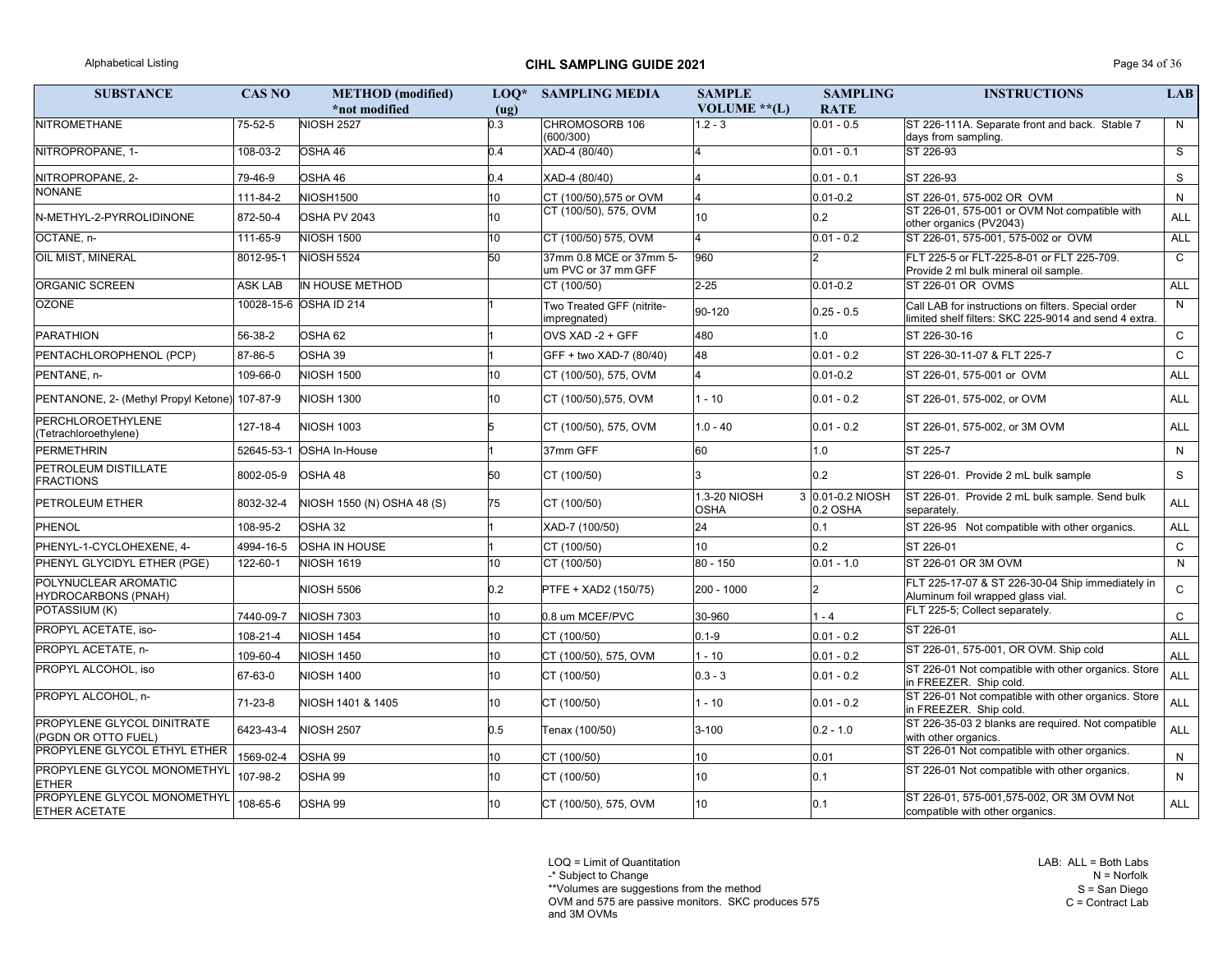| SUBSTANCE | CAS NO | METHOD (modified) *not modified | LOQ* (ug) | SAMPLING MEDIA | SAMPLE VOLUME **(L) | SAMPLING RATE | INSTRUCTIONS | LAB |
|---|---|---|---|---|---|---|---|---|
| NITROMETHANE | 75-52-5 | NIOSH 2527 | 0.3 | CHROMOSORB 106 (600/300) | 1.2 - 3 | 0.01 - 0.5 | ST 226-111A. Separate front and back. Stable 7 days from sampling. | N |
| NITROPROPANE, 1- | 108-03-2 | OSHA 46 | 0.4 | XAD-4 (80/40) | 4 | 0.01 - 0.1 | ST 226-93 | S |
| NITROPROPANE, 2- | 79-46-9 | OSHA 46 | 0.4 | XAD-4 (80/40) | 4 | 0.01 - 0.1 | ST 226-93 | S |
| NONANE | 111-84-2 | NIOSH1500 | 10 | CT (100/50),575 or OVM | 4 | 0.01-0.2 | ST 226-01, 575-002 OR OVM | N |
| N-METHYL-2-PYRROLIDINONE | 872-50-4 | OSHA PV 2043 | 10 | CT (100/50), 575, OVM | 10 | 0.2 | ST 226-01, 575-001 or OVM Not compatible with other organics (PV2043) | ALL |
| OCTANE, n- | 111-65-9 | NIOSH 1500 | 10 | CT (100/50) 575, OVM | 4 | 0.01 - 0.2 | ST 226-01, 575-001, 575-002 or OVM | ALL |
| OIL MIST, MINERAL | 8012-95-1 | NIOSH 5524 | 50 | 37mm 0.8 MCE or 37mm 5-um PVC or 37 mm GFF | 960 | 2 | FLT 225-5 or FLT-225-8-01 or FLT 225-709. Provide 2 ml bulk mineral oil sample. | C |
| ORGANIC SCREEN | ASK LAB | IN HOUSE METHOD | | CT (100/50) | 2-25 | 0.01-0.2 | ST 226-01 OR OVMS | ALL |
| OZONE | 10028-15-6 | OSHA ID 214 | 1 | Two Treated GFF (nitrite-impregnated) | 90-120 | 0.25 - 0.5 | Call LAB for instructions on filters. Special order limited shelf filters: SKC 225-9014 and send 4 extra. | N |
| PARATHION | 56-38-2 | OSHA 62 | 1 | OVS XAD -2 + GFF | 480 | 1.0 | ST 226-30-16 | C |
| PENTACHLOROPHENOL (PCP) | 87-86-5 | OSHA 39 | 1 | GFF + two XAD-7 (80/40) | 48 | 0.01 - 0.2 | ST 226-30-11-07 & FLT 225-7 | C |
| PENTANE, n- | 109-66-0 | NIOSH 1500 | 10 | CT (100/50), 575, OVM | 4 | 0.01-0.2 | ST 226-01, 575-001 or OVM | ALL |
| PENTANONE, 2- (Methyl Propyl Ketone) | 107-87-9 | NIOSH 1300 | 10 | CT (100/50),575, OVM | 1 - 10 | 0.01 - 0.2 | ST 226-01, 575-002, or OVM | ALL |
| PERCHLOROETHYLENE (Tetrachloroethylene) | 127-18-4 | NIOSH 1003 | 5 | CT (100/50), 575, OVM | 1.0 - 40 | 0.01 - 0.2 | ST 226-01, 575-002, or 3M OVM | ALL |
| PERMETHRIN | 52645-53-1 | OSHA In-House | 1 | 37mm GFF | 60 | 1.0 | ST 225-7 | N |
| PETROLEUM DISTILLATE FRACTIONS | 8002-05-9 | OSHA 48 | 50 | CT (100/50) | 3 | 0.2 | ST 226-01. Provide 2 mL bulk sample | S |
| PETROLEUM ETHER | 8032-32-4 | NIOSH 1550 (N) OSHA 48 (S) | 75 | CT (100/50) | 1.3-20 NIOSH 3 OSHA | 0.01-0.2 NIOSH 0.2 OSHA | ST 226-01. Provide 2 mL bulk sample. Send bulk separately. | ALL |
| PHENOL | 108-95-2 | OSHA 32 | 1 | XAD-7 (100/50) | 24 | 0.1 | ST 226-95 Not compatible with other organics. | ALL |
| PHENYL-1-CYCLOHEXENE, 4- | 4994-16-5 | OSHA IN HOUSE | 1 | CT (100/50) | 10 | 0.2 | ST 226-01 | C |
| PHENYL GLYCIDYL ETHER (PGE) | 122-60-1 | NIOSH 1619 | 10 | CT (100/50) | 80 - 150 | 0.01 - 1.0 | ST 226-01 OR 3M OVM | N |
| POLYNUCLEAR AROMATIC HYDROCARBONS (PNAH) | | NIOSH 5506 | 0.2 | PTFE + XAD2 (150/75) | 200 - 1000 | 2 | FLT 225-17-07 & ST 226-30-04 Ship immediately in Aluminum foil wrapped glass vial. | C |
| POTASSIUM (K) | 7440-09-7 | NIOSH 7303 | 10 | 0.8 um MCEF/PVC | 30-960 | 1 - 4 | FLT 225-5; Collect separately. | C |
| PROPYL ACETATE, iso- | 108-21-4 | NIOSH 1454 | 10 | CT (100/50) | 0.1-9 | 0.01 - 0.2 | ST 226-01 | ALL |
| PROPYL ACETATE, n- | 109-60-4 | NIOSH 1450 | 10 | CT (100/50), 575, OVM | 1 - 10 | 0.01 - 0.2 | ST 226-01, 575-001, OR OVM. Ship cold | ALL |
| PROPYL ALCOHOL, iso | 67-63-0 | NIOSH 1400 | 10 | CT (100/50) | 0.3 - 3 | 0.01 - 0.2 | ST 226-01 Not compatible with other organics. Store in FREEZER. Ship cold. | ALL |
| PROPYL ALCOHOL, n- | 71-23-8 | NIOSH 1401 & 1405 | 10 | CT (100/50) | 1 - 10 | 0.01 - 0.2 | ST 226-01 Not compatible with other organics. Store in FREEZER. Ship cold. | ALL |
| PROPYLENE GLYCOL DINITRATE (PGDN OR OTTO FUEL) | 6423-43-4 | NIOSH 2507 | 0.5 | Tenax (100/50) | 3-100 | 0.2 - 1.0 | ST 226-35-03 2 blanks are required. Not compatible with other organics. | ALL |
| PROPYLENE GLYCOL ETHYL ETHER | 1569-02-4 | OSHA 99 | 10 | CT (100/50) | 10 | 0.01 | ST 226-01 Not compatible with other organics. | N |
| PROPYLENE GLYCOL MONOMETHYL ETHER | 107-98-2 | OSHA 99 | 10 | CT (100/50) | 10 | 0.1 | ST 226-01 Not compatible with other organics. | N |
| PROPYLENE GLYCOL MONOMETHYL ETHER ACETATE | 108-65-6 | OSHA 99 | 10 | CT (100/50), 575, OVM | 10 | 0.1 | ST 226-01, 575-001,575-002, OR 3M OVM Not compatible with other organics. | ALL |

LOQ = Limit of Quantitation
-* Subject to Change
**Volumes are suggestions from the method
OVM and 575 are passive monitors. SKC produces 575 and 3M OVMs

LAB: ALL = Both Labs
N = Norfolk
S = San Diego
C = Contract Lab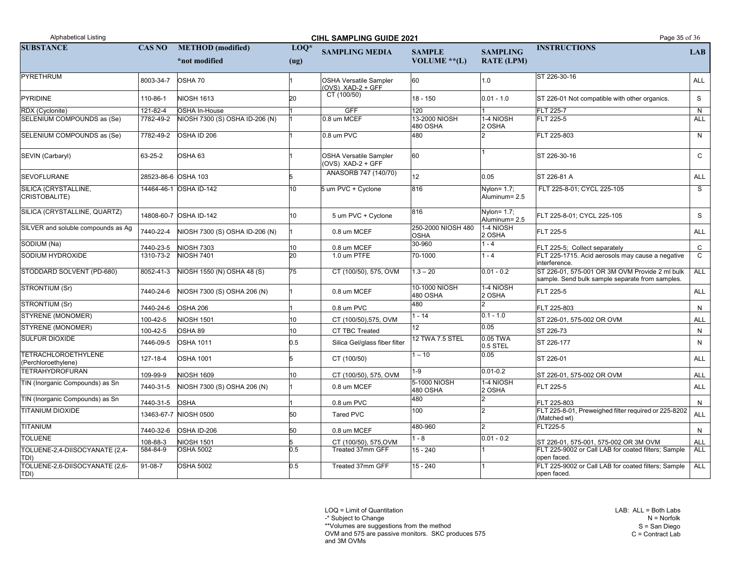| SUBSTANCE | CAS NO | METHOD (modified) *not modified | LOQ* (ug) | SAMPLING MEDIA | SAMPLE VOLUME **(L) | SAMPLING RATE (LPM) | INSTRUCTIONS | LAB |
|---|---|---|---|---|---|---|---|---|
| PYRETHRUM | 8003-34-7 | OSHA 70 | 1 | OSHA Versatile Sampler (OVS) XAD-2 + GFF | 60 | 1.0 | ST 226-30-16 | ALL |
| PYRIDINE | 110-86-1 | NIOSH 1613 | 20 | CT (100/50) | 18 - 150 | 0.01 - 1.0 | ST 226-01 Not compatible with other organics. | S |
| RDX (Cyclonite) | 121-82-4 | OSHA In-House | 1 | GFF | 120 | 1 | FLT 225-7 | N |
| SELENIUM COMPOUNDS as (Se) | 7782-49-2 | NIOSH 7300 (S) OSHA ID-206 (N) | 1 | 0.8 um MCEF | 13-2000 NIOSH 480 OSHA | 1-4 NIOSH 2 OSHA | FLT 225-5 | ALL |
| SELENIUM COMPOUNDS as (Se) | 7782-49-2 | OSHA ID 206 | 1 | 0.8 um PVC | 480 | 2 | FLT 225-803 | N |
| SEVIN (Carbaryl) | 63-25-2 | OSHA 63 | 1 | OSHA Versatile Sampler (OVS) XAD-2 + GFF | 60 | 1 | ST 226-30-16 | C |
| SEVOFLURANE | 28523-86-6 | OSHA 103 | 5 | ANASORB 747 (140/70) | 12 | 0.05 | ST 226-81 A | ALL |
| SILICA (CRYSTALLINE, CRISTOBALITE) | 14464-46-1 | OSHA ID-142 | 10 | 5 um PVC + Cyclone | 816 | Nylon= 1.7; Aluminum= 2.5 | FLT 225-8-01; CYCL 225-105 | S |
| SILICA (CRYSTALLINE, QUARTZ) | 14808-60-7 | OSHA ID-142 | 10 | 5 um PVC + Cyclone | 816 | Nylon= 1.7; Aluminum= 2.5 | FLT 225-8-01; CYCL 225-105 | S |
| SILVER and soluble compounds as Ag | 7440-22-4 | NIOSH 7300 (S) OSHA ID-206 (N) | 1 | 0.8 um MCEF | 250-2000 NIOSH 480 OSHA | 1-4 NIOSH 2 OSHA | FLT 225-5 | ALL |
| SODIUM (Na) | 7440-23-5 | NIOSH 7303 | 10 | 0.8 um MCEF | 30-960 | 1 - 4 | FLT 225-5; Collect separately | C |
| SODIUM HYDROXIDE | 1310-73-2 | NIOSH 7401 | 20 | 1.0 um PTFE | 70-1000 | 1 - 4 | FLT 225-1715. Acid aerosols may cause a negative interference. | C |
| STODDARD SOLVENT (PD-680) | 8052-41-3 | NIOSH 1550 (N) OSHA 48 (S) | 75 | CT (100/50), 575, OVM | 1.3 – 20 | 0.01 - 0.2 | ST 226-01, 575-001 OR 3M OVM Provide 2 ml bulk sample. Send bulk sample separate from samples. | ALL |
| STRONTIUM (Sr) | 7440-24-6 | NIOSH 7300 (S) OSHA 206 (N) | 1 | 0.8 um MCEF | 10-1000 NIOSH 480 OSHA | 1-4 NIOSH 2 OSHA | FLT 225-5 | ALL |
| STRONTIUM (Sr) | 7440-24-6 | OSHA 206 | 1 | 0.8 um PVC | 480 | 2 | FLT 225-803 | N |
| STYRENE (MONOMER) | 100-42-5 | NIOSH 1501 | 10 | CT (100/50),575, OVM | 1 - 14 | 0.1 - 1.0 | ST 226-01, 575-002 OR OVM | ALL |
| STYRENE (MONOMER) | 100-42-5 | OSHA 89 | 10 | CT TBC Treated | 12 | 0.05 | ST 226-73 | N |
| SULFUR DIOXIDE | 7446-09-5 | OSHA 1011 | 0.5 | Silica Gel/glass fiber filter | 12 TWA 7.5 STEL | 0.05 TWA 0.5 STEL | ST 226-177 | N |
| TETRACHLOROETHYLENE (Perchloroethylene) | 127-18-4 | OSHA 1001 | 5 | CT (100/50) | 1 – 10 | 0.05 | ST 226-01 | ALL |
| TETRAHYDROFURAN | 109-99-9 | NIOSH 1609 | 10 | CT (100/50), 575, OVM | 1-9 | 0.01-0.2 | ST 226-01, 575-002 OR OVM | ALL |
| TIN (Inorganic Compounds) as Sn | 7440-31-5 | NIOSH 7300 (S) OSHA 206 (N) | 1 | 0.8 um MCEF | 5-1000 NIOSH 480 OSHA | 1-4 NIOSH 2 OSHA | FLT 225-5 | ALL |
| TIN (Inorganic Compounds) as Sn | 7440-31-5 | OSHA | 1 | 0.8 um PVC | 480 | 2 | FLT 225-803 | N |
| TITANIUM DIOXIDE | 13463-67-7 | NIOSH 0500 | 50 | Tared PVC | 100 | 2 | FLT 225-8-01, Preweighed filter required or 225-8202 (Matched wt) | ALL |
| TITANIUM | 7440-32-6 | OSHA ID-206 | 50 | 0.8 um MCEF | 480-960 | 2 | FLT225-5 | N |
| TOLUENE | 108-88-3 | NIOSH 1501 | 5 | CT (100/50), 575,OVM | 1 - 8 | 0.01 - 0.2 | ST 226-01, 575-001, 575-002 OR 3M OVM | ALL |
| TOLUENE-2,4-DIISOCYANATE (2,4-TDI) | 584-84-9 | OSHA 5002 | 0.5 | Treated 37mm GFF | 15 - 240 | 1 | FLT 225-9002 or Call LAB for coated filters; Sample open faced. | ALL |
| TOLUENE-2,6-DIISOCYANATE (2,6-TDI) | 91-08-7 | OSHA 5002 | 0.5 | Treated 37mm GFF | 15 - 240 | 1 | FLT 225-9002 or Call LAB for coated filters; Sample open faced. | ALL |

LOQ = Limit of Quantitation
-* Subject to Change
**Volumes are suggestions from the method
OVM and 575 are passive monitors. SKC produces 575 and 3M OVMs

LAB: ALL = Both Labs
N = Norfolk
S = San Diego
C = Contract Lab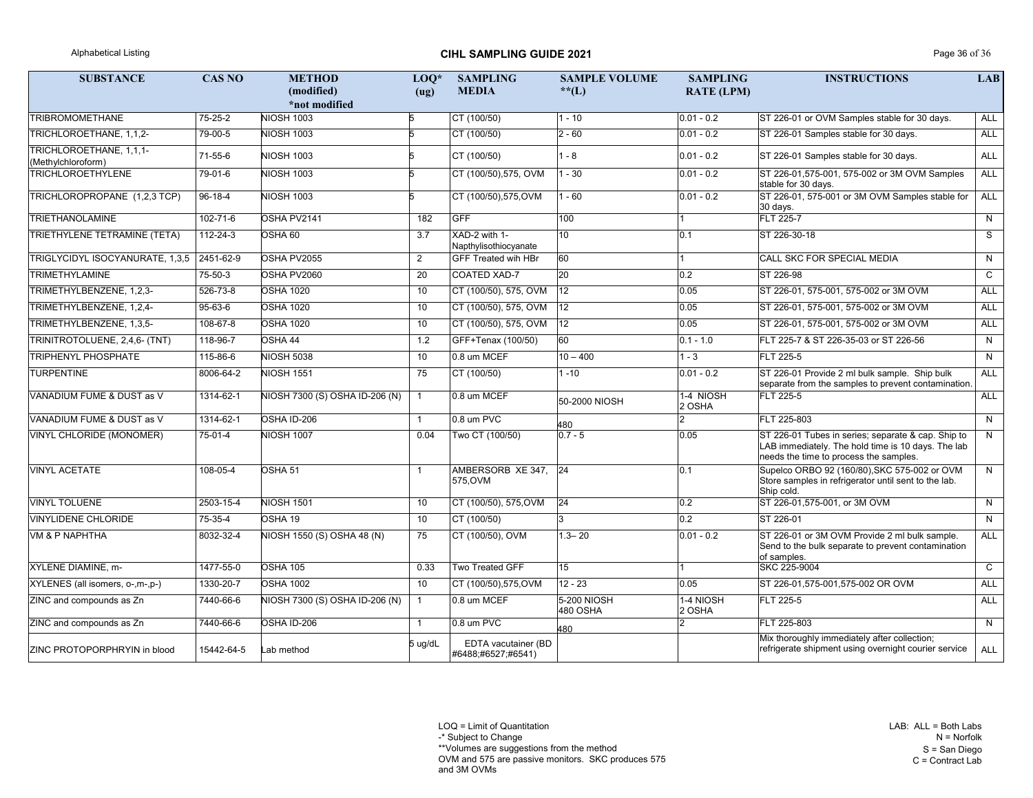| SUBSTANCE | CAS NO | METHOD (modified) *not modified | LOQ* (ug) | SAMPLING MEDIA | SAMPLE VOLUME **(L) | SAMPLING RATE (LPM) | INSTRUCTIONS | LAB |
|---|---|---|---|---|---|---|---|---|
| TRIBROMOMETHANE | 75-25-2 | NIOSH 1003 | 5 | CT (100/50) | 1 - 10 | 0.01 - 0.2 | ST 226-01 or OVM Samples stable for 30 days. | ALL |
| TRICHLOROETHANE, 1,1,2- | 79-00-5 | NIOSH 1003 | 5 | CT (100/50) | 2 - 60 | 0.01 - 0.2 | ST 226-01 Samples stable for 30 days. | ALL |
| TRICHLOROETHANE, 1,1,1- (Methylchloroform) | 71-55-6 | NIOSH 1003 | 5 | CT (100/50) | 1 - 8 | 0.01 - 0.2 | ST 226-01 Samples stable for 30 days. | ALL |
| TRICHLOROETHYLENE | 79-01-6 | NIOSH 1003 | 5 | CT (100/50),575, OVM | 1 - 30 | 0.01 - 0.2 | ST 226-01,575-001, 575-002 or 3M OVM Samples stable for 30 days. | ALL |
| TRICHLOROPROPANE (1,2,3 TCP) | 96-18-4 | NIOSH 1003 | 5 | CT (100/50),575,OVM | 1 - 60 | 0.01 - 0.2 | ST 226-01, 575-001 or 3M OVM Samples stable for 30 days. | ALL |
| TRIETHANOLAMINE | 102-71-6 | OSHA PV2141 | 182 | GFF | 100 | 1 | FLT 225-7 | N |
| TRIETHYLENE TETRAMINE (TETA) | 112-24-3 | OSHA 60 | 3.7 | XAD-2 with 1-Napthylisothiocyanate | 10 | 0.1 | ST 226-30-18 | S |
| TRIGLYCIDYL ISOCYANURATE, 1,3,5 | 2451-62-9 | OSHA PV2055 | 2 | GFF Treated wih HBr | 60 | 1 | CALL SKC FOR SPECIAL MEDIA | N |
| TRIMETHYLAMINE | 75-50-3 | OSHA PV2060 | 20 | COATED XAD-7 | 20 | 0.2 | ST 226-98 | C |
| TRIMETHYLBENZENE, 1,2,3- | 526-73-8 | OSHA 1020 | 10 | CT (100/50), 575, OVM | 12 | 0.05 | ST 226-01, 575-001, 575-002 or 3M OVM | ALL |
| TRIMETHYLBENZENE, 1,2,4- | 95-63-6 | OSHA 1020 | 10 | CT (100/50), 575, OVM | 12 | 0.05 | ST 226-01, 575-001, 575-002 or 3M OVM | ALL |
| TRIMETHYLBENZENE, 1,3,5- | 108-67-8 | OSHA 1020 | 10 | CT (100/50), 575, OVM | 12 | 0.05 | ST 226-01, 575-001, 575-002 or 3M OVM | ALL |
| TRINITROTOLUENE, 2,4,6- (TNT) | 118-96-7 | OSHA 44 | 1.2 | GFF+Tenax (100/50) | 60 | 0.1 - 1.0 | FLT 225-7 & ST 226-35-03 or ST 226-56 | N |
| TRIPHENYL PHOSPHATE | 115-86-6 | NIOSH 5038 | 10 | 0.8 um MCEF | 10 – 400 | 1 - 3 | FLT 225-5 | N |
| TURPENTINE | 8006-64-2 | NIOSH 1551 | 75 | CT (100/50) | 1 -10 | 0.01 - 0.2 | ST 226-01 Provide 2 ml bulk sample. Ship bulk separate from the samples to prevent contamination. | ALL |
| VANADIUM FUME & DUST as V | 1314-62-1 | NIOSH 7300 (S) OSHA ID-206 (N) | 1 | 0.8 um MCEF | 50-2000 NIOSH | 1-4 NIOSH 2 OSHA | FLT 225-5 | ALL |
| VANADIUM FUME & DUST as V | 1314-62-1 | OSHA ID-206 | 1 | 0.8 um PVC | 480 | 2 | FLT 225-803 | N |
| VINYL CHLORIDE (MONOMER) | 75-01-4 | NIOSH 1007 | 0.04 | Two CT (100/50) | 0.7 - 5 | 0.05 | ST 226-01 Tubes in series; separate & cap. Ship to LAB immediately. The hold time is 10 days. The lab needs the time to process the samples. | N |
| VINYL ACETATE | 108-05-4 | OSHA 51 | 1 | AMBERSORB XE 347, 575,OVM | 24 | 0.1 | Supelco ORBO 92 (160/80),SKC 575-002 or OVM Store samples in refrigerator until sent to the lab. Ship cold. | N |
| VINYL TOLUENE | 2503-15-4 | NIOSH 1501 | 10 | CT (100/50), 575,OVM | 24 | 0.2 | ST 226-01,575-001, or 3M OVM | N |
| VINYLIDENE CHLORIDE | 75-35-4 | OSHA 19 | 10 | CT (100/50) | 3 | 0.2 | ST 226-01 | N |
| VM & P NAPHTHA | 8032-32-4 | NIOSH 1550 (S) OSHA 48 (N) | 75 | CT (100/50), OVM | 1.3– 20 | 0.01 - 0.2 | ST 226-01 or 3M OVM Provide 2 ml bulk sample. Send to the bulk separate to prevent contamination of samples. | ALL |
| XYLENE DIAMINE, m- | 1477-55-0 | OSHA 105 | 0.33 | Two Treated GFF | 15 | 1 | SKC 225-9004 | C |
| XYLENES (all isomers, o-,m-,p-) | 1330-20-7 | OSHA 1002 | 10 | CT (100/50),575,OVM | 12 - 23 | 0.05 | ST 226-01,575-001,575-002 OR OVM | ALL |
| ZINC and compounds as Zn | 7440-66-6 | NIOSH 7300 (S) OSHA ID-206 (N) | 1 | 0.8 um MCEF | 5-200 NIOSH 480 OSHA | 1-4 NIOSH 2 OSHA | FLT 225-5 | ALL |
| ZINC and compounds as Zn | 7440-66-6 | OSHA ID-206 | 1 | 0.8 um PVC | 480 | 2 | FLT 225-803 | N |
| ZINC PROTOPORPHYRIN in blood | 15442-64-5 | Lab method | 5 ug/dL | EDTA vacutainer (BD #6488;#6527;#6541) | | | Mix thoroughly immediately after collection; refrigerate shipment using overnight courier service | ALL |

LOQ = Limit of Quantitation
-* Subject to Change
**Volumes are suggestions from the method
OVM and 575 are passive monitors. SKC produces 575 and 3M OVMs

LAB: ALL = Both Labs
N = Norfolk
S = San Diego
C = Contract Lab